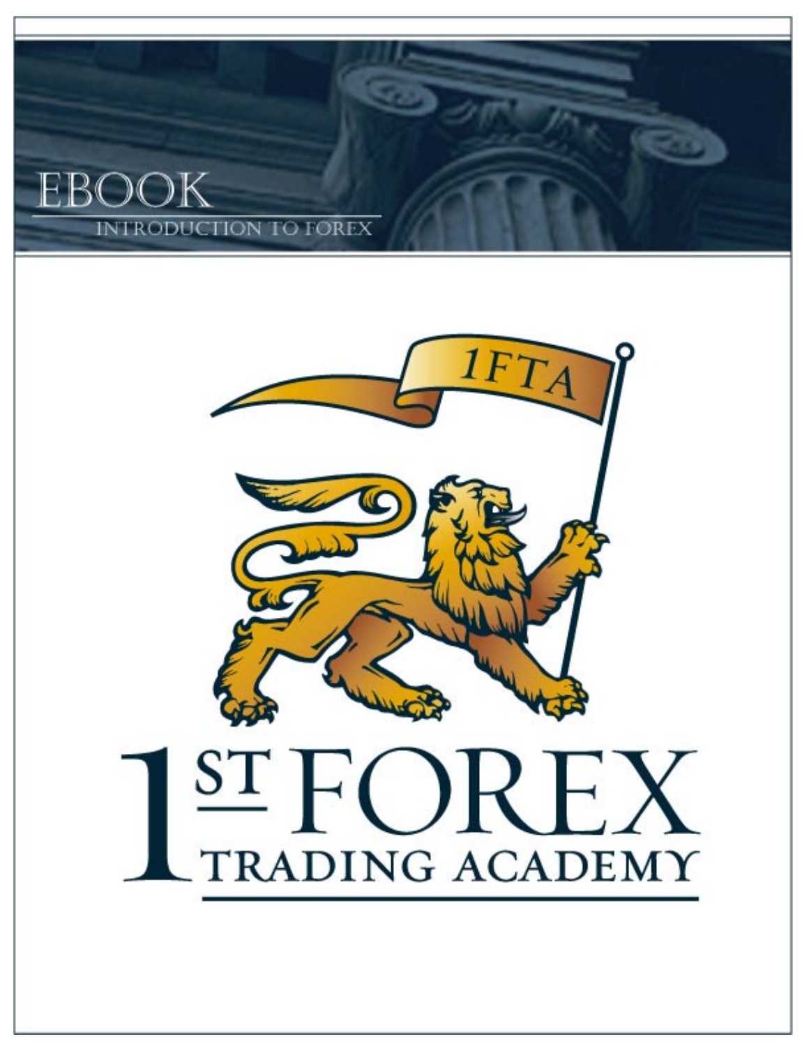# EBOOK

## INTRODUCTION TO FOREX

1FTA

# 1ST FOREX TRADING ACADEMY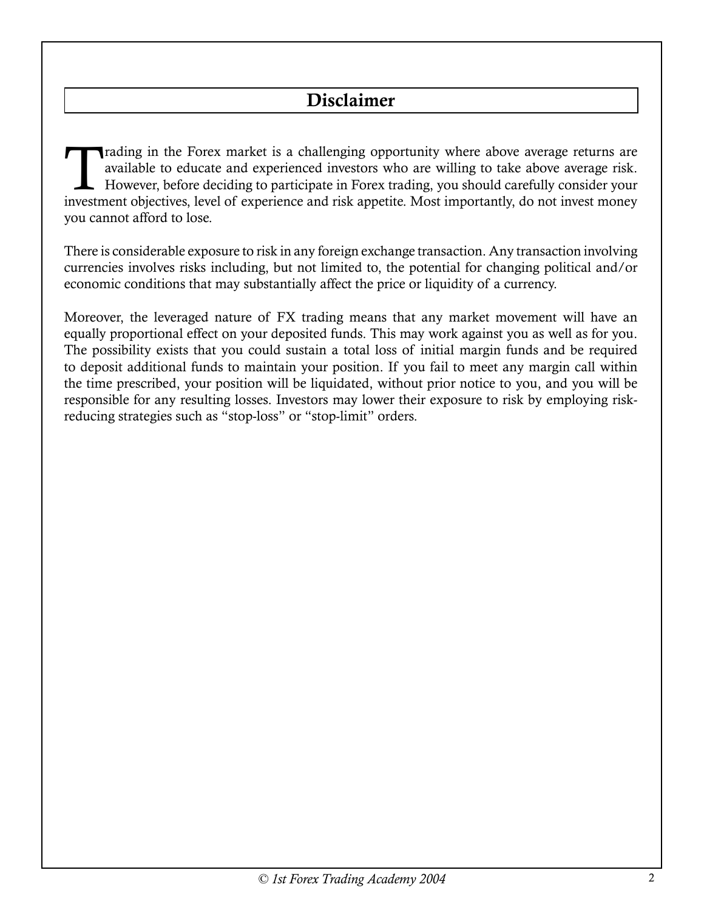## Disclaimer

Trading in the Forex market is a challenging opportunity where above average returns are available to educate and experienced investors who are willing to take above average risk. However, before deciding to participate in Forex trading, you should carefully consider your investment objectives, level of experience and risk appetite. Most importantly, do not invest money you cannot afford to lose.

There is considerable exposure to risk in any foreign exchange transaction. Any transaction involving currencies involves risks including, but not limited to, the potential for changing political and/or economic conditions that may substantially affect the price or liquidity of a currency.

Moreover, the leveraged nature of FX trading means that any market movement will have an equally proportional effect on your deposited funds. This may work against you as well as for you. The possibility exists that you could sustain a total loss of initial margin funds and be required to deposit additional funds to maintain your position. If you fail to meet any margin call within the time prescribed, your position will be liquidated, without prior notice to you, and you will be responsible for any resulting losses. Investors may lower their exposure to risk by employing risk-reducing strategies such as "stop-loss" or "stop-limit" orders.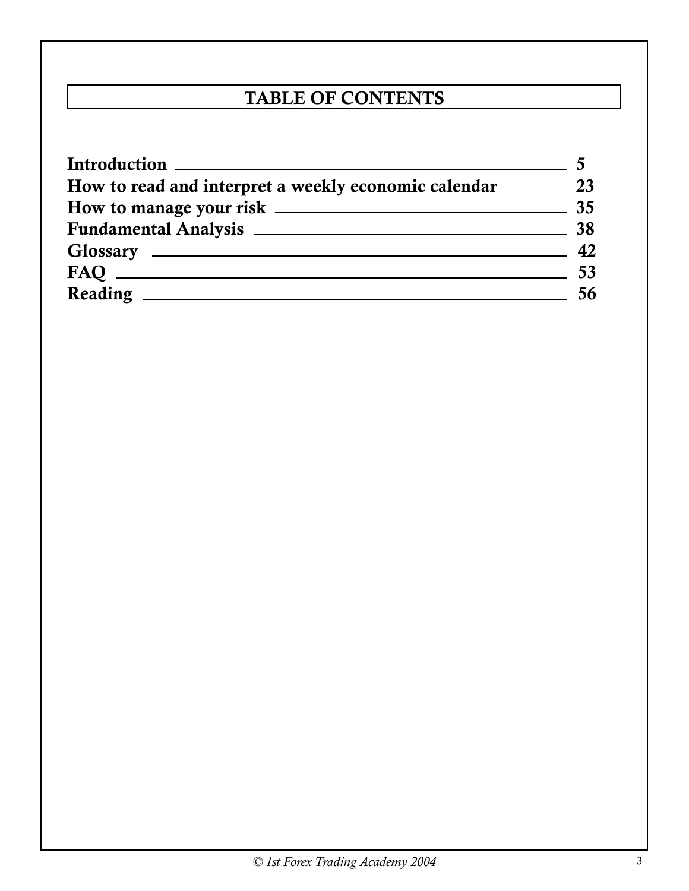# TABLE OF CONTENTS

| | |
|---|---|
| **Introduction** | **5** |
| **How to read and interpret a weekly economic calendar** | **23** |
| **How to manage your risk** | **35** |
| **Fundamental Analysis** | **38** |
| **Glossary** | **42** |
| **FAQ** | **53** |
| **Reading** | **56** |

*© 1st Forex Trading Academy 2004*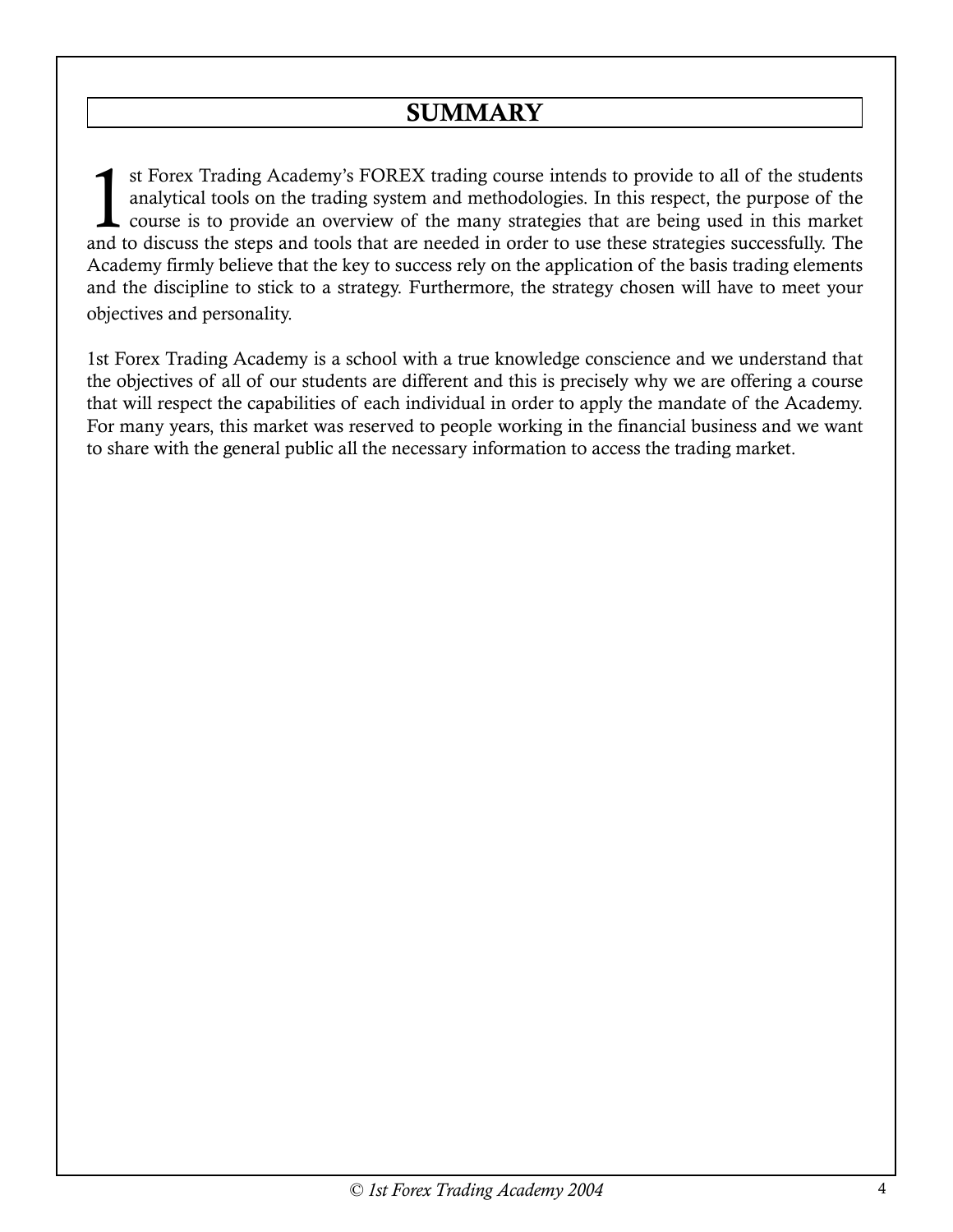# SUMMARY

1st Forex Trading Academy's FOREX trading course intends to provide to all of the students analytical tools on the trading system and methodologies. In this respect, the purpose of the course is to provide an overview of the many strategies that are being used in this market and to discuss the steps and tools that are needed in order to use these strategies successfully. The Academy firmly believe that the key to success rely on the application of the basis trading elements and the discipline to stick to a strategy. Furthermore, the strategy chosen will have to meet your objectives and personality.

1st Forex Trading Academy is a school with a true knowledge conscience and we understand that the objectives of all of our students are different and this is precisely why we are offering a course that will respect the capabilities of each individual in order to apply the mandate of the Academy. For many years, this market was reserved to people working in the financial business and we want to share with the general public all the necessary information to access the trading market.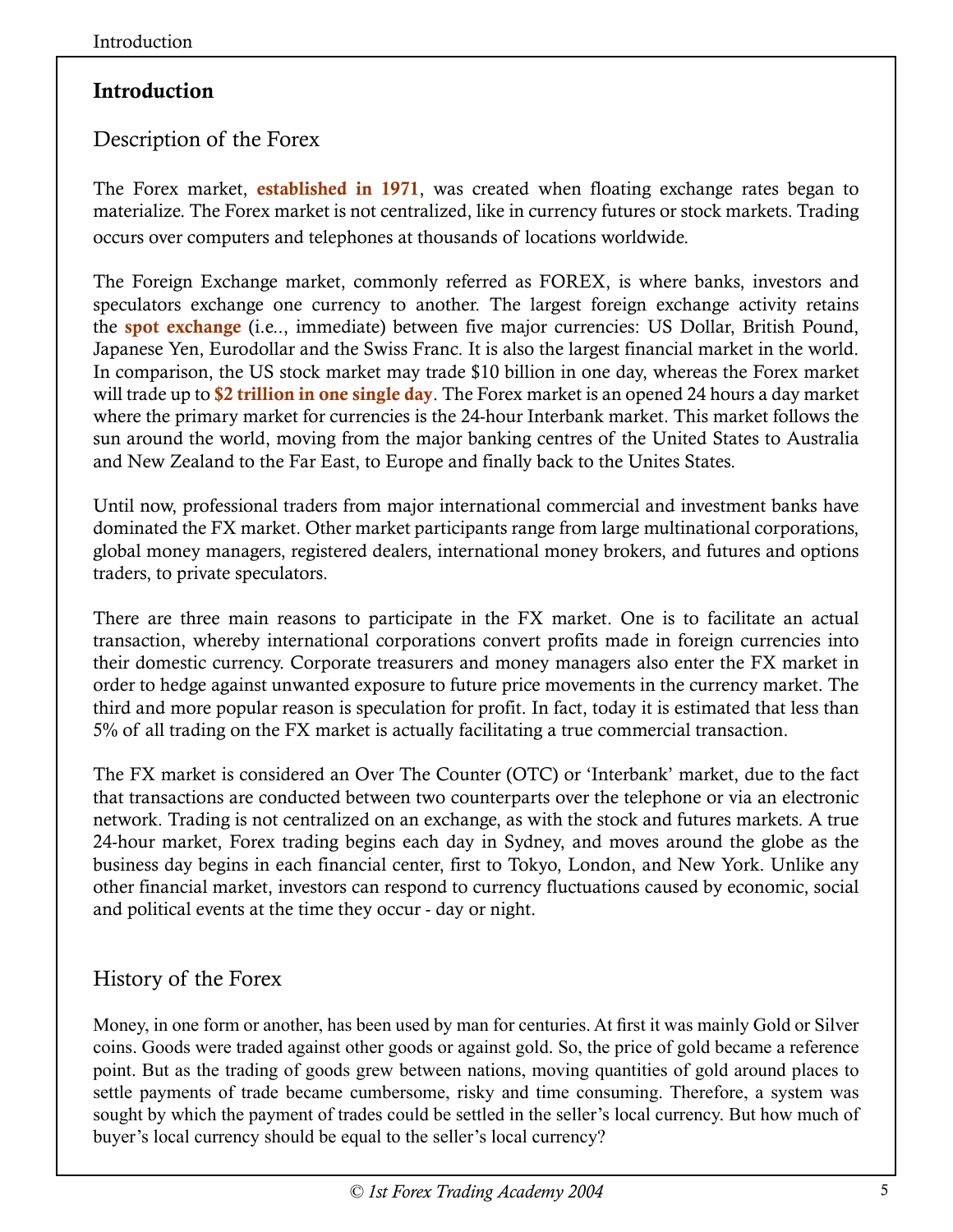# Introduction

## Description of the Forex

The Forex market, **established in 1971**, was created when floating exchange rates began to materialize. The Forex market is not centralized, like in currency futures or stock markets. Trading occurs over computers and telephones at thousands of locations worldwide.

The Foreign Exchange market, commonly referred as FOREX, is where banks, investors and speculators exchange one currency to another. The largest foreign exchange activity retains the **spot exchange** (i.e.., immediate) between five major currencies: US Dollar, British Pound, Japanese Yen, Eurodollar and the Swiss Franc. It is also the largest financial market in the world. In comparison, the US stock market may trade $10 billion in one day, whereas the Forex market will trade up to **$2 trillion in one single day**. The Forex market is an opened 24 hours a day market where the primary market for currencies is the 24-hour Interbank market. This market follows the sun around the world, moving from the major banking centres of the United States to Australia and New Zealand to the Far East, to Europe and finally back to the Unites States.

Until now, professional traders from major international commercial and investment banks have dominated the FX market. Other market participants range from large multinational corporations, global money managers, registered dealers, international money brokers, and futures and options traders, to private speculators.

There are three main reasons to participate in the FX market. One is to facilitate an actual transaction, whereby international corporations convert profits made in foreign currencies into their domestic currency. Corporate treasurers and money managers also enter the FX market in order to hedge against unwanted exposure to future price movements in the currency market. The third and more popular reason is speculation for profit. In fact, today it is estimated that less than 5% of all trading on the FX market is actually facilitating a true commercial transaction.

The FX market is considered an Over The Counter (OTC) or 'Interbank' market, due to the fact that transactions are conducted between two counterparts over the telephone or via an electronic network. Trading is not centralized on an exchange, as with the stock and futures markets. A true 24-hour market, Forex trading begins each day in Sydney, and moves around the globe as the business day begins in each financial center, first to Tokyo, London, and New York. Unlike any other financial market, investors can respond to currency fluctuations caused by economic, social and political events at the time they occur - day or night.

## History of the Forex

Money, in one form or another, has been used by man for centuries. At first it was mainly Gold or Silver coins. Goods were traded against other goods or against gold. So, the price of gold became a reference point. But as the trading of goods grew between nations, moving quantities of gold around places to settle payments of trade became cumbersome, risky and time consuming. Therefore, a system was sought by which the payment of trades could be settled in the seller's local currency. But how much of buyer's local currency should be equal to the seller's local currency?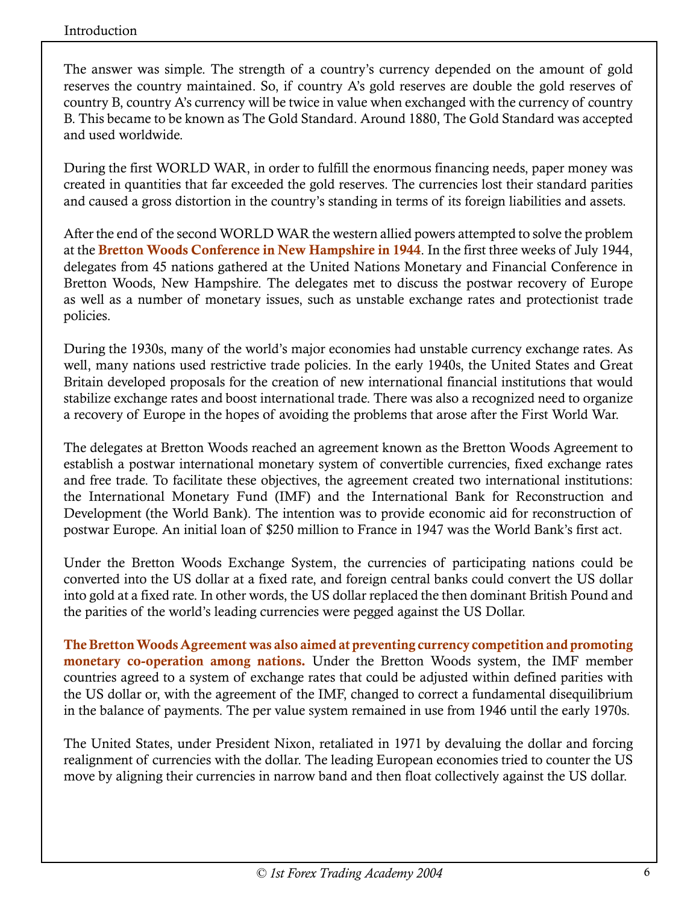The answer was simple. The strength of a country's currency depended on the amount of gold reserves the country maintained. So, if country A's gold reserves are double the gold reserves of country B, country A's currency will be twice in value when exchanged with the currency of country B. This became to be known as The Gold Standard. Around 1880, The Gold Standard was accepted and used worldwide.

During the first WORLD WAR, in order to fulfill the enormous financing needs, paper money was created in quantities that far exceeded the gold reserves. The currencies lost their standard parities and caused a gross distortion in the country's standing in terms of its foreign liabilities and assets.

After the end of the second WORLD WAR the western allied powers attempted to solve the problem at the **Bretton Woods Conference in New Hampshire in 1944**. In the first three weeks of July 1944, delegates from 45 nations gathered at the United Nations Monetary and Financial Conference in Bretton Woods, New Hampshire. The delegates met to discuss the postwar recovery of Europe as well as a number of monetary issues, such as unstable exchange rates and protectionist trade policies.

During the 1930s, many of the world's major economies had unstable currency exchange rates. As well, many nations used restrictive trade policies. In the early 1940s, the United States and Great Britain developed proposals for the creation of new international financial institutions that would stabilize exchange rates and boost international trade. There was also a recognized need to organize a recovery of Europe in the hopes of avoiding the problems that arose after the First World War.

The delegates at Bretton Woods reached an agreement known as the Bretton Woods Agreement to establish a postwar international monetary system of convertible currencies, fixed exchange rates and free trade. To facilitate these objectives, the agreement created two international institutions: the International Monetary Fund (IMF) and the International Bank for Reconstruction and Development (the World Bank). The intention was to provide economic aid for reconstruction of postwar Europe. An initial loan of $250 million to France in 1947 was the World Bank's first act.

Under the Bretton Woods Exchange System, the currencies of participating nations could be converted into the US dollar at a fixed rate, and foreign central banks could convert the US dollar into gold at a fixed rate. In other words, the US dollar replaced the then dominant British Pound and the parities of the world's leading currencies were pegged against the US Dollar.

**The Bretton Woods Agreement was also aimed at preventing currency competition and promoting monetary co-operation among nations.** Under the Bretton Woods system, the IMF member countries agreed to a system of exchange rates that could be adjusted within defined parities with the US dollar or, with the agreement of the IMF, changed to correct a fundamental disequilibrium in the balance of payments. The per value system remained in use from 1946 until the early 1970s.

The United States, under President Nixon, retaliated in 1971 by devaluing the dollar and forcing realignment of currencies with the dollar. The leading European economies tried to counter the US move by aligning their currencies in narrow band and then float collectively against the US dollar.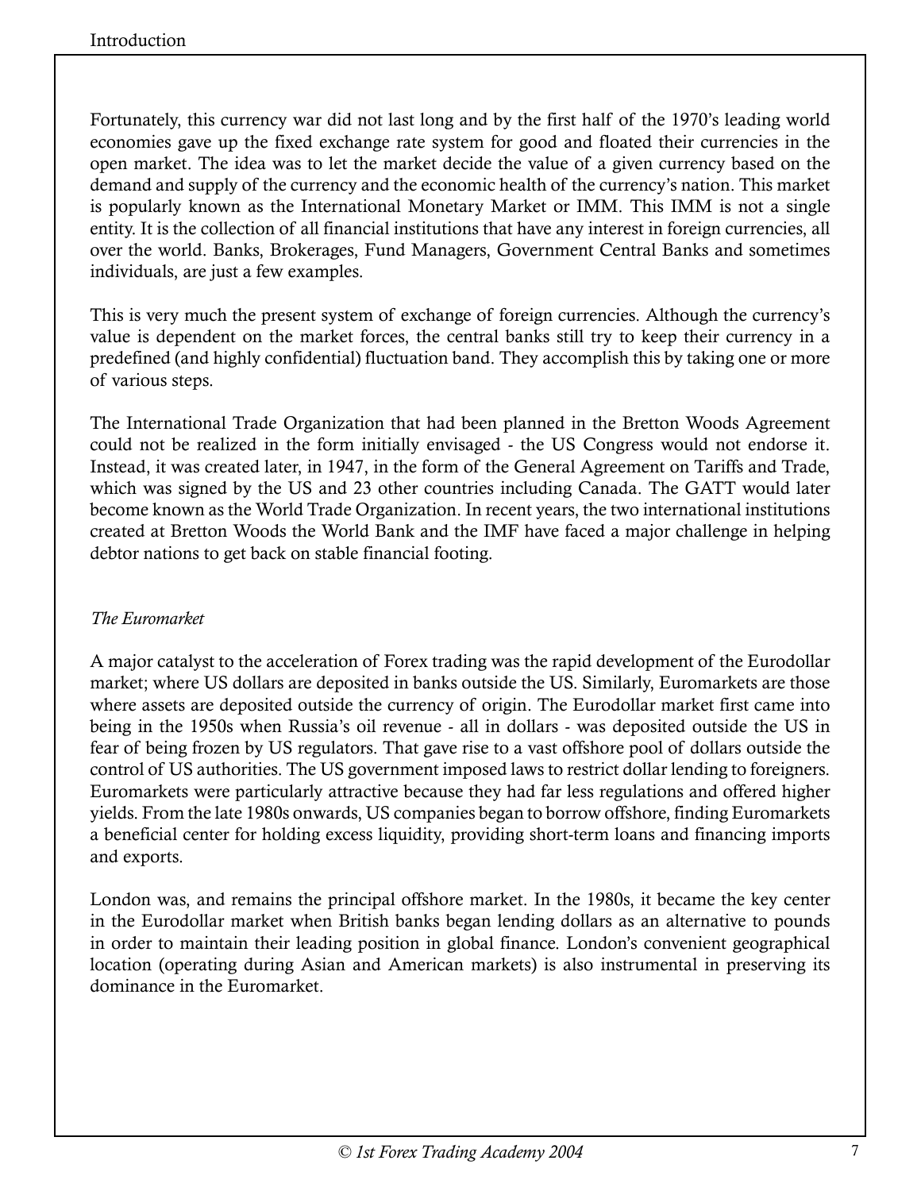Fortunately, this currency war did not last long and by the first half of the 1970's leading world economies gave up the fixed exchange rate system for good and floated their currencies in the open market. The idea was to let the market decide the value of a given currency based on the demand and supply of the currency and the economic health of the currency's nation. This market is popularly known as the International Monetary Market or IMM. This IMM is not a single entity. It is the collection of all financial institutions that have any interest in foreign currencies, all over the world. Banks, Brokerages, Fund Managers, Government Central Banks and sometimes individuals, are just a few examples.

This is very much the present system of exchange of foreign currencies. Although the currency's value is dependent on the market forces, the central banks still try to keep their currency in a predefined (and highly confidential) fluctuation band. They accomplish this by taking one or more of various steps.

The International Trade Organization that had been planned in the Bretton Woods Agreement could not be realized in the form initially envisaged - the US Congress would not endorse it. Instead, it was created later, in 1947, in the form of the General Agreement on Tariffs and Trade, which was signed by the US and 23 other countries including Canada. The GATT would later become known as the World Trade Organization. In recent years, the two international institutions created at Bretton Woods the World Bank and the IMF have faced a major challenge in helping debtor nations to get back on stable financial footing.

*The Euromarket*

A major catalyst to the acceleration of Forex trading was the rapid development of the Eurodollar market; where US dollars are deposited in banks outside the US. Similarly, Euromarkets are those where assets are deposited outside the currency of origin. The Eurodollar market first came into being in the 1950s when Russia's oil revenue - all in dollars - was deposited outside the US in fear of being frozen by US regulators. That gave rise to a vast offshore pool of dollars outside the control of US authorities. The US government imposed laws to restrict dollar lending to foreigners. Euromarkets were particularly attractive because they had far less regulations and offered higher yields. From the late 1980s onwards, US companies began to borrow offshore, finding Euromarkets a beneficial center for holding excess liquidity, providing short-term loans and financing imports and exports.

London was, and remains the principal offshore market. In the 1980s, it became the key center in the Eurodollar market when British banks began lending dollars as an alternative to pounds in order to maintain their leading position in global finance. London's convenient geographical location (operating during Asian and American markets) is also instrumental in preserving its dominance in the Euromarket.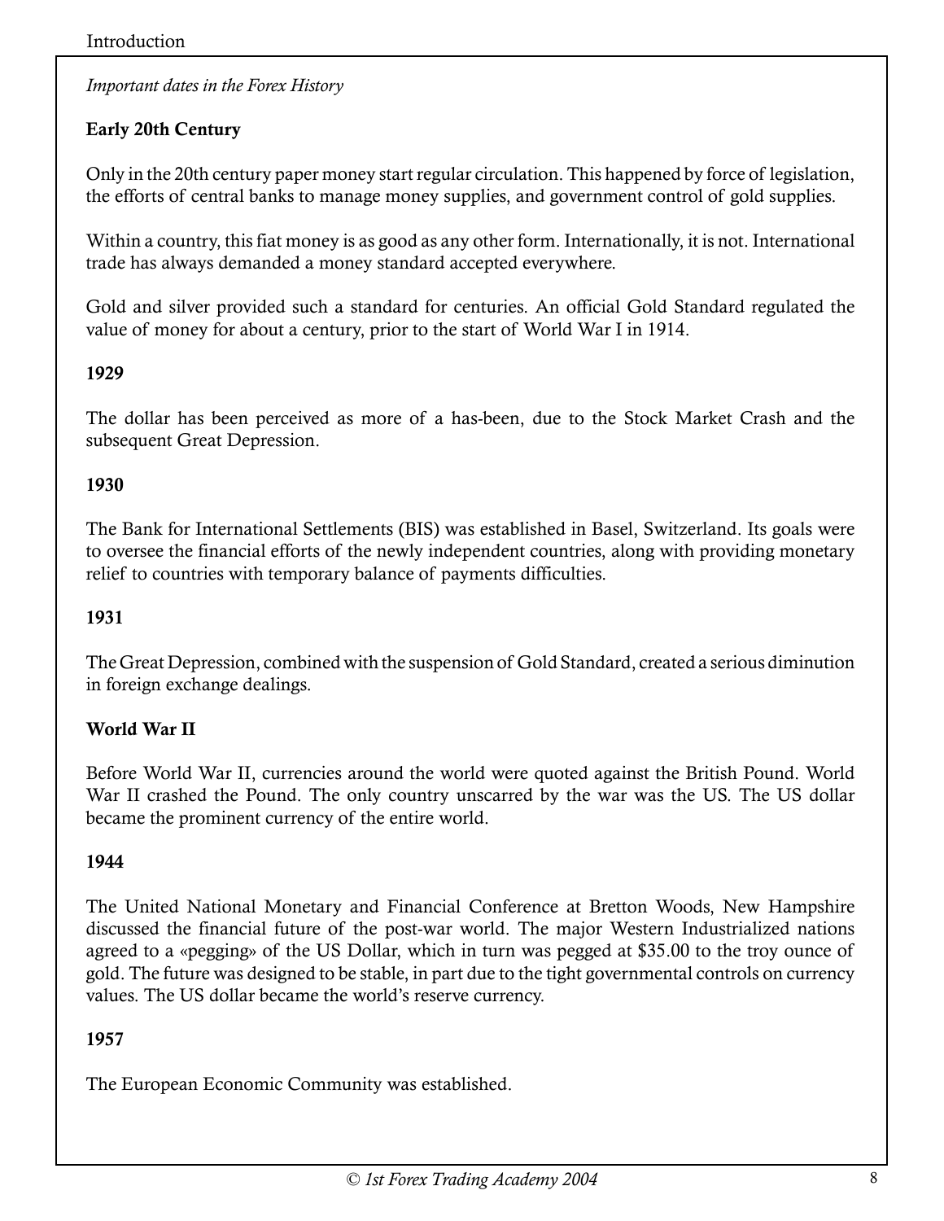*Important dates in the Forex History*

### Early 20th Century

Only in the 20th century paper money start regular circulation. This happened by force of legislation, the efforts of central banks to manage money supplies, and government control of gold supplies.

Within a country, this fiat money is as good as any other form. Internationally, it is not. International trade has always demanded a money standard accepted everywhere.

Gold and silver provided such a standard for centuries. An official Gold Standard regulated the value of money for about a century, prior to the start of World War I in 1914.

### 1929

The dollar has been perceived as more of a has-been, due to the Stock Market Crash and the subsequent Great Depression.

### 1930

The Bank for International Settlements (BIS) was established in Basel, Switzerland. Its goals were to oversee the financial efforts of the newly independent countries, along with providing monetary relief to countries with temporary balance of payments difficulties.

### 1931

The Great Depression, combined with the suspension of Gold Standard, created a serious diminution in foreign exchange dealings.

### World War II

Before World War II, currencies around the world were quoted against the British Pound. World War II crashed the Pound. The only country unscarred by the war was the US. The US dollar became the prominent currency of the entire world.

### 1944

The United National Monetary and Financial Conference at Bretton Woods, New Hampshire discussed the financial future of the post-war world. The major Western Industrialized nations agreed to a «pegging» of the US Dollar, which in turn was pegged at $35.00 to the troy ounce of gold. The future was designed to be stable, in part due to the tight governmental controls on currency values. The US dollar became the world's reserve currency.

### 1957

The European Economic Community was established.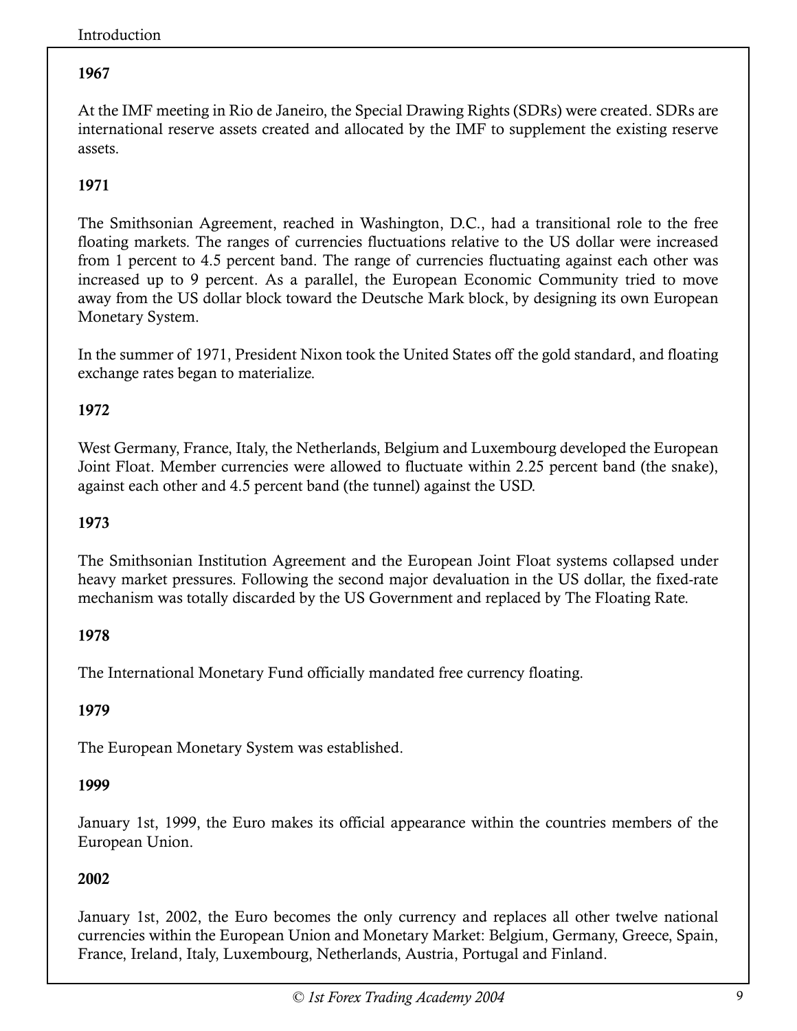**1967**

At the IMF meeting in Rio de Janeiro, the Special Drawing Rights (SDRs) were created. SDRs are international reserve assets created and allocated by the IMF to supplement the existing reserve assets.

**1971**

The Smithsonian Agreement, reached in Washington, D.C., had a transitional role to the free floating markets. The ranges of currencies fluctuations relative to the US dollar were increased from 1 percent to 4.5 percent band. The range of currencies fluctuating against each other was increased up to 9 percent. As a parallel, the European Economic Community tried to move away from the US dollar block toward the Deutsche Mark block, by designing its own European Monetary System.

In the summer of 1971, President Nixon took the United States off the gold standard, and floating exchange rates began to materialize.

**1972**

West Germany, France, Italy, the Netherlands, Belgium and Luxembourg developed the European Joint Float. Member currencies were allowed to fluctuate within 2.25 percent band (the snake), against each other and 4.5 percent band (the tunnel) against the USD.

**1973**

The Smithsonian Institution Agreement and the European Joint Float systems collapsed under heavy market pressures. Following the second major devaluation in the US dollar, the fixed-rate mechanism was totally discarded by the US Government and replaced by The Floating Rate.

**1978**

The International Monetary Fund officially mandated free currency floating.

**1979**

The European Monetary System was established.

**1999**

January 1st, 1999, the Euro makes its official appearance within the countries members of the European Union.

**2002**

January 1st, 2002, the Euro becomes the only currency and replaces all other twelve national currencies within the European Union and Monetary Market: Belgium, Germany, Greece, Spain, France, Ireland, Italy, Luxembourg, Netherlands, Austria, Portugal and Finland.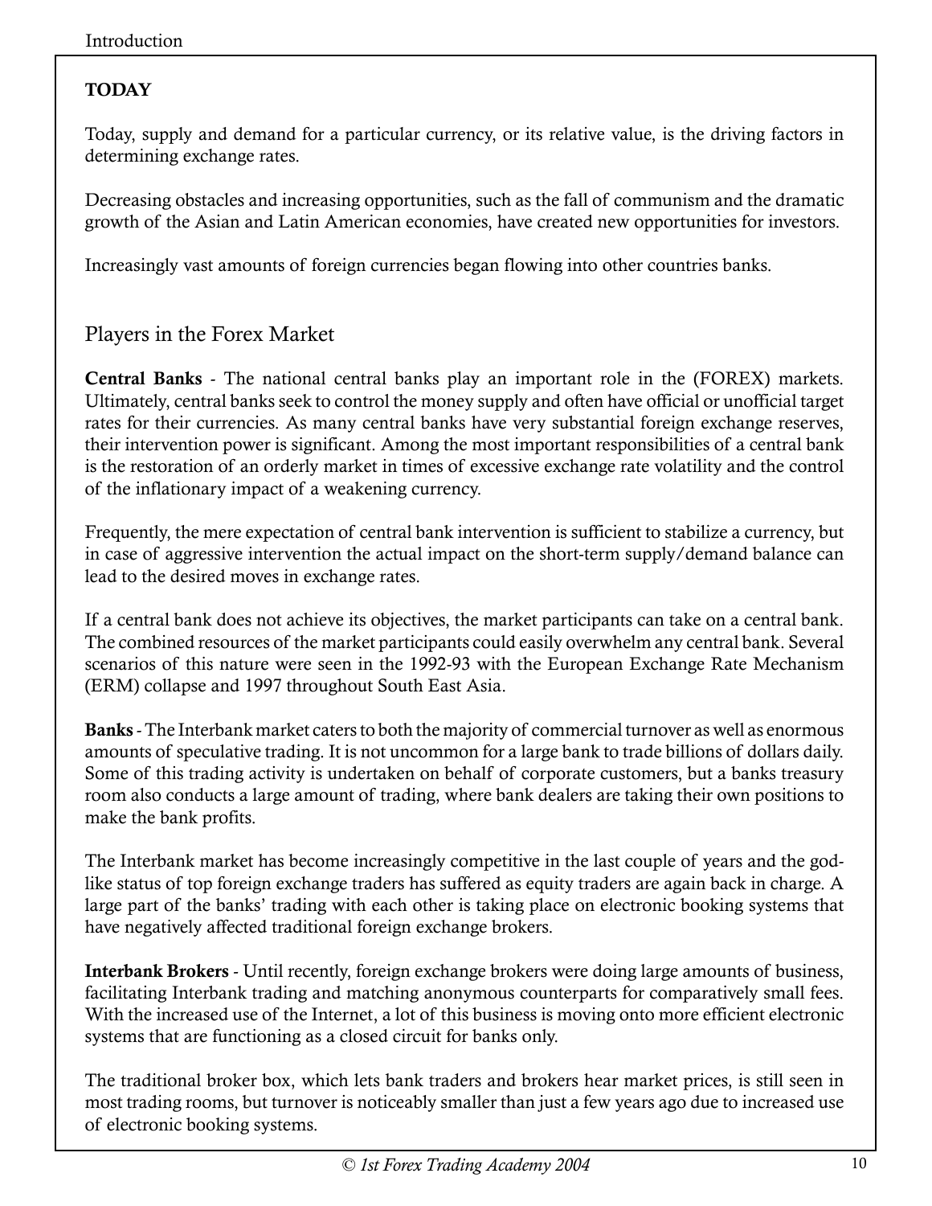## TODAY

Today, supply and demand for a particular currency, or its relative value, is the driving factors in determining exchange rates.

Decreasing obstacles and increasing opportunities, such as the fall of communism and the dramatic growth of the Asian and Latin American economies, have created new opportunities for investors.

Increasingly vast amounts of foreign currencies began flowing into other countries banks.

## Players in the Forex Market

**Central Banks** - The national central banks play an important role in the (FOREX) markets. Ultimately, central banks seek to control the money supply and often have official or unofficial target rates for their currencies. As many central banks have very substantial foreign exchange reserves, their intervention power is significant. Among the most important responsibilities of a central bank is the restoration of an orderly market in times of excessive exchange rate volatility and the control of the inflationary impact of a weakening currency.

Frequently, the mere expectation of central bank intervention is sufficient to stabilize a currency, but in case of aggressive intervention the actual impact on the short-term supply/demand balance can lead to the desired moves in exchange rates.

If a central bank does not achieve its objectives, the market participants can take on a central bank. The combined resources of the market participants could easily overwhelm any central bank. Several scenarios of this nature were seen in the 1992-93 with the European Exchange Rate Mechanism (ERM) collapse and 1997 throughout South East Asia.

**Banks** - The Interbank market caters to both the majority of commercial turnover as well as enormous amounts of speculative trading. It is not uncommon for a large bank to trade billions of dollars daily. Some of this trading activity is undertaken on behalf of corporate customers, but a banks treasury room also conducts a large amount of trading, where bank dealers are taking their own positions to make the bank profits.

The Interbank market has become increasingly competitive in the last couple of years and the god-like status of top foreign exchange traders has suffered as equity traders are again back in charge. A large part of the banks' trading with each other is taking place on electronic booking systems that have negatively affected traditional foreign exchange brokers.

**Interbank Brokers** - Until recently, foreign exchange brokers were doing large amounts of business, facilitating Interbank trading and matching anonymous counterparts for comparatively small fees. With the increased use of the Internet, a lot of this business is moving onto more efficient electronic systems that are functioning as a closed circuit for banks only.

The traditional broker box, which lets bank traders and brokers hear market prices, is still seen in most trading rooms, but turnover is noticeably smaller than just a few years ago due to increased use of electronic booking systems.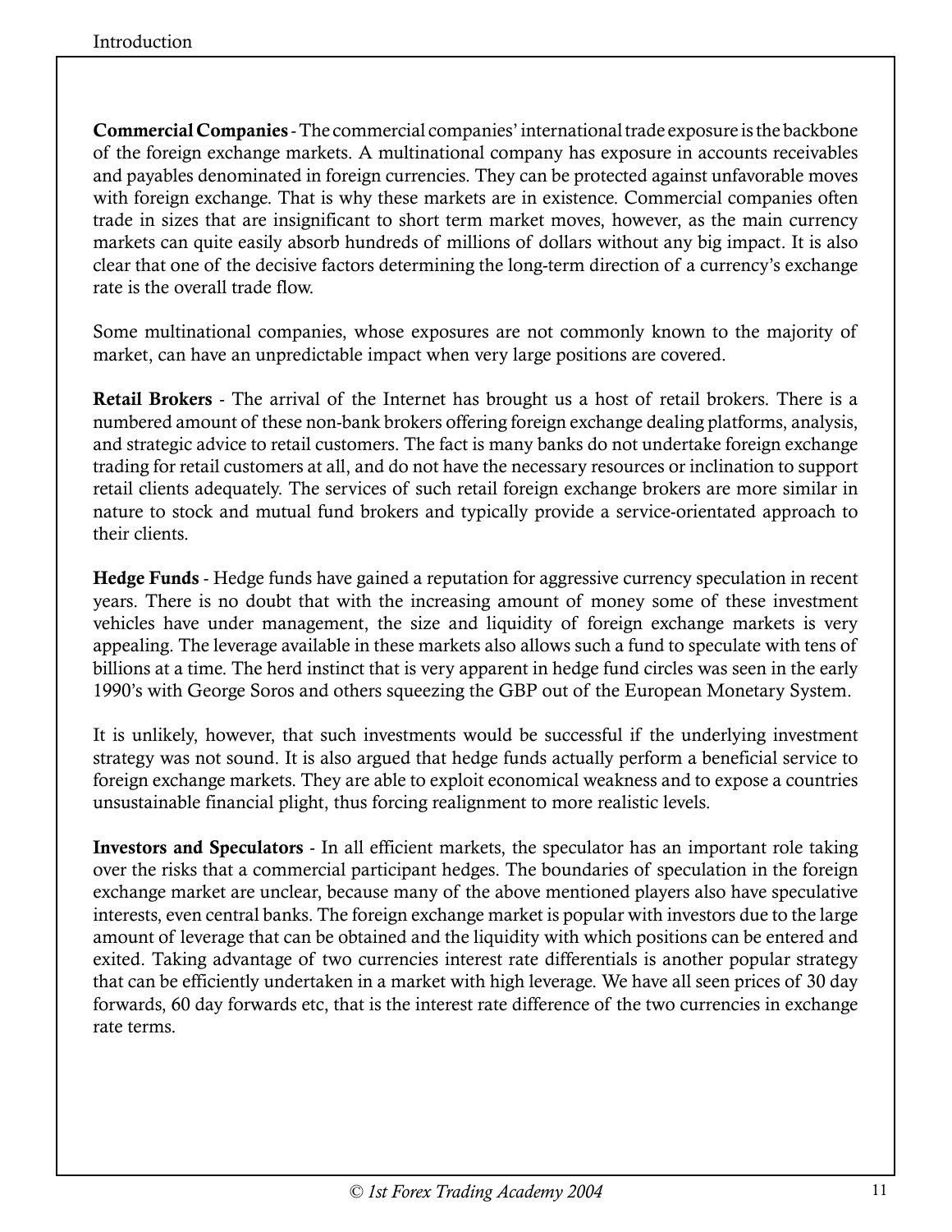**Commercial Companies** - The commercial companies' international trade exposure is the backbone of the foreign exchange markets. A multinational company has exposure in accounts receivables and payables denominated in foreign currencies. They can be protected against unfavorable moves with foreign exchange. That is why these markets are in existence. Commercial companies often trade in sizes that are insignificant to short term market moves, however, as the main currency markets can quite easily absorb hundreds of millions of dollars without any big impact. It is also clear that one of the decisive factors determining the long-term direction of a currency's exchange rate is the overall trade flow.

Some multinational companies, whose exposures are not commonly known to the majority of market, can have an unpredictable impact when very large positions are covered.

**Retail Brokers** - The arrival of the Internet has brought us a host of retail brokers. There is a numbered amount of these non-bank brokers offering foreign exchange dealing platforms, analysis, and strategic advice to retail customers. The fact is many banks do not undertake foreign exchange trading for retail customers at all, and do not have the necessary resources or inclination to support retail clients adequately. The services of such retail foreign exchange brokers are more similar in nature to stock and mutual fund brokers and typically provide a service-orientated approach to their clients.

**Hedge Funds** - Hedge funds have gained a reputation for aggressive currency speculation in recent years. There is no doubt that with the increasing amount of money some of these investment vehicles have under management, the size and liquidity of foreign exchange markets is very appealing. The leverage available in these markets also allows such a fund to speculate with tens of billions at a time. The herd instinct that is very apparent in hedge fund circles was seen in the early 1990's with George Soros and others squeezing the GBP out of the European Monetary System.

It is unlikely, however, that such investments would be successful if the underlying investment strategy was not sound. It is also argued that hedge funds actually perform a beneficial service to foreign exchange markets. They are able to exploit economical weakness and to expose a countries unsustainable financial plight, thus forcing realignment to more realistic levels.

**Investors and Speculators** - In all efficient markets, the speculator has an important role taking over the risks that a commercial participant hedges. The boundaries of speculation in the foreign exchange market are unclear, because many of the above mentioned players also have speculative interests, even central banks. The foreign exchange market is popular with investors due to the large amount of leverage that can be obtained and the liquidity with which positions can be entered and exited. Taking advantage of two currencies interest rate differentials is another popular strategy that can be efficiently undertaken in a market with high leverage. We have all seen prices of 30 day forwards, 60 day forwards etc, that is the interest rate difference of the two currencies in exchange rate terms.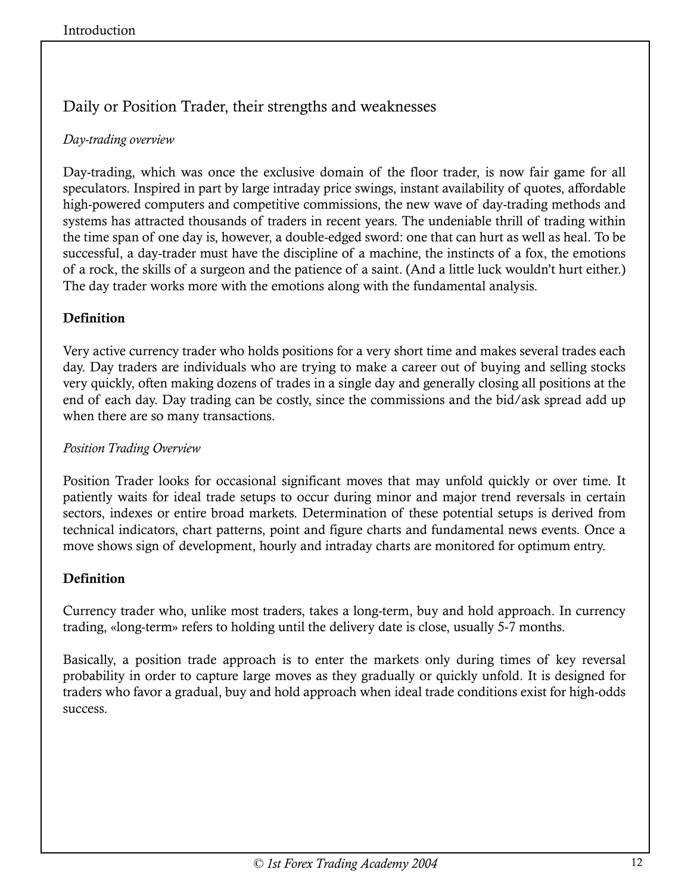## Daily or Position Trader, their strengths and weaknesses

*Day-trading overview*

Day-trading, which was once the exclusive domain of the floor trader, is now fair game for all speculators. Inspired in part by large intraday price swings, instant availability of quotes, affordable high-powered computers and competitive commissions, the new wave of day-trading methods and systems has attracted thousands of traders in recent years. The undeniable thrill of trading within the time span of one day is, however, a double-edged sword: one that can hurt as well as heal. To be successful, a day-trader must have the discipline of a machine, the instincts of a fox, the emotions of a rock, the skills of a surgeon and the patience of a saint. (And a little luck wouldn't hurt either.) The day trader works more with the emotions along with the fundamental analysis.

**Definition**

Very active currency trader who holds positions for a very short time and makes several trades each day. Day traders are individuals who are trying to make a career out of buying and selling stocks very quickly, often making dozens of trades in a single day and generally closing all positions at the end of each day. Day trading can be costly, since the commissions and the bid/ask spread add up when there are so many transactions.

*Position Trading Overview*

Position Trader looks for occasional significant moves that may unfold quickly or over time. It patiently waits for ideal trade setups to occur during minor and major trend reversals in certain sectors, indexes or entire broad markets. Determination of these potential setups is derived from technical indicators, chart patterns, point and figure charts and fundamental news events. Once a move shows sign of development, hourly and intraday charts are monitored for optimum entry.

**Definition**

Currency trader who, unlike most traders, takes a long-term, buy and hold approach. In currency trading, «long-term» refers to holding until the delivery date is close, usually 5-7 months.

Basically, a position trade approach is to enter the markets only during times of key reversal probability in order to capture large moves as they gradually or quickly unfold. It is designed for traders who favor a gradual, buy and hold approach when ideal trade conditions exist for high-odds success.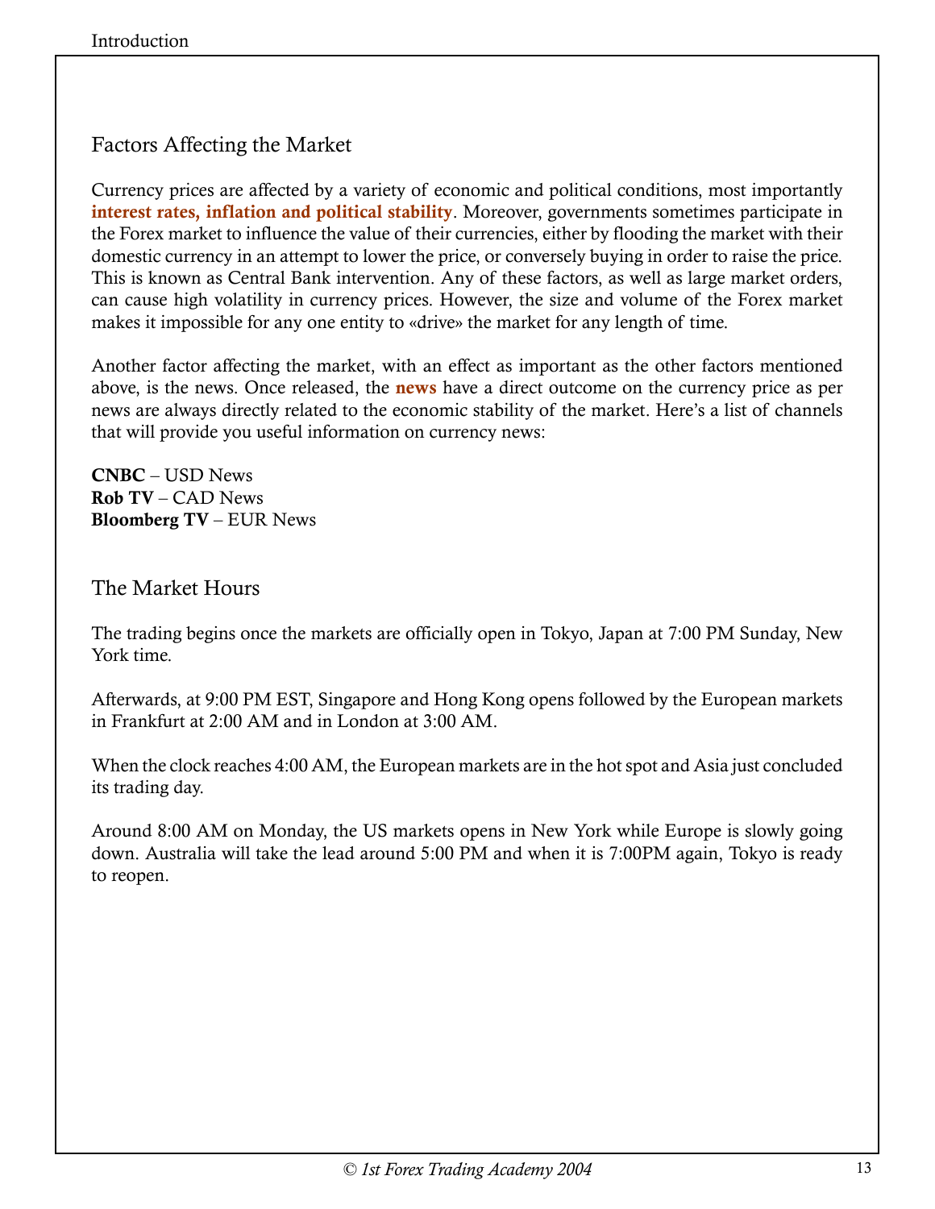## Factors Affecting the Market

Currency prices are affected by a variety of economic and political conditions, most importantly **interest rates, inflation and political stability**. Moreover, governments sometimes participate in the Forex market to influence the value of their currencies, either by flooding the market with their domestic currency in an attempt to lower the price, or conversely buying in order to raise the price. This is known as Central Bank intervention. Any of these factors, as well as large market orders, can cause high volatility in currency prices. However, the size and volume of the Forex market makes it impossible for any one entity to «drive» the market for any length of time.

Another factor affecting the market, with an effect as important as the other factors mentioned above, is the news. Once released, the **news** have a direct outcome on the currency price as per news are always directly related to the economic stability of the market. Here's a list of channels that will provide you useful information on currency news:

**CNBC** – USD News
**Rob TV** – CAD News
**Bloomberg TV** – EUR News

## The Market Hours

The trading begins once the markets are officially open in Tokyo, Japan at 7:00 PM Sunday, New York time.

Afterwards, at 9:00 PM EST, Singapore and Hong Kong opens followed by the European markets in Frankfurt at 2:00 AM and in London at 3:00 AM.

When the clock reaches 4:00 AM, the European markets are in the hot spot and Asia just concluded its trading day.

Around 8:00 AM on Monday, the US markets opens in New York while Europe is slowly going down. Australia will take the lead around 5:00 PM and when it is 7:00PM again, Tokyo is ready to reopen.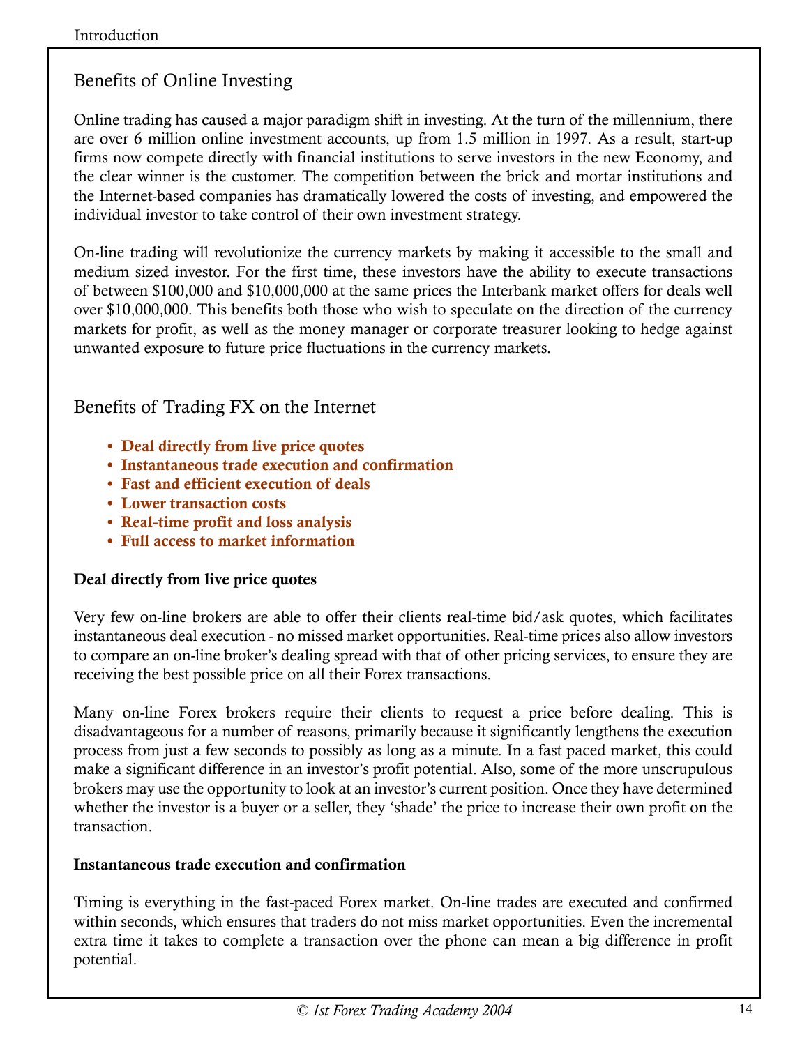## Benefits of Online Investing

Online trading has caused a major paradigm shift in investing. At the turn of the millennium, there are over 6 million online investment accounts, up from 1.5 million in 1997. As a result, start-up firms now compete directly with financial institutions to serve investors in the new Economy, and the clear winner is the customer. The competition between the brick and mortar institutions and the Internet-based companies has dramatically lowered the costs of investing, and empowered the individual investor to take control of their own investment strategy.

On-line trading will revolutionize the currency markets by making it accessible to the small and medium sized investor. For the first time, these investors have the ability to execute transactions of between $100,000 and $10,000,000 at the same prices the Interbank market offers for deals well over $10,000,000. This benefits both those who wish to speculate on the direction of the currency markets for profit, as well as the money manager or corporate treasurer looking to hedge against unwanted exposure to future price fluctuations in the currency markets.

## Benefits of Trading FX on the Internet

- **Deal directly from live price quotes**
- **Instantaneous trade execution and confirmation**
- **Fast and efficient execution of deals**
- **Lower transaction costs**
- **Real-time profit and loss analysis**
- **Full access to market information**

**Deal directly from live price quotes**

Very few on-line brokers are able to offer their clients real-time bid/ask quotes, which facilitates instantaneous deal execution - no missed market opportunities. Real-time prices also allow investors to compare an on-line broker's dealing spread with that of other pricing services, to ensure they are receiving the best possible price on all their Forex transactions.

Many on-line Forex brokers require their clients to request a price before dealing. This is disadvantageous for a number of reasons, primarily because it significantly lengthens the execution process from just a few seconds to possibly as long as a minute. In a fast paced market, this could make a significant difference in an investor's profit potential. Also, some of the more unscrupulous brokers may use the opportunity to look at an investor's current position. Once they have determined whether the investor is a buyer or a seller, they 'shade' the price to increase their own profit on the transaction.

**Instantaneous trade execution and confirmation**

Timing is everything in the fast-paced Forex market. On-line trades are executed and confirmed within seconds, which ensures that traders do not miss market opportunities. Even the incremental extra time it takes to complete a transaction over the phone can mean a big difference in profit potential.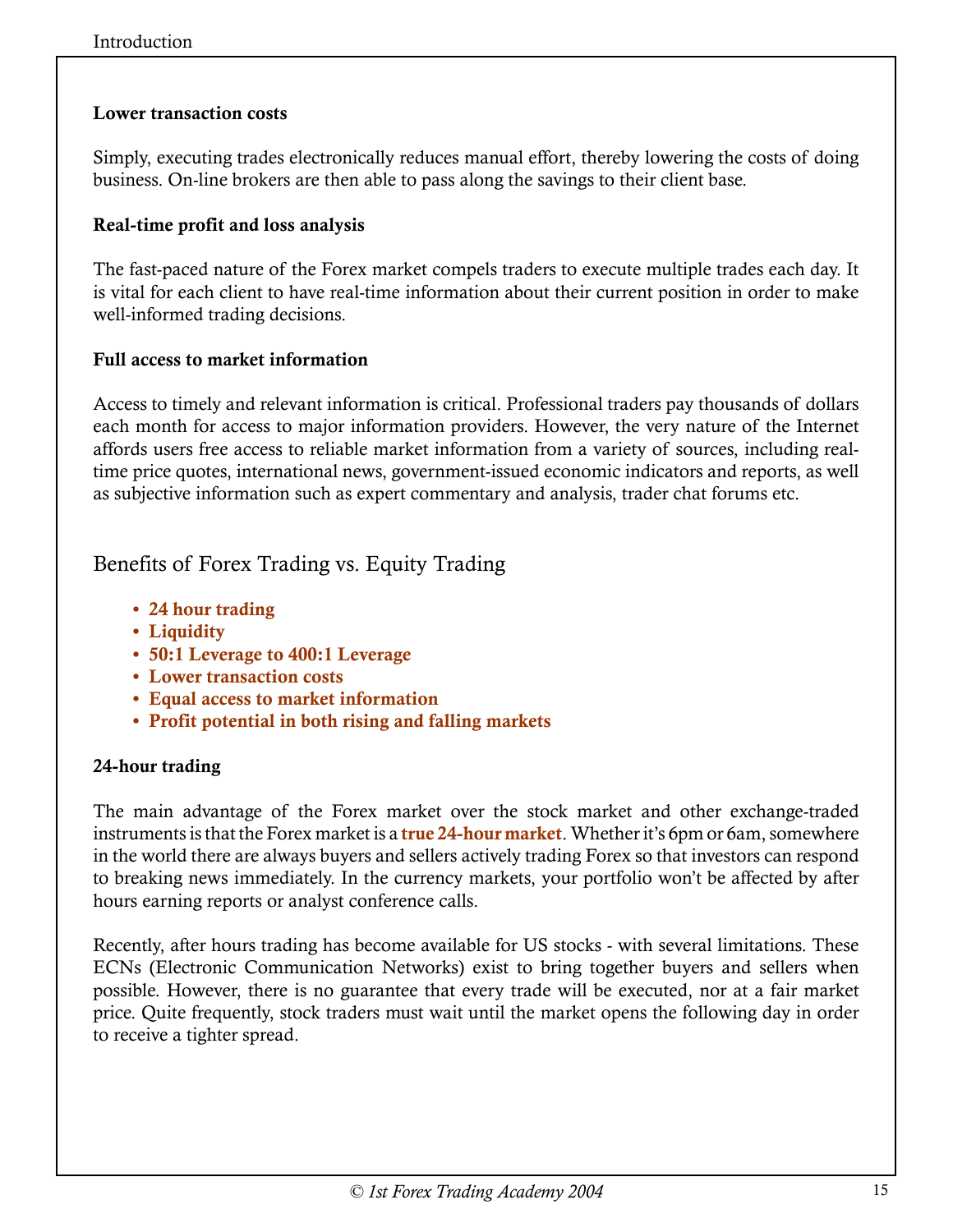### Lower transaction costs

Simply, executing trades electronically reduces manual effort, thereby lowering the costs of doing business. On-line brokers are then able to pass along the savings to their client base.

### Real-time profit and loss analysis

The fast-paced nature of the Forex market compels traders to execute multiple trades each day. It is vital for each client to have real-time information about their current position in order to make well-informed trading decisions.

### Full access to market information

Access to timely and relevant information is critical. Professional traders pay thousands of dollars each month for access to major information providers. However, the very nature of the Internet affords users free access to reliable market information from a variety of sources, including real-time price quotes, international news, government-issued economic indicators and reports, as well as subjective information such as expert commentary and analysis, trader chat forums etc.

## Benefits of Forex Trading vs. Equity Trading

- **24 hour trading**
- **Liquidity**
- **50:1 Leverage to 400:1 Leverage**
- **Lower transaction costs**
- **Equal access to market information**
- **Profit potential in both rising and falling markets**

### 24-hour trading

The main advantage of the Forex market over the stock market and other exchange-traded instruments is that the Forex market is a **true 24-hour market**. Whether it's 6pm or 6am, somewhere in the world there are always buyers and sellers actively trading Forex so that investors can respond to breaking news immediately. In the currency markets, your portfolio won't be affected by after hours earning reports or analyst conference calls.

Recently, after hours trading has become available for US stocks - with several limitations. These ECNs (Electronic Communication Networks) exist to bring together buyers and sellers when possible. However, there is no guarantee that every trade will be executed, nor at a fair market price. Quite frequently, stock traders must wait until the market opens the following day in order to receive a tighter spread.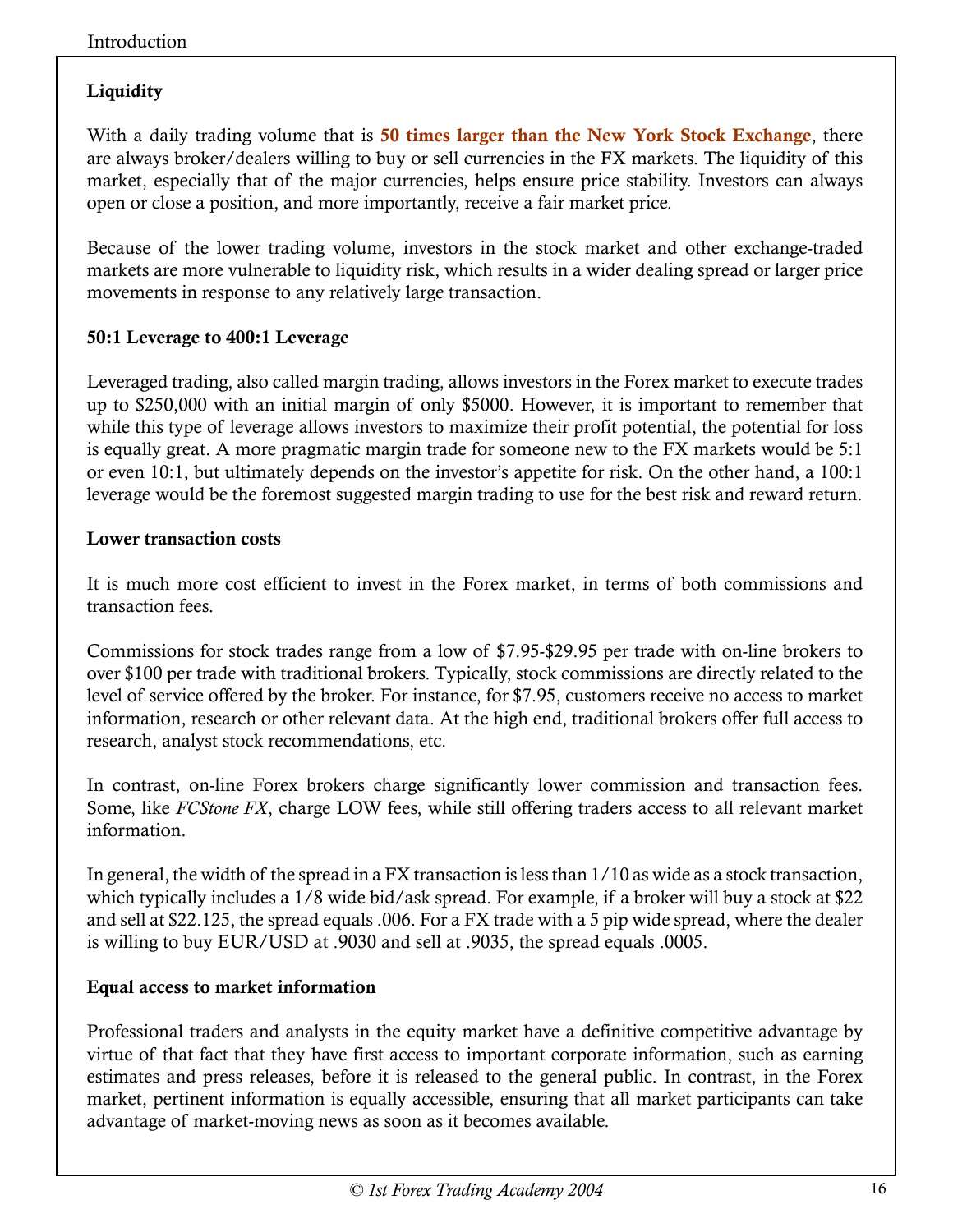**Liquidity**

With a daily trading volume that is **50 times larger than the New York Stock Exchange**, there are always broker/dealers willing to buy or sell currencies in the FX markets. The liquidity of this market, especially that of the major currencies, helps ensure price stability. Investors can always open or close a position, and more importantly, receive a fair market price.

Because of the lower trading volume, investors in the stock market and other exchange-traded markets are more vulnerable to liquidity risk, which results in a wider dealing spread or larger price movements in response to any relatively large transaction.

**50:1 Leverage to 400:1 Leverage**

Leveraged trading, also called margin trading, allows investors in the Forex market to execute trades up to $250,000 with an initial margin of only $5000. However, it is important to remember that while this type of leverage allows investors to maximize their profit potential, the potential for loss is equally great. A more pragmatic margin trade for someone new to the FX markets would be 5:1 or even 10:1, but ultimately depends on the investor's appetite for risk. On the other hand, a 100:1 leverage would be the foremost suggested margin trading to use for the best risk and reward return.

**Lower transaction costs**

It is much more cost efficient to invest in the Forex market, in terms of both commissions and transaction fees.

Commissions for stock trades range from a low of $7.95-$29.95 per trade with on-line brokers to over $100 per trade with traditional brokers. Typically, stock commissions are directly related to the level of service offered by the broker. For instance, for $7.95, customers receive no access to market information, research or other relevant data. At the high end, traditional brokers offer full access to research, analyst stock recommendations, etc.

In contrast, on-line Forex brokers charge significantly lower commission and transaction fees. Some, like *FCStone FX*, charge LOW fees, while still offering traders access to all relevant market information.

In general, the width of the spread in a FX transaction is less than 1/10 as wide as a stock transaction, which typically includes a 1/8 wide bid/ask spread. For example, if a broker will buy a stock at $22 and sell at $22.125, the spread equals .006. For a FX trade with a 5 pip wide spread, where the dealer is willing to buy EUR/USD at .9030 and sell at .9035, the spread equals .0005.

**Equal access to market information**

Professional traders and analysts in the equity market have a definitive competitive advantage by virtue of that fact that they have first access to important corporate information, such as earning estimates and press releases, before it is released to the general public. In contrast, in the Forex market, pertinent information is equally accessible, ensuring that all market participants can take advantage of market-moving news as soon as it becomes available.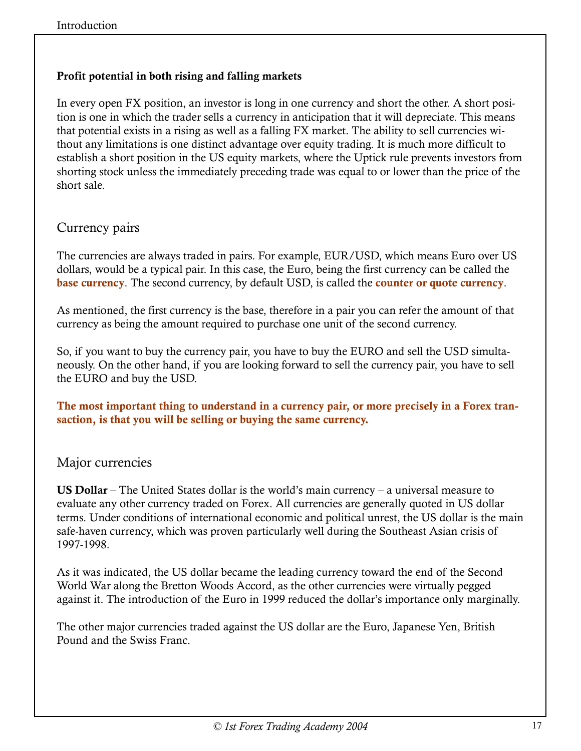**Profit potential in both rising and falling markets**

In every open FX position, an investor is long in one currency and short the other. A short position is one in which the trader sells a currency in anticipation that it will depreciate. This means that potential exists in a rising as well as a falling FX market. The ability to sell currencies without any limitations is one distinct advantage over equity trading. It is much more difficult to establish a short position in the US equity markets, where the Uptick rule prevents investors from shorting stock unless the immediately preceding trade was equal to or lower than the price of the short sale.

## Currency pairs

The currencies are always traded in pairs. For example, EUR/USD, which means Euro over US dollars, would be a typical pair. In this case, the Euro, being the first currency can be called the **base currency**. The second currency, by default USD, is called the **counter or quote currency**.

As mentioned, the first currency is the base, therefore in a pair you can refer the amount of that currency as being the amount required to purchase one unit of the second currency.

So, if you want to buy the currency pair, you have to buy the EURO and sell the USD simultaneously. On the other hand, if you are looking forward to sell the currency pair, you have to sell the EURO and buy the USD.

**The most important thing to understand in a currency pair, or more precisely in a Forex transaction, is that you will be selling or buying the same currency.**

## Major currencies

**US Dollar** – The United States dollar is the world's main currency – a universal measure to evaluate any other currency traded on Forex. All currencies are generally quoted in US dollar terms. Under conditions of international economic and political unrest, the US dollar is the main safe-haven currency, which was proven particularly well during the Southeast Asian crisis of 1997-1998.

As it was indicated, the US dollar became the leading currency toward the end of the Second World War along the Bretton Woods Accord, as the other currencies were virtually pegged against it. The introduction of the Euro in 1999 reduced the dollar's importance only marginally.

The other major currencies traded against the US dollar are the Euro, Japanese Yen, British Pound and the Swiss Franc.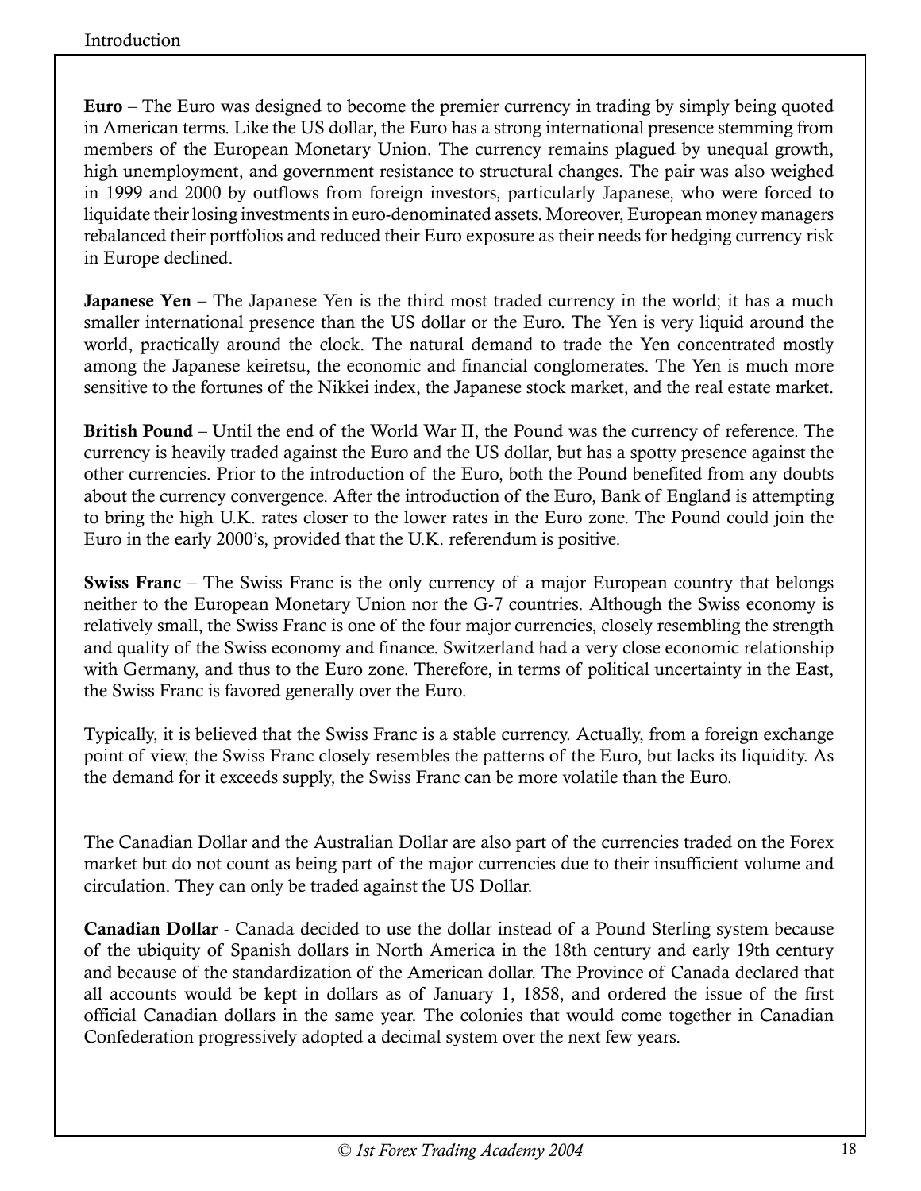**Euro** – The Euro was designed to become the premier currency in trading by simply being quoted in American terms. Like the US dollar, the Euro has a strong international presence stemming from members of the European Monetary Union. The currency remains plagued by unequal growth, high unemployment, and government resistance to structural changes. The pair was also weighed in 1999 and 2000 by outflows from foreign investors, particularly Japanese, who were forced to liquidate their losing investments in euro-denominated assets. Moreover, European money managers rebalanced their portfolios and reduced their Euro exposure as their needs for hedging currency risk in Europe declined.

**Japanese Yen** – The Japanese Yen is the third most traded currency in the world; it has a much smaller international presence than the US dollar or the Euro. The Yen is very liquid around the world, practically around the clock. The natural demand to trade the Yen concentrated mostly among the Japanese keiretsu, the economic and financial conglomerates. The Yen is much more sensitive to the fortunes of the Nikkei index, the Japanese stock market, and the real estate market.

**British Pound** – Until the end of the World War II, the Pound was the currency of reference. The currency is heavily traded against the Euro and the US dollar, but has a spotty presence against the other currencies. Prior to the introduction of the Euro, both the Pound benefited from any doubts about the currency convergence. After the introduction of the Euro, Bank of England is attempting to bring the high U.K. rates closer to the lower rates in the Euro zone. The Pound could join the Euro in the early 2000's, provided that the U.K. referendum is positive.

**Swiss Franc** – The Swiss Franc is the only currency of a major European country that belongs neither to the European Monetary Union nor the G-7 countries. Although the Swiss economy is relatively small, the Swiss Franc is one of the four major currencies, closely resembling the strength and quality of the Swiss economy and finance. Switzerland had a very close economic relationship with Germany, and thus to the Euro zone. Therefore, in terms of political uncertainty in the East, the Swiss Franc is favored generally over the Euro.

Typically, it is believed that the Swiss Franc is a stable currency. Actually, from a foreign exchange point of view, the Swiss Franc closely resembles the patterns of the Euro, but lacks its liquidity. As the demand for it exceeds supply, the Swiss Franc can be more volatile than the Euro.

The Canadian Dollar and the Australian Dollar are also part of the currencies traded on the Forex market but do not count as being part of the major currencies due to their insufficient volume and circulation. They can only be traded against the US Dollar.

**Canadian Dollar** - Canada decided to use the dollar instead of a Pound Sterling system because of the ubiquity of Spanish dollars in North America in the 18th century and early 19th century and because of the standardization of the American dollar. The Province of Canada declared that all accounts would be kept in dollars as of January 1, 1858, and ordered the issue of the first official Canadian dollars in the same year. The colonies that would come together in Canadian Confederation progressively adopted a decimal system over the next few years.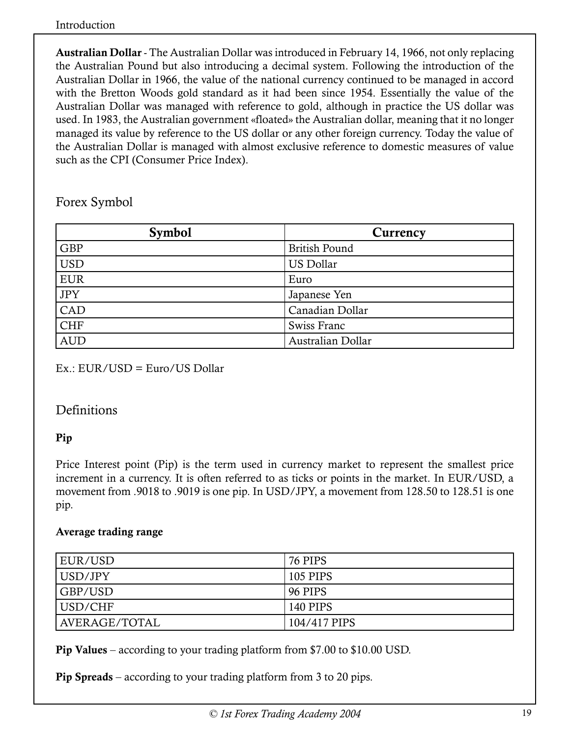**Australian Dollar** - The Australian Dollar was introduced in February 14, 1966, not only replacing the Australian Pound but also introducing a decimal system. Following the introduction of the Australian Dollar in 1966, the value of the national currency continued to be managed in accord with the Bretton Woods gold standard as it had been since 1954. Essentially the value of the Australian Dollar was managed with reference to gold, although in practice the US dollar was used. In 1983, the Australian government «floated» the Australian dollar, meaning that it no longer managed its value by reference to the US dollar or any other foreign currency. Today the value of the Australian Dollar is managed with almost exclusive reference to domestic measures of value such as the CPI (Consumer Price Index).

## Forex Symbol

| Symbol | Currency |
|---|---|
| GBP | British Pound |
| USD | US Dollar |
| EUR | Euro |
| JPY | Japanese Yen |
| CAD | Canadian Dollar |
| CHF | Swiss Franc |
| AUD | Australian Dollar |

Ex.: EUR/USD = Euro/US Dollar

## Definitions

**Pip**

Price Interest point (Pip) is the term used in currency market to represent the smallest price increment in a currency. It is often referred to as ticks or points in the market. In EUR/USD, a movement from .9018 to .9019 is one pip. In USD/JPY, a movement from 128.50 to 128.51 is one pip.

**Average trading range**

| | |
|---|---|
| EUR/USD | 76 PIPS |
| USD/JPY | 105 PIPS |
| GBP/USD | 96 PIPS |
| USD/CHF | 140 PIPS |
| AVERAGE/TOTAL | 104/417 PIPS |

**Pip Values** – according to your trading platform from $7.00 to $10.00 USD.

**Pip Spreads** – according to your trading platform from 3 to 20 pips.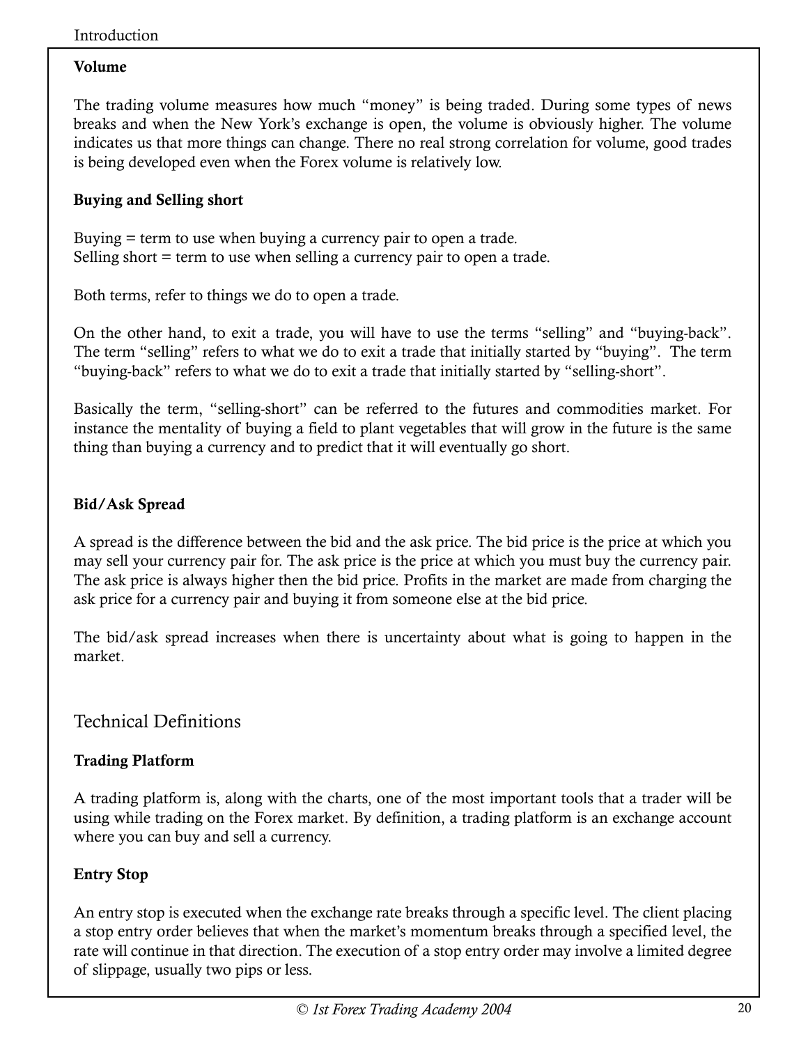### Volume

The trading volume measures how much "money" is being traded. During some types of news breaks and when the New York's exchange is open, the volume is obviously higher. The volume indicates us that more things can change. There no real strong correlation for volume, good trades is being developed even when the Forex volume is relatively low.

### Buying and Selling short

Buying = term to use when buying a currency pair to open a trade.
Selling short = term to use when selling a currency pair to open a trade.

Both terms, refer to things we do to open a trade.

On the other hand, to exit a trade, you will have to use the terms "selling" and "buying-back". The term "selling" refers to what we do to exit a trade that initially started by "buying". The term "buying-back" refers to what we do to exit a trade that initially started by "selling-short".

Basically the term, "selling-short" can be referred to the futures and commodities market. For instance the mentality of buying a field to plant vegetables that will grow in the future is the same thing than buying a currency and to predict that it will eventually go short.

### Bid/Ask Spread

A spread is the difference between the bid and the ask price. The bid price is the price at which you may sell your currency pair for. The ask price is the price at which you must buy the currency pair. The ask price is always higher then the bid price. Profits in the market are made from charging the ask price for a currency pair and buying it from someone else at the bid price.

The bid/ask spread increases when there is uncertainty about what is going to happen in the market.

## Technical Definitions

### Trading Platform

A trading platform is, along with the charts, one of the most important tools that a trader will be using while trading on the Forex market. By definition, a trading platform is an exchange account where you can buy and sell a currency.

### Entry Stop

An entry stop is executed when the exchange rate breaks through a specific level. The client placing a stop entry order believes that when the market's momentum breaks through a specified level, the rate will continue in that direction. The execution of a stop entry order may involve a limited degree of slippage, usually two pips or less.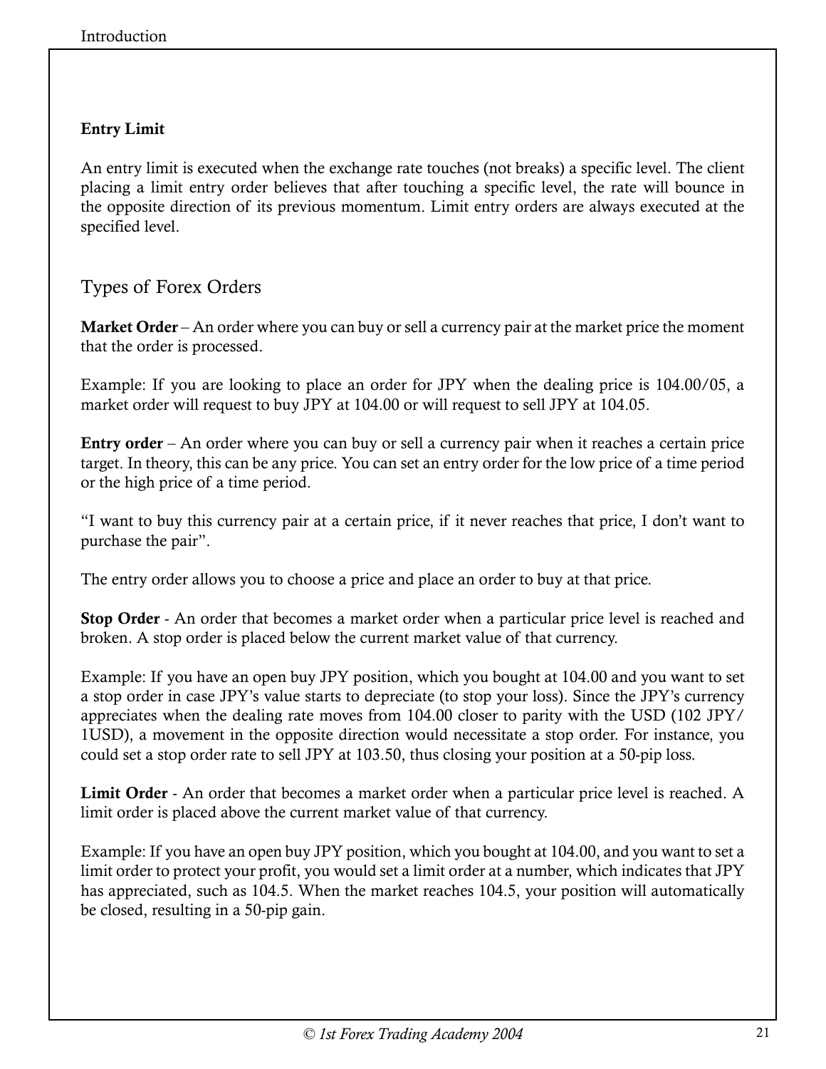**Entry Limit**

An entry limit is executed when the exchange rate touches (not breaks) a specific level. The client placing a limit entry order believes that after touching a specific level, the rate will bounce in the opposite direction of its previous momentum. Limit entry orders are always executed at the specified level.

## Types of Forex Orders

**Market Order** – An order where you can buy or sell a currency pair at the market price the moment that the order is processed.

Example: If you are looking to place an order for JPY when the dealing price is 104.00/05, a market order will request to buy JPY at 104.00 or will request to sell JPY at 104.05.

**Entry order** – An order where you can buy or sell a currency pair when it reaches a certain price target. In theory, this can be any price. You can set an entry order for the low price of a time period or the high price of a time period.

"I want to buy this currency pair at a certain price, if it never reaches that price, I don't want to purchase the pair".

The entry order allows you to choose a price and place an order to buy at that price.

**Stop Order** - An order that becomes a market order when a particular price level is reached and broken. A stop order is placed below the current market value of that currency.

Example: If you have an open buy JPY position, which you bought at 104.00 and you want to set a stop order in case JPY's value starts to depreciate (to stop your loss). Since the JPY's currency appreciates when the dealing rate moves from 104.00 closer to parity with the USD (102 JPY/ 1USD), a movement in the opposite direction would necessitate a stop order. For instance, you could set a stop order rate to sell JPY at 103.50, thus closing your position at a 50-pip loss.

**Limit Order** - An order that becomes a market order when a particular price level is reached. A limit order is placed above the current market value of that currency.

Example: If you have an open buy JPY position, which you bought at 104.00, and you want to set a limit order to protect your profit, you would set a limit order at a number, which indicates that JPY has appreciated, such as 104.5. When the market reaches 104.5, your position will automatically be closed, resulting in a 50-pip gain.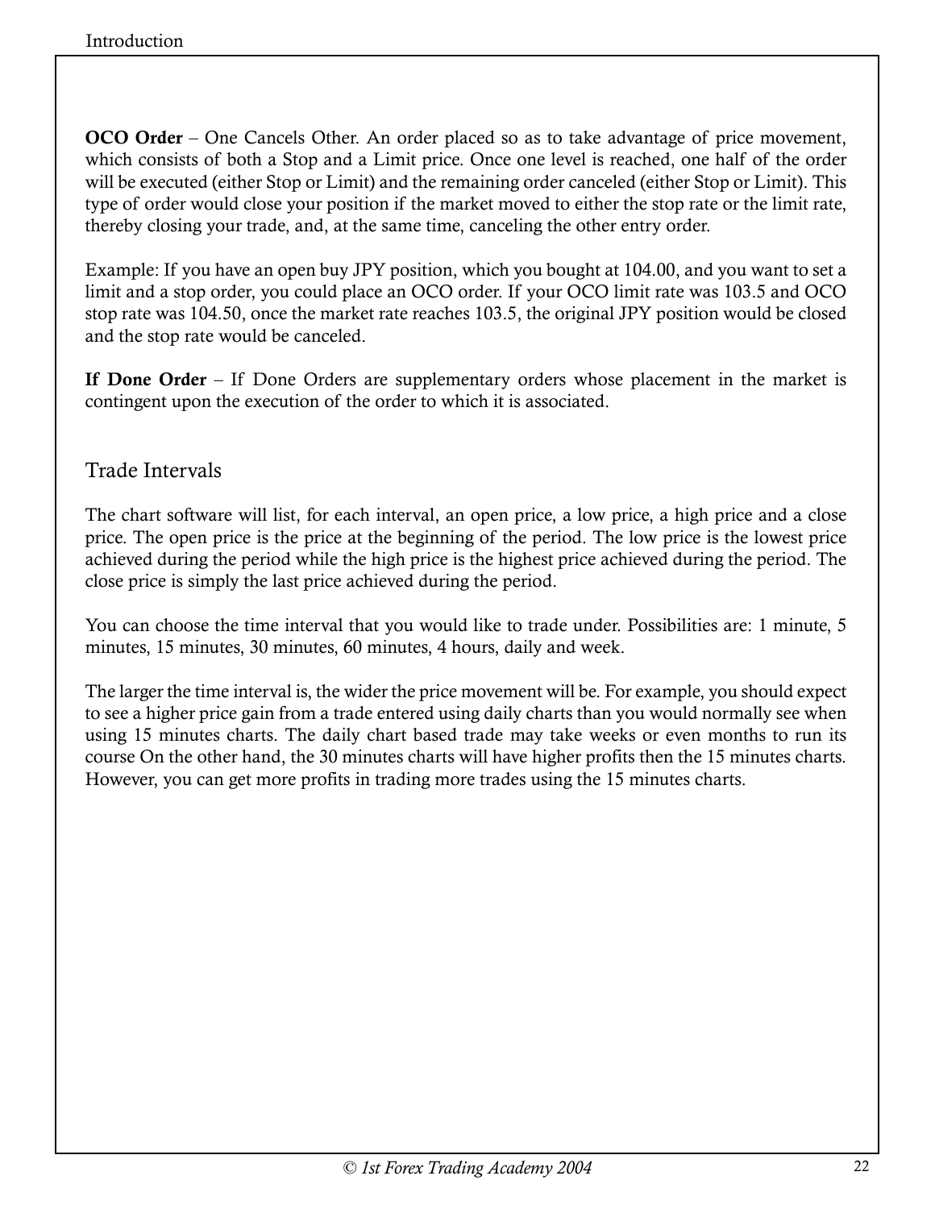**OCO Order** – One Cancels Other. An order placed so as to take advantage of price movement, which consists of both a Stop and a Limit price. Once one level is reached, one half of the order will be executed (either Stop or Limit) and the remaining order canceled (either Stop or Limit). This type of order would close your position if the market moved to either the stop rate or the limit rate, thereby closing your trade, and, at the same time, canceling the other entry order.

Example: If you have an open buy JPY position, which you bought at 104.00, and you want to set a limit and a stop order, you could place an OCO order. If your OCO limit rate was 103.5 and OCO stop rate was 104.50, once the market rate reaches 103.5, the original JPY position would be closed and the stop rate would be canceled.

**If Done Order** – If Done Orders are supplementary orders whose placement in the market is contingent upon the execution of the order to which it is associated.

## Trade Intervals

The chart software will list, for each interval, an open price, a low price, a high price and a close price. The open price is the price at the beginning of the period. The low price is the lowest price achieved during the period while the high price is the highest price achieved during the period. The close price is simply the last price achieved during the period.

You can choose the time interval that you would like to trade under. Possibilities are: 1 minute, 5 minutes, 15 minutes, 30 minutes, 60 minutes, 4 hours, daily and week.

The larger the time interval is, the wider the price movement will be. For example, you should expect to see a higher price gain from a trade entered using daily charts than you would normally see when using 15 minutes charts. The daily chart based trade may take weeks or even months to run its course On the other hand, the 30 minutes charts will have higher profits then the 15 minutes charts. However, you can get more profits in trading more trades using the 15 minutes charts.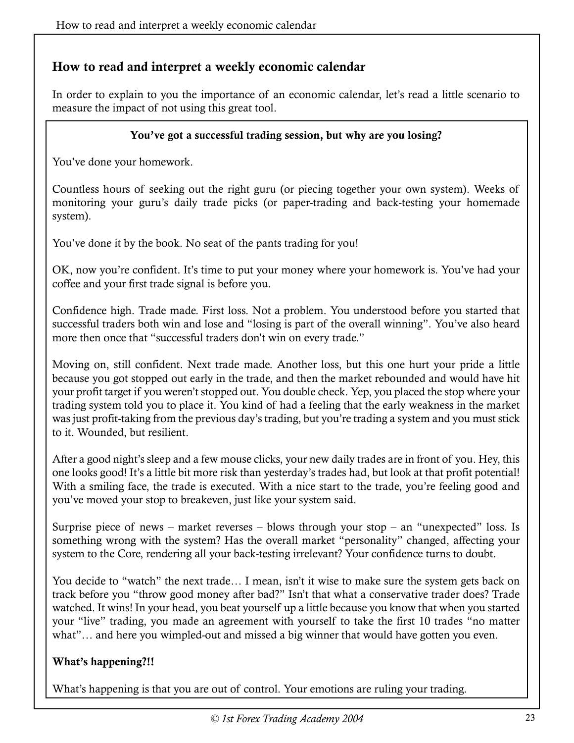## How to read and interpret a weekly economic calendar

In order to explain to you the importance of an economic calendar, let's read a little scenario to measure the impact of not using this great tool.

**You've got a successful trading session, but why are you losing?**

You've done your homework.

Countless hours of seeking out the right guru (or piecing together your own system). Weeks of monitoring your guru's daily trade picks (or paper-trading and back-testing your homemade system).

You've done it by the book. No seat of the pants trading for you!

OK, now you're confident. It's time to put your money where your homework is. You've had your coffee and your first trade signal is before you.

Confidence high. Trade made. First loss. Not a problem. You understood before you started that successful traders both win and lose and "losing is part of the overall winning". You've also heard more then once that "successful traders don't win on every trade."

Moving on, still confident. Next trade made. Another loss, but this one hurt your pride a little because you got stopped out early in the trade, and then the market rebounded and would have hit your profit target if you weren't stopped out. You double check. Yep, you placed the stop where your trading system told you to place it. You kind of had a feeling that the early weakness in the market was just profit-taking from the previous day's trading, but you're trading a system and you must stick to it. Wounded, but resilient.

After a good night's sleep and a few mouse clicks, your new daily trades are in front of you. Hey, this one looks good! It's a little bit more risk than yesterday's trades had, but look at that profit potential! With a smiling face, the trade is executed. With a nice start to the trade, you're feeling good and you've moved your stop to breakeven, just like your system said.

Surprise piece of news – market reverses – blows through your stop – an "unexpected" loss. Is something wrong with the system? Has the overall market "personality" changed, affecting your system to the Core, rendering all your back-testing irrelevant? Your confidence turns to doubt.

You decide to "watch" the next trade… I mean, isn't it wise to make sure the system gets back on track before you "throw good money after bad?" Isn't that what a conservative trader does? Trade watched. It wins! In your head, you beat yourself up a little because you know that when you started your "live" trading, you made an agreement with yourself to take the first 10 trades "no matter what"… and here you wimpled-out and missed a big winner that would have gotten you even.

**What's happening?!!**

What's happening is that you are out of control. Your emotions are ruling your trading.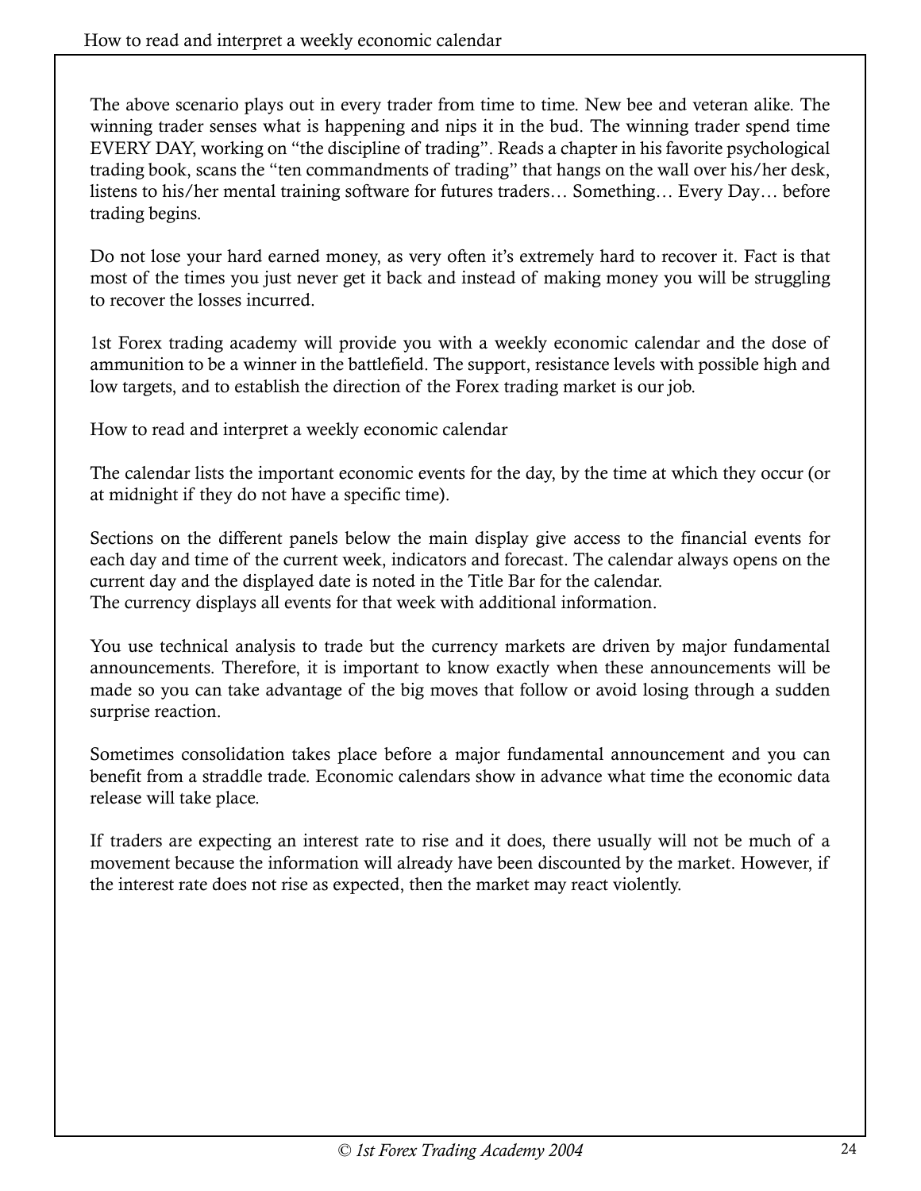The above scenario plays out in every trader from time to time. New bee and veteran alike. The winning trader senses what is happening and nips it in the bud. The winning trader spend time EVERY DAY, working on "the discipline of trading". Reads a chapter in his favorite psychological trading book, scans the "ten commandments of trading" that hangs on the wall over his/her desk, listens to his/her mental training software for futures traders… Something… Every Day… before trading begins.

Do not lose your hard earned money, as very often it's extremely hard to recover it. Fact is that most of the times you just never get it back and instead of making money you will be struggling to recover the losses incurred.

1st Forex trading academy will provide you with a weekly economic calendar and the dose of ammunition to be a winner in the battlefield. The support, resistance levels with possible high and low targets, and to establish the direction of the Forex trading market is our job.

## How to read and interpret a weekly economic calendar

The calendar lists the important economic events for the day, by the time at which they occur (or at midnight if they do not have a specific time).

Sections on the different panels below the main display give access to the financial events for each day and time of the current week, indicators and forecast. The calendar always opens on the current day and the displayed date is noted in the Title Bar for the calendar.
The currency displays all events for that week with additional information.

You use technical analysis to trade but the currency markets are driven by major fundamental announcements. Therefore, it is important to know exactly when these announcements will be made so you can take advantage of the big moves that follow or avoid losing through a sudden surprise reaction.

Sometimes consolidation takes place before a major fundamental announcement and you can benefit from a straddle trade. Economic calendars show in advance what time the economic data release will take place.

If traders are expecting an interest rate to rise and it does, there usually will not be much of a movement because the information will already have been discounted by the market. However, if the interest rate does not rise as expected, then the market may react violently.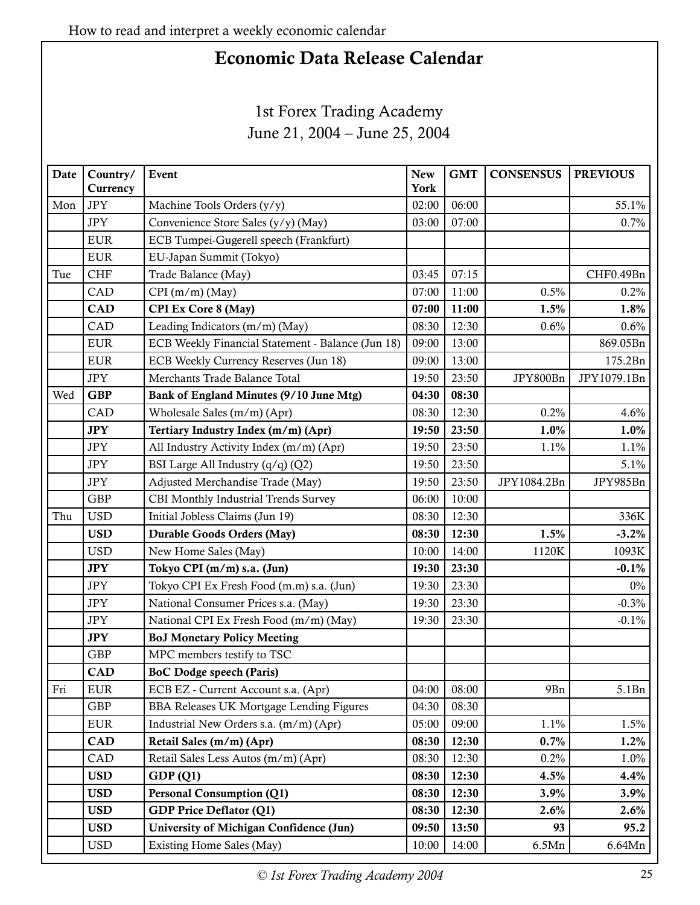# Economic Data Release Calendar

1st Forex Trading Academy
June 21, 2004 – June 25, 2004

| Date | Country/ Currency | Event | New York | GMT | CONSENSUS | PREVIOUS |
|---|---|---|---|---|---|---|
| Mon | JPY | Machine Tools Orders (y/y) | 02:00 | 06:00 | | 55.1% |
| | JPY | Convenience Store Sales (y/y) (May) | 03:00 | 07:00 | | 0.7% |
| | EUR | ECB Tumpei-Gugerell speech (Frankfurt) | | | | |
| | EUR | EU-Japan Summit (Tokyo) | | | | |
| Tue | CHF | Trade Balance (May) | 03:45 | 07:15 | | CHF0.49Bn |
| | CAD | CPI (m/m) (May) | 07:00 | 11:00 | 0.5% | 0.2% |
| | **CAD** | **CPI Ex Core 8 (May)** | **07:00** | **11:00** | **1.5%** | **1.8%** |
| | CAD | Leading Indicators (m/m) (May) | 08:30 | 12:30 | 0.6% | 0.6% |
| | EUR | ECB Weekly Financial Statement - Balance (Jun 18) | 09:00 | 13:00 | | 869.05Bn |
| | EUR | ECB Weekly Currency Reserves (Jun 18) | 09:00 | 13:00 | | 175.2Bn |
| | JPY | Merchants Trade Balance Total | 19:50 | 23:50 | JPY800Bn | JPY1079.1Bn |
| Wed | **GBP** | **Bank of England Minutes (9/10 June Mtg)** | **04:30** | **08:30** | | |
| | CAD | Wholesale Sales (m/m) (Apr) | 08:30 | 12:30 | 0.2% | 4.6% |
| | **JPY** | **Tertiary Industry Index (m/m) (Apr)** | **19:50** | **23:50** | **1.0%** | **1.0%** |
| | JPY | All Industry Activity Index (m/m) (Apr) | 19:50 | 23:50 | 1.1% | 1.1% |
| | JPY | BSI Large All Industry (q/q) (Q2) | 19:50 | 23:50 | | 5.1% |
| | JPY | Adjusted Merchandise Trade (May) | 19:50 | 23:50 | JPY1084.2Bn | JPY985Bn |
| | GBP | CBI Monthly Industrial Trends Survey | 06:00 | 10:00 | | |
| Thu | USD | Initial Jobless Claims (Jun 19) | 08:30 | 12:30 | | 336K |
| | **USD** | **Durable Goods Orders (May)** | **08:30** | **12:30** | **1.5%** | **-3.2%** |
| | USD | New Home Sales (May) | 10:00 | 14:00 | 1120K | 1093K |
| | **JPY** | **Tokyo CPI (m/m) s.a. (Jun)** | **19:30** | **23:30** | | **-0.1%** |
| | JPY | Tokyo CPI Ex Fresh Food (m.m) s.a. (Jun) | 19:30 | 23:30 | | 0% |
| | JPY | National Consumer Prices s.a. (May) | 19:30 | 23:30 | | -0.3% |
| | JPY | National CPI Ex Fresh Food (m/m) (May) | 19:30 | 23:30 | | -0.1% |
| | **JPY** | **BoJ Monetary Policy Meeting** | | | | |
| | GBP | MPC members testify to TSC | | | | |
| | **CAD** | **BoC Dodge speech (Paris)** | | | | |
| Fri | EUR | ECB EZ - Current Account s.a. (Apr) | 04:00 | 08:00 | 9Bn | 5.1Bn |
| | GBP | BBA Releases UK Mortgage Lending Figures | 04:30 | 08:30 | | |
| | EUR | Industrial New Orders s.a. (m/m) (Apr) | 05:00 | 09:00 | 1.1% | 1.5% |
| | **CAD** | **Retail Sales (m/m) (Apr)** | **08:30** | **12:30** | **0.7%** | **1.2%** |
| | CAD | Retail Sales Less Autos (m/m) (Apr) | 08:30 | 12:30 | 0.2% | 1.0% |
| | **USD** | **GDP (Q1)** | **08:30** | **12:30** | **4.5%** | **4.4%** |
| | **USD** | **Personal Consumption (Q1)** | **08:30** | **12:30** | **3.9%** | **3.9%** |
| | **USD** | **GDP Price Deflator (Q1)** | **08:30** | **12:30** | **2.6%** | **2.6%** |
| | **USD** | **University of Michigan Confidence (Jun)** | **09:50** | **13:50** | **93** | **95.2** |
| | USD | Existing Home Sales (May) | 10:00 | 14:00 | 6.5Mn | 6.64Mn |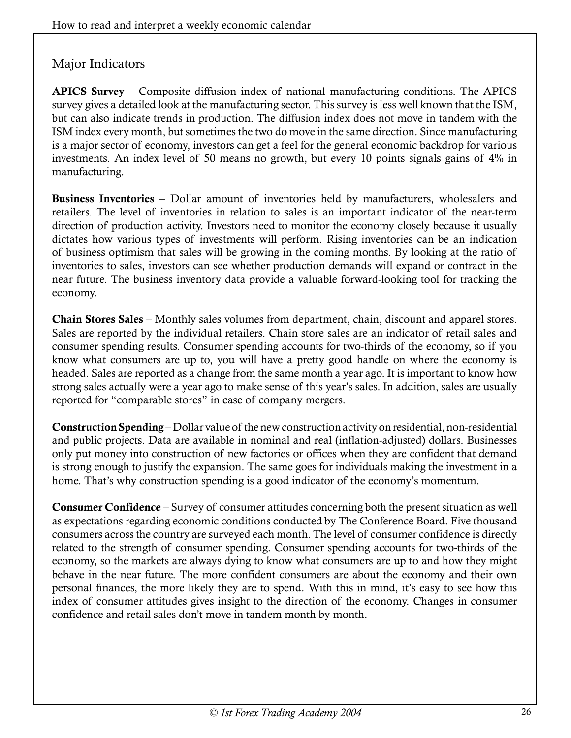## Major Indicators

**APICS Survey** – Composite diffusion index of national manufacturing conditions. The APICS survey gives a detailed look at the manufacturing sector. This survey is less well known that the ISM, but can also indicate trends in production. The diffusion index does not move in tandem with the ISM index every month, but sometimes the two do move in the same direction. Since manufacturing is a major sector of economy, investors can get a feel for the general economic backdrop for various investments. An index level of 50 means no growth, but every 10 points signals gains of 4% in manufacturing.

**Business Inventories** – Dollar amount of inventories held by manufacturers, wholesalers and retailers. The level of inventories in relation to sales is an important indicator of the near-term direction of production activity. Investors need to monitor the economy closely because it usually dictates how various types of investments will perform. Rising inventories can be an indication of business optimism that sales will be growing in the coming months. By looking at the ratio of inventories to sales, investors can see whether production demands will expand or contract in the near future. The business inventory data provide a valuable forward-looking tool for tracking the economy.

**Chain Stores Sales** – Monthly sales volumes from department, chain, discount and apparel stores. Sales are reported by the individual retailers. Chain store sales are an indicator of retail sales and consumer spending results. Consumer spending accounts for two-thirds of the economy, so if you know what consumers are up to, you will have a pretty good handle on where the economy is headed. Sales are reported as a change from the same month a year ago. It is important to know how strong sales actually were a year ago to make sense of this year's sales. In addition, sales are usually reported for "comparable stores" in case of company mergers.

**Construction Spending** – Dollar value of the new construction activity on residential, non-residential and public projects. Data are available in nominal and real (inflation-adjusted) dollars. Businesses only put money into construction of new factories or offices when they are confident that demand is strong enough to justify the expansion. The same goes for individuals making the investment in a home. That's why construction spending is a good indicator of the economy's momentum.

**Consumer Confidence** – Survey of consumer attitudes concerning both the present situation as well as expectations regarding economic conditions conducted by The Conference Board. Five thousand consumers across the country are surveyed each month. The level of consumer confidence is directly related to the strength of consumer spending. Consumer spending accounts for two-thirds of the economy, so the markets are always dying to know what consumers are up to and how they might behave in the near future. The more confident consumers are about the economy and their own personal finances, the more likely they are to spend. With this in mind, it's easy to see how this index of consumer attitudes gives insight to the direction of the economy. Changes in consumer confidence and retail sales don't move in tandem month by month.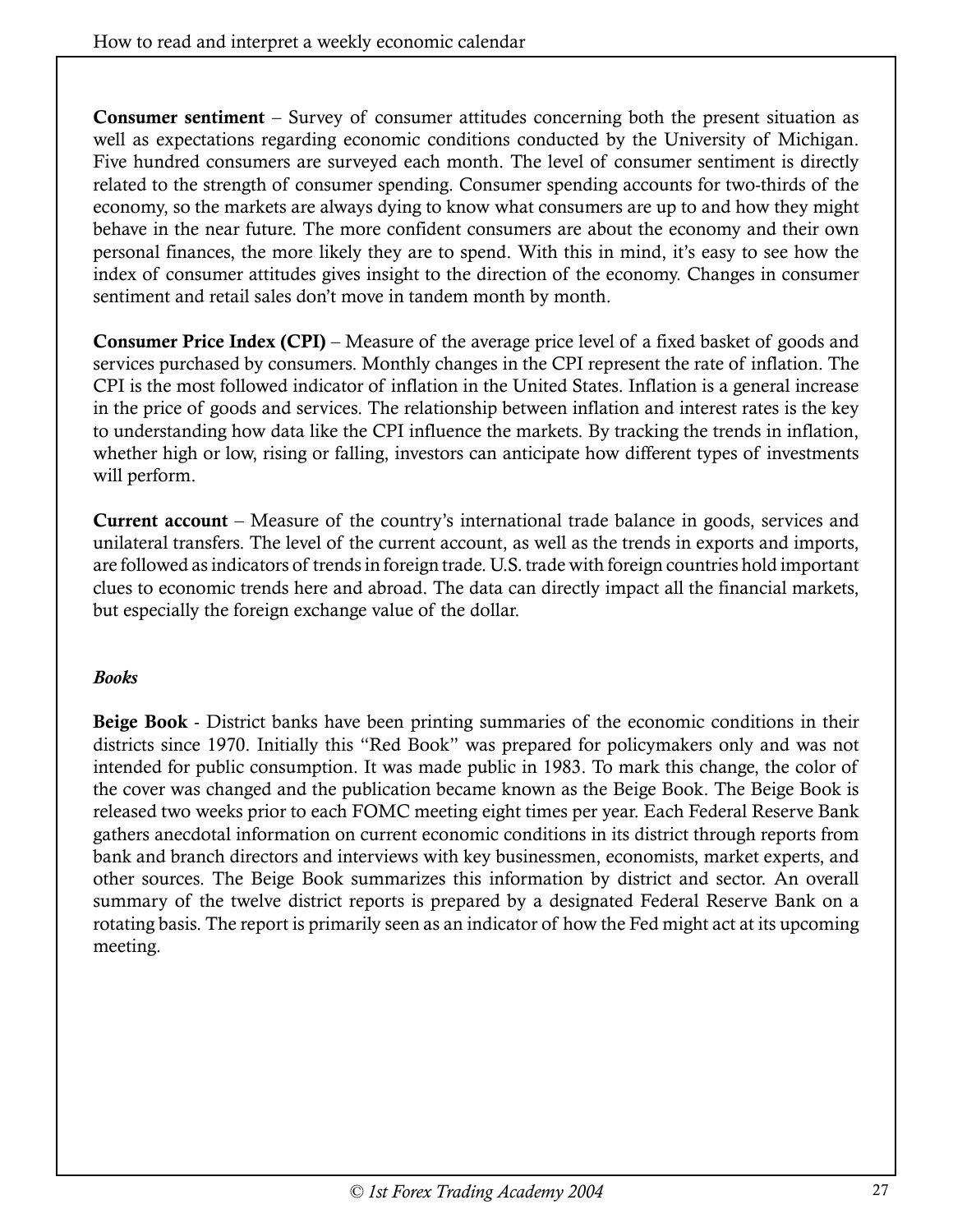**Consumer sentiment** – Survey of consumer attitudes concerning both the present situation as well as expectations regarding economic conditions conducted by the University of Michigan. Five hundred consumers are surveyed each month. The level of consumer sentiment is directly related to the strength of consumer spending. Consumer spending accounts for two-thirds of the economy, so the markets are always dying to know what consumers are up to and how they might behave in the near future. The more confident consumers are about the economy and their own personal finances, the more likely they are to spend. With this in mind, it's easy to see how the index of consumer attitudes gives insight to the direction of the economy. Changes in consumer sentiment and retail sales don't move in tandem month by month.

**Consumer Price Index (CPI)** – Measure of the average price level of a fixed basket of goods and services purchased by consumers. Monthly changes in the CPI represent the rate of inflation. The CPI is the most followed indicator of inflation in the United States. Inflation is a general increase in the price of goods and services. The relationship between inflation and interest rates is the key to understanding how data like the CPI influence the markets. By tracking the trends in inflation, whether high or low, rising or falling, investors can anticipate how different types of investments will perform.

**Current account** – Measure of the country's international trade balance in goods, services and unilateral transfers. The level of the current account, as well as the trends in exports and imports, are followed as indicators of trends in foreign trade. U.S. trade with foreign countries hold important clues to economic trends here and abroad. The data can directly impact all the financial markets, but especially the foreign exchange value of the dollar.

***Books***

**Beige Book** - District banks have been printing summaries of the economic conditions in their districts since 1970. Initially this "Red Book" was prepared for policymakers only and was not intended for public consumption. It was made public in 1983. To mark this change, the color of the cover was changed and the publication became known as the Beige Book. The Beige Book is released two weeks prior to each FOMC meeting eight times per year. Each Federal Reserve Bank gathers anecdotal information on current economic conditions in its district through reports from bank and branch directors and interviews with key businessmen, economists, market experts, and other sources. The Beige Book summarizes this information by district and sector. An overall summary of the twelve district reports is prepared by a designated Federal Reserve Bank on a rotating basis. The report is primarily seen as an indicator of how the Fed might act at its upcoming meeting.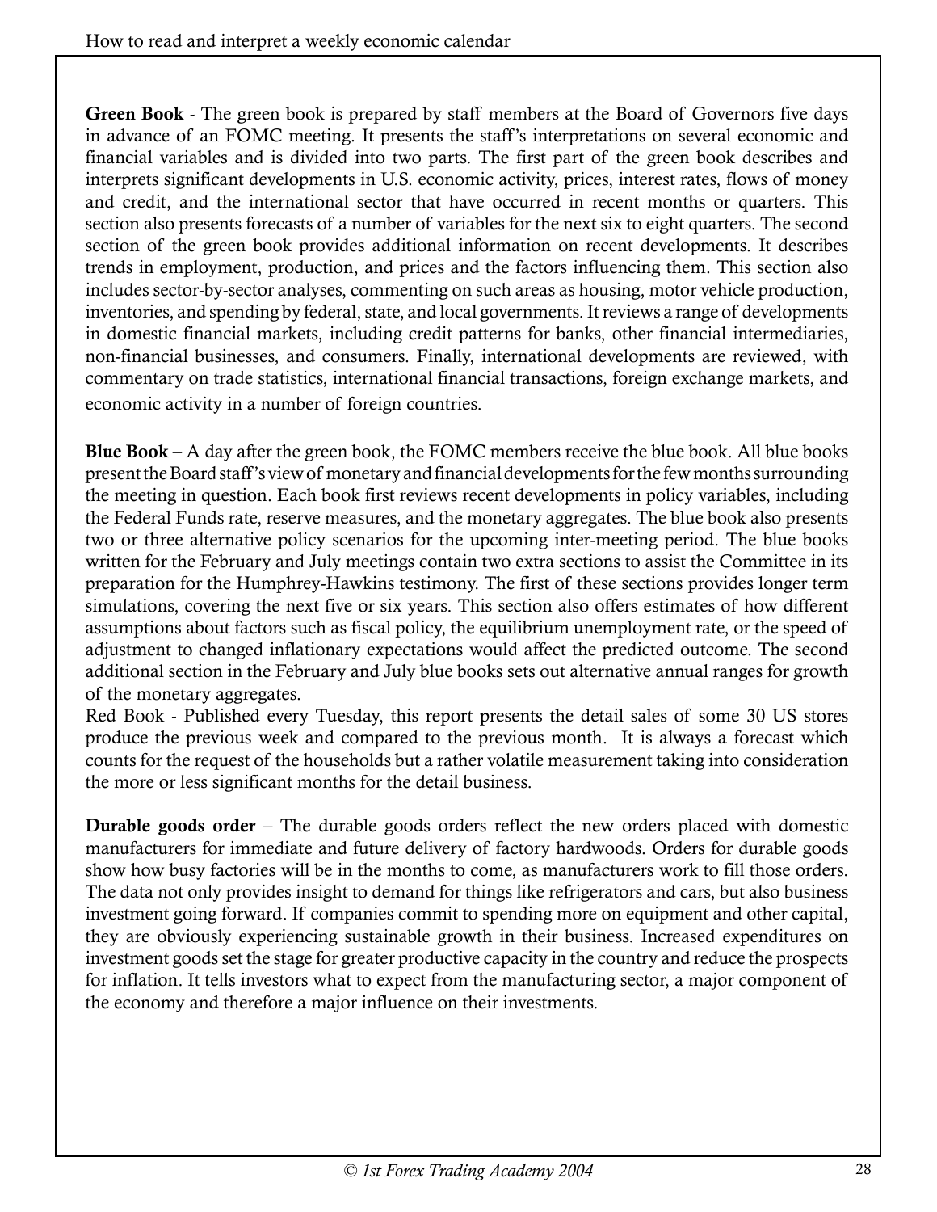**Green Book** - The green book is prepared by staff members at the Board of Governors five days in advance of an FOMC meeting. It presents the staff's interpretations on several economic and financial variables and is divided into two parts. The first part of the green book describes and interprets significant developments in U.S. economic activity, prices, interest rates, flows of money and credit, and the international sector that have occurred in recent months or quarters. This section also presents forecasts of a number of variables for the next six to eight quarters. The second section of the green book provides additional information on recent developments. It describes trends in employment, production, and prices and the factors influencing them. This section also includes sector-by-sector analyses, commenting on such areas as housing, motor vehicle production, inventories, and spending by federal, state, and local governments. It reviews a range of developments in domestic financial markets, including credit patterns for banks, other financial intermediaries, non-financial businesses, and consumers. Finally, international developments are reviewed, with commentary on trade statistics, international financial transactions, foreign exchange markets, and economic activity in a number of foreign countries.

**Blue Book** – A day after the green book, the FOMC members receive the blue book. All blue books present the Board staff's view of monetary and financial developments for the few months surrounding the meeting in question. Each book first reviews recent developments in policy variables, including the Federal Funds rate, reserve measures, and the monetary aggregates. The blue book also presents two or three alternative policy scenarios for the upcoming inter-meeting period. The blue books written for the February and July meetings contain two extra sections to assist the Committee in its preparation for the Humphrey-Hawkins testimony. The first of these sections provides longer term simulations, covering the next five or six years. This section also offers estimates of how different assumptions about factors such as fiscal policy, the equilibrium unemployment rate, or the speed of adjustment to changed inflationary expectations would affect the predicted outcome. The second additional section in the February and July blue books sets out alternative annual ranges for growth of the monetary aggregates.
Red Book - Published every Tuesday, this report presents the detail sales of some 30 US stores produce the previous week and compared to the previous month. It is always a forecast which counts for the request of the households but a rather volatile measurement taking into consideration the more or less significant months for the detail business.

**Durable goods order** – The durable goods orders reflect the new orders placed with domestic manufacturers for immediate and future delivery of factory hardwoods. Orders for durable goods show how busy factories will be in the months to come, as manufacturers work to fill those orders. The data not only provides insight to demand for things like refrigerators and cars, but also business investment going forward. If companies commit to spending more on equipment and other capital, they are obviously experiencing sustainable growth in their business. Increased expenditures on investment goods set the stage for greater productive capacity in the country and reduce the prospects for inflation. It tells investors what to expect from the manufacturing sector, a major component of the economy and therefore a major influence on their investments.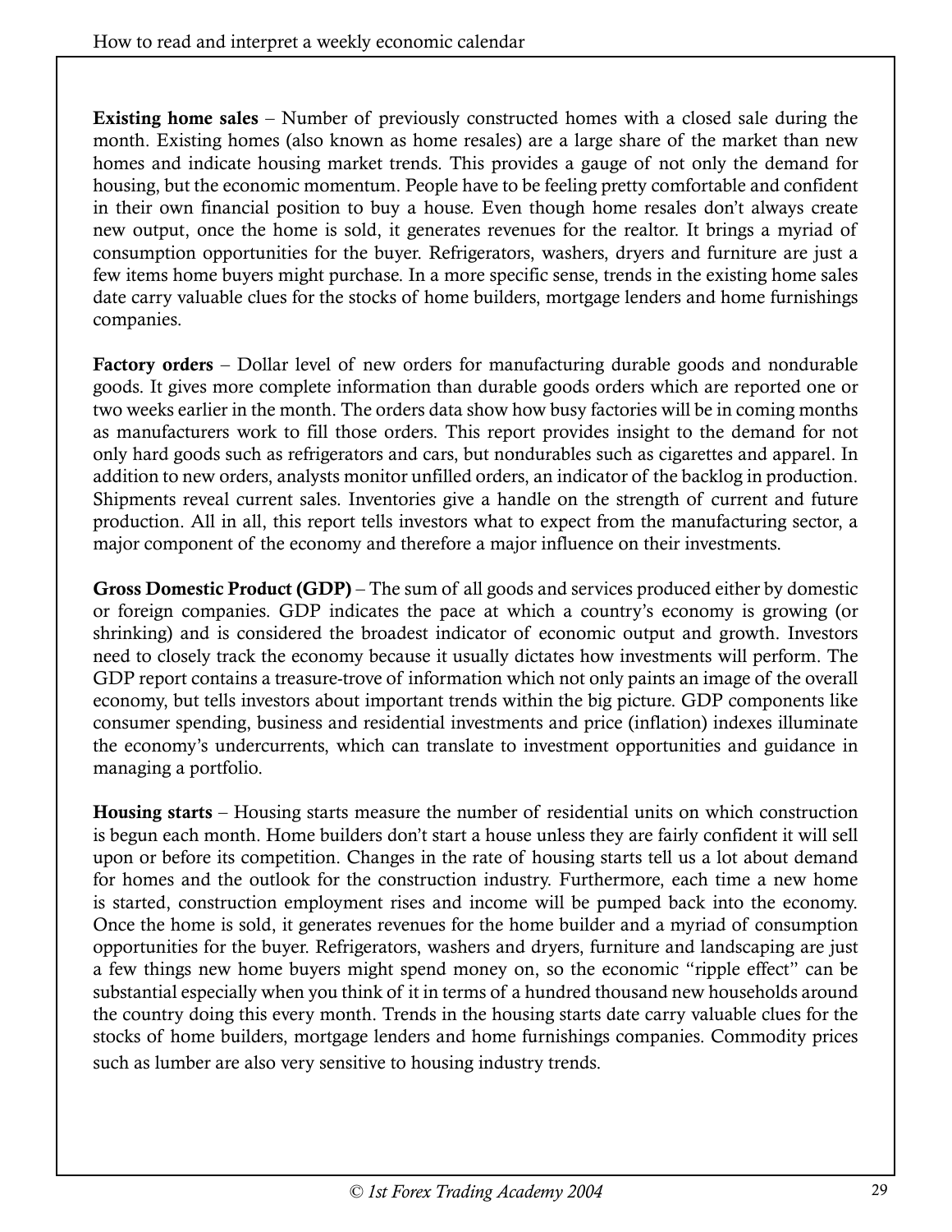**Existing home sales** – Number of previously constructed homes with a closed sale during the month. Existing homes (also known as home resales) are a large share of the market than new homes and indicate housing market trends. This provides a gauge of not only the demand for housing, but the economic momentum. People have to be feeling pretty comfortable and confident in their own financial position to buy a house. Even though home resales don't always create new output, once the home is sold, it generates revenues for the realtor. It brings a myriad of consumption opportunities for the buyer. Refrigerators, washers, dryers and furniture are just a few items home buyers might purchase. In a more specific sense, trends in the existing home sales date carry valuable clues for the stocks of home builders, mortgage lenders and home furnishings companies.

**Factory orders** – Dollar level of new orders for manufacturing durable goods and nondurable goods. It gives more complete information than durable goods orders which are reported one or two weeks earlier in the month. The orders data show how busy factories will be in coming months as manufacturers work to fill those orders. This report provides insight to the demand for not only hard goods such as refrigerators and cars, but nondurables such as cigarettes and apparel. In addition to new orders, analysts monitor unfilled orders, an indicator of the backlog in production. Shipments reveal current sales. Inventories give a handle on the strength of current and future production. All in all, this report tells investors what to expect from the manufacturing sector, a major component of the economy and therefore a major influence on their investments.

**Gross Domestic Product (GDP)** – The sum of all goods and services produced either by domestic or foreign companies. GDP indicates the pace at which a country's economy is growing (or shrinking) and is considered the broadest indicator of economic output and growth. Investors need to closely track the economy because it usually dictates how investments will perform. The GDP report contains a treasure-trove of information which not only paints an image of the overall economy, but tells investors about important trends within the big picture. GDP components like consumer spending, business and residential investments and price (inflation) indexes illuminate the economy's undercurrents, which can translate to investment opportunities and guidance in managing a portfolio.

**Housing starts** – Housing starts measure the number of residential units on which construction is begun each month. Home builders don't start a house unless they are fairly confident it will sell upon or before its competition. Changes in the rate of housing starts tell us a lot about demand for homes and the outlook for the construction industry. Furthermore, each time a new home is started, construction employment rises and income will be pumped back into the economy. Once the home is sold, it generates revenues for the home builder and a myriad of consumption opportunities for the buyer. Refrigerators, washers and dryers, furniture and landscaping are just a few things new home buyers might spend money on, so the economic "ripple effect" can be substantial especially when you think of it in terms of a hundred thousand new households around the country doing this every month. Trends in the housing starts date carry valuable clues for the stocks of home builders, mortgage lenders and home furnishings companies. Commodity prices such as lumber are also very sensitive to housing industry trends.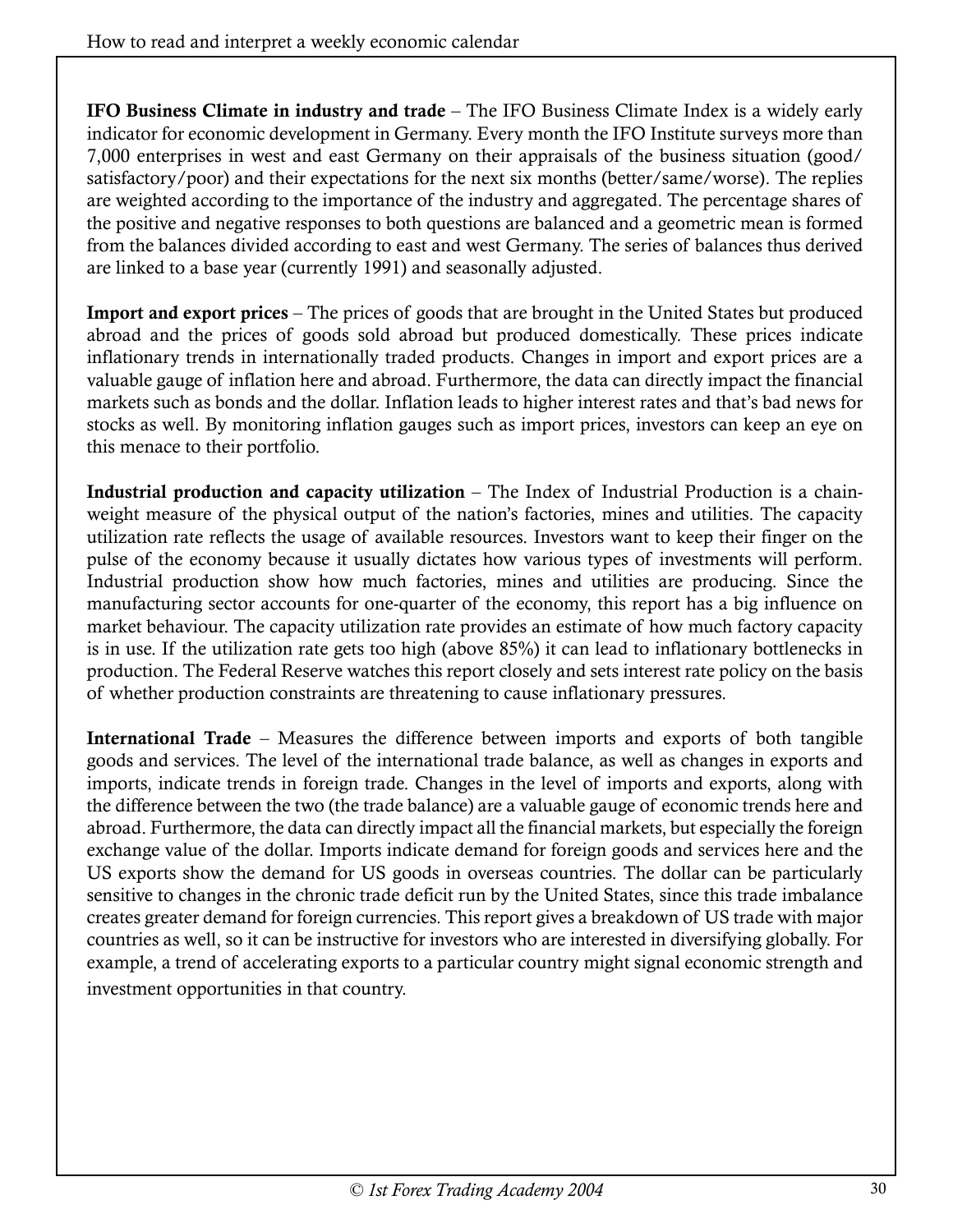**IFO Business Climate in industry and trade** – The IFO Business Climate Index is a widely early indicator for economic development in Germany. Every month the IFO Institute surveys more than 7,000 enterprises in west and east Germany on their appraisals of the business situation (good/ satisfactory/poor) and their expectations for the next six months (better/same/worse). The replies are weighted according to the importance of the industry and aggregated. The percentage shares of the positive and negative responses to both questions are balanced and a geometric mean is formed from the balances divided according to east and west Germany. The series of balances thus derived are linked to a base year (currently 1991) and seasonally adjusted.

**Import and export prices** – The prices of goods that are brought in the United States but produced abroad and the prices of goods sold abroad but produced domestically. These prices indicate inflationary trends in internationally traded products. Changes in import and export prices are a valuable gauge of inflation here and abroad. Furthermore, the data can directly impact the financial markets such as bonds and the dollar. Inflation leads to higher interest rates and that's bad news for stocks as well. By monitoring inflation gauges such as import prices, investors can keep an eye on this menace to their portfolio.

**Industrial production and capacity utilization** – The Index of Industrial Production is a chain-weight measure of the physical output of the nation's factories, mines and utilities. The capacity utilization rate reflects the usage of available resources. Investors want to keep their finger on the pulse of the economy because it usually dictates how various types of investments will perform. Industrial production show how much factories, mines and utilities are producing. Since the manufacturing sector accounts for one-quarter of the economy, this report has a big influence on market behaviour. The capacity utilization rate provides an estimate of how much factory capacity is in use. If the utilization rate gets too high (above 85%) it can lead to inflationary bottlenecks in production. The Federal Reserve watches this report closely and sets interest rate policy on the basis of whether production constraints are threatening to cause inflationary pressures.

**International Trade** – Measures the difference between imports and exports of both tangible goods and services. The level of the international trade balance, as well as changes in exports and imports, indicate trends in foreign trade. Changes in the level of imports and exports, along with the difference between the two (the trade balance) are a valuable gauge of economic trends here and abroad. Furthermore, the data can directly impact all the financial markets, but especially the foreign exchange value of the dollar. Imports indicate demand for foreign goods and services here and the US exports show the demand for US goods in overseas countries. The dollar can be particularly sensitive to changes in the chronic trade deficit run by the United States, since this trade imbalance creates greater demand for foreign currencies. This report gives a breakdown of US trade with major countries as well, so it can be instructive for investors who are interested in diversifying globally. For example, a trend of accelerating exports to a particular country might signal economic strength and investment opportunities in that country.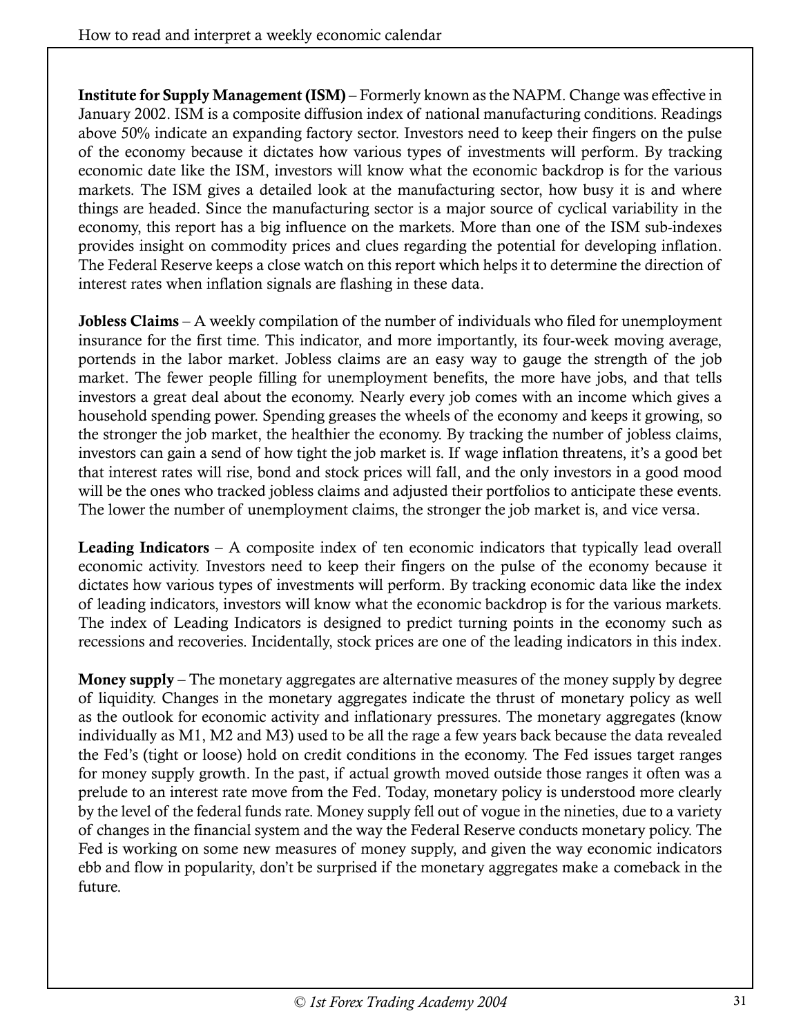**Institute for Supply Management (ISM)** – Formerly known as the NAPM. Change was effective in January 2002. ISM is a composite diffusion index of national manufacturing conditions. Readings above 50% indicate an expanding factory sector. Investors need to keep their fingers on the pulse of the economy because it dictates how various types of investments will perform. By tracking economic date like the ISM, investors will know what the economic backdrop is for the various markets. The ISM gives a detailed look at the manufacturing sector, how busy it is and where things are headed. Since the manufacturing sector is a major source of cyclical variability in the economy, this report has a big influence on the markets. More than one of the ISM sub-indexes provides insight on commodity prices and clues regarding the potential for developing inflation. The Federal Reserve keeps a close watch on this report which helps it to determine the direction of interest rates when inflation signals are flashing in these data.

**Jobless Claims** – A weekly compilation of the number of individuals who filed for unemployment insurance for the first time. This indicator, and more importantly, its four-week moving average, portends in the labor market. Jobless claims are an easy way to gauge the strength of the job market. The fewer people filling for unemployment benefits, the more have jobs, and that tells investors a great deal about the economy. Nearly every job comes with an income which gives a household spending power. Spending greases the wheels of the economy and keeps it growing, so the stronger the job market, the healthier the economy. By tracking the number of jobless claims, investors can gain a send of how tight the job market is. If wage inflation threatens, it's a good bet that interest rates will rise, bond and stock prices will fall, and the only investors in a good mood will be the ones who tracked jobless claims and adjusted their portfolios to anticipate these events. The lower the number of unemployment claims, the stronger the job market is, and vice versa.

**Leading Indicators** – A composite index of ten economic indicators that typically lead overall economic activity. Investors need to keep their fingers on the pulse of the economy because it dictates how various types of investments will perform. By tracking economic data like the index of leading indicators, investors will know what the economic backdrop is for the various markets. The index of Leading Indicators is designed to predict turning points in the economy such as recessions and recoveries. Incidentally, stock prices are one of the leading indicators in this index.

**Money supply** – The monetary aggregates are alternative measures of the money supply by degree of liquidity. Changes in the monetary aggregates indicate the thrust of monetary policy as well as the outlook for economic activity and inflationary pressures. The monetary aggregates (know individually as M1, M2 and M3) used to be all the rage a few years back because the data revealed the Fed's (tight or loose) hold on credit conditions in the economy. The Fed issues target ranges for money supply growth. In the past, if actual growth moved outside those ranges it often was a prelude to an interest rate move from the Fed. Today, monetary policy is understood more clearly by the level of the federal funds rate. Money supply fell out of vogue in the nineties, due to a variety of changes in the financial system and the way the Federal Reserve conducts monetary policy. The Fed is working on some new measures of money supply, and given the way economic indicators ebb and flow in popularity, don't be surprised if the monetary aggregates make a comeback in the future.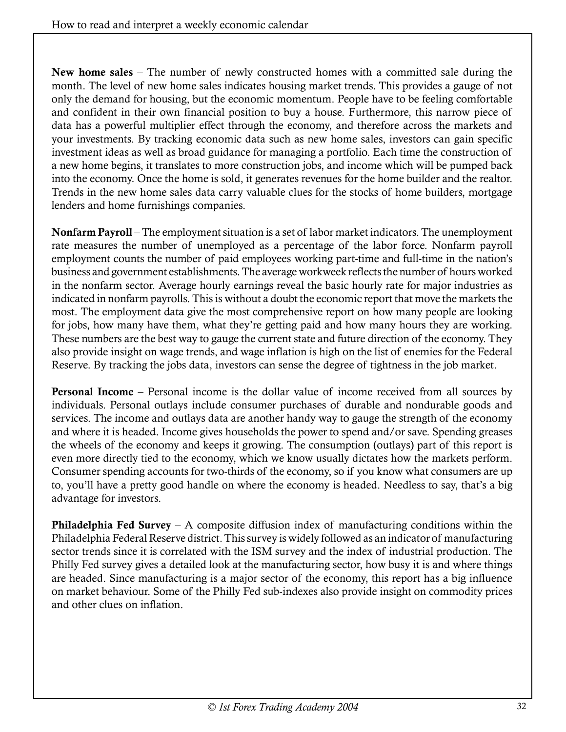**New home sales** – The number of newly constructed homes with a committed sale during the month. The level of new home sales indicates housing market trends. This provides a gauge of not only the demand for housing, but the economic momentum. People have to be feeling comfortable and confident in their own financial position to buy a house. Furthermore, this narrow piece of data has a powerful multiplier effect through the economy, and therefore across the markets and your investments. By tracking economic data such as new home sales, investors can gain specific investment ideas as well as broad guidance for managing a portfolio. Each time the construction of a new home begins, it translates to more construction jobs, and income which will be pumped back into the economy. Once the home is sold, it generates revenues for the home builder and the realtor. Trends in the new home sales data carry valuable clues for the stocks of home builders, mortgage lenders and home furnishings companies.

**Nonfarm Payroll** – The employment situation is a set of labor market indicators. The unemployment rate measures the number of unemployed as a percentage of the labor force. Nonfarm payroll employment counts the number of paid employees working part-time and full-time in the nation's business and government establishments. The average workweek reflects the number of hours worked in the nonfarm sector. Average hourly earnings reveal the basic hourly rate for major industries as indicated in nonfarm payrolls. This is without a doubt the economic report that move the markets the most. The employment data give the most comprehensive report on how many people are looking for jobs, how many have them, what they're getting paid and how many hours they are working. These numbers are the best way to gauge the current state and future direction of the economy. They also provide insight on wage trends, and wage inflation is high on the list of enemies for the Federal Reserve. By tracking the jobs data, investors can sense the degree of tightness in the job market.

**Personal Income** – Personal income is the dollar value of income received from all sources by individuals. Personal outlays include consumer purchases of durable and nondurable goods and services. The income and outlays data are another handy way to gauge the strength of the economy and where it is headed. Income gives households the power to spend and/or save. Spending greases the wheels of the economy and keeps it growing. The consumption (outlays) part of this report is even more directly tied to the economy, which we know usually dictates how the markets perform. Consumer spending accounts for two-thirds of the economy, so if you know what consumers are up to, you'll have a pretty good handle on where the economy is headed. Needless to say, that's a big advantage for investors.

**Philadelphia Fed Survey** – A composite diffusion index of manufacturing conditions within the Philadelphia Federal Reserve district. This survey is widely followed as an indicator of manufacturing sector trends since it is correlated with the ISM survey and the index of industrial production. The Philly Fed survey gives a detailed look at the manufacturing sector, how busy it is and where things are headed. Since manufacturing is a major sector of the economy, this report has a big influence on market behaviour. Some of the Philly Fed sub-indexes also provide insight on commodity prices and other clues on inflation.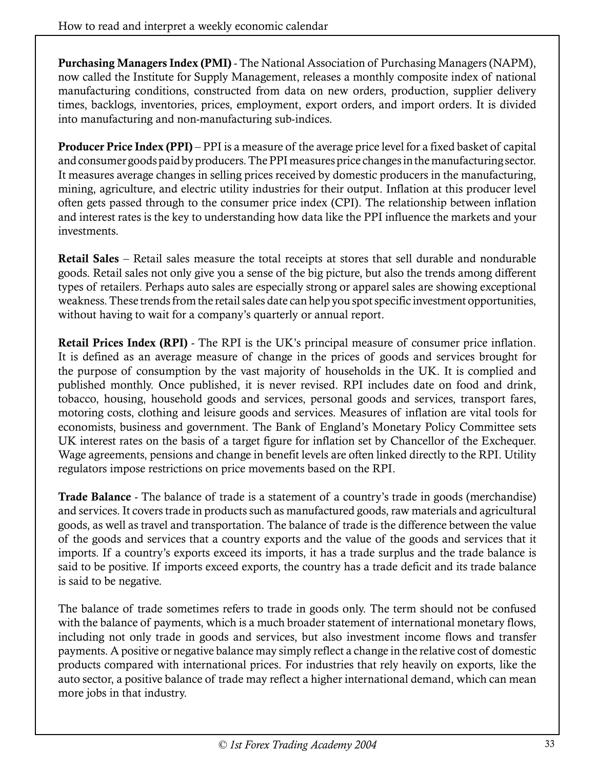**Purchasing Managers Index (PMI)** - The National Association of Purchasing Managers (NAPM), now called the Institute for Supply Management, releases a monthly composite index of national manufacturing conditions, constructed from data on new orders, production, supplier delivery times, backlogs, inventories, prices, employment, export orders, and import orders. It is divided into manufacturing and non-manufacturing sub-indices.

**Producer Price Index (PPI)** – PPI is a measure of the average price level for a fixed basket of capital and consumer goods paid by producers. The PPI measures price changes in the manufacturing sector. It measures average changes in selling prices received by domestic producers in the manufacturing, mining, agriculture, and electric utility industries for their output. Inflation at this producer level often gets passed through to the consumer price index (CPI). The relationship between inflation and interest rates is the key to understanding how data like the PPI influence the markets and your investments.

**Retail Sales** – Retail sales measure the total receipts at stores that sell durable and nondurable goods. Retail sales not only give you a sense of the big picture, but also the trends among different types of retailers. Perhaps auto sales are especially strong or apparel sales are showing exceptional weakness. These trends from the retail sales date can help you spot specific investment opportunities, without having to wait for a company's quarterly or annual report.

**Retail Prices Index (RPI)** - The RPI is the UK's principal measure of consumer price inflation. It is defined as an average measure of change in the prices of goods and services brought for the purpose of consumption by the vast majority of households in the UK. It is complied and published monthly. Once published, it is never revised. RPI includes date on food and drink, tobacco, housing, household goods and services, personal goods and services, transport fares, motoring costs, clothing and leisure goods and services. Measures of inflation are vital tools for economists, business and government. The Bank of England's Monetary Policy Committee sets UK interest rates on the basis of a target figure for inflation set by Chancellor of the Exchequer. Wage agreements, pensions and change in benefit levels are often linked directly to the RPI. Utility regulators impose restrictions on price movements based on the RPI.

**Trade Balance** - The balance of trade is a statement of a country's trade in goods (merchandise) and services. It covers trade in products such as manufactured goods, raw materials and agricultural goods, as well as travel and transportation. The balance of trade is the difference between the value of the goods and services that a country exports and the value of the goods and services that it imports. If a country's exports exceed its imports, it has a trade surplus and the trade balance is said to be positive. If imports exceed exports, the country has a trade deficit and its trade balance is said to be negative.

The balance of trade sometimes refers to trade in goods only. The term should not be confused with the balance of payments, which is a much broader statement of international monetary flows, including not only trade in goods and services, but also investment income flows and transfer payments. A positive or negative balance may simply reflect a change in the relative cost of domestic products compared with international prices. For industries that rely heavily on exports, like the auto sector, a positive balance of trade may reflect a higher international demand, which can mean more jobs in that industry.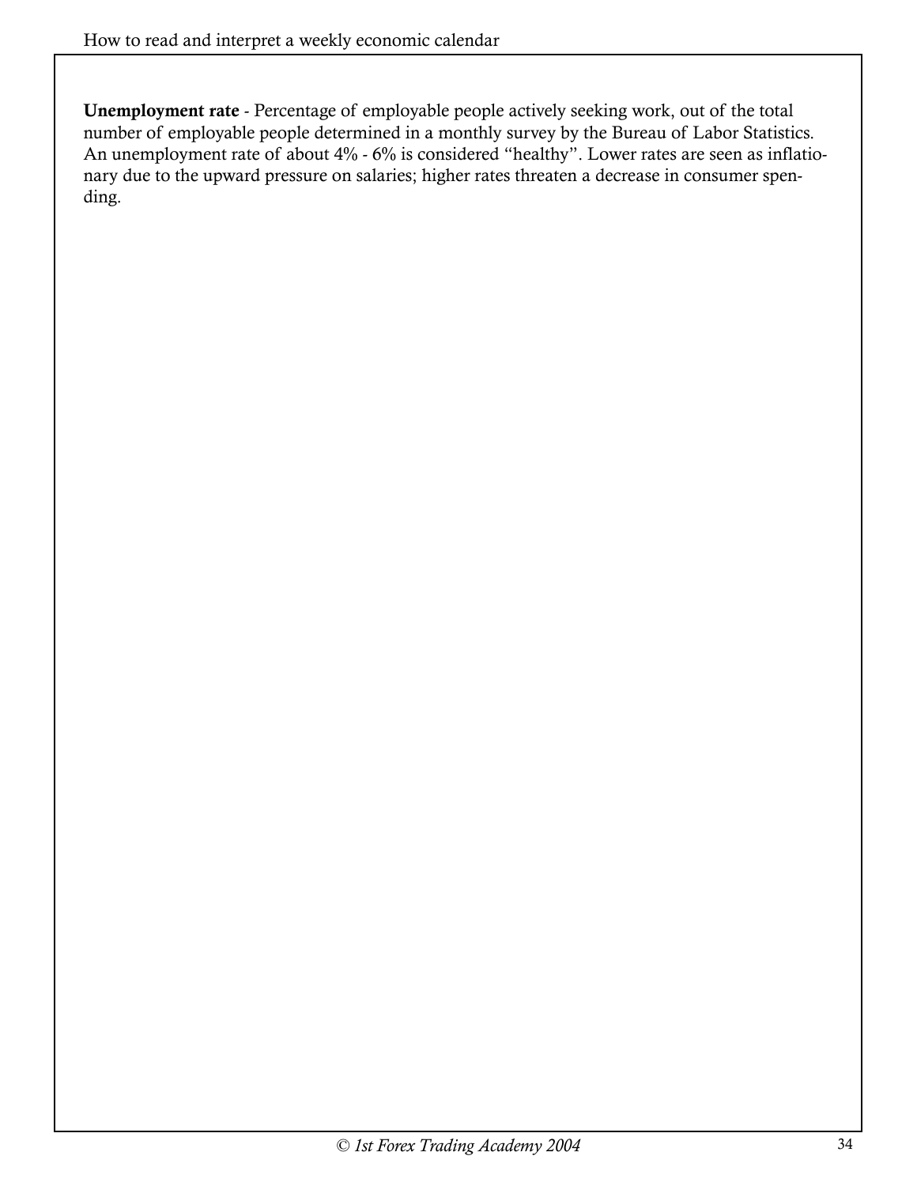**Unemployment rate** - Percentage of employable people actively seeking work, out of the total number of employable people determined in a monthly survey by the Bureau of Labor Statistics. An unemployment rate of about 4% - 6% is considered "healthy". Lower rates are seen as inflationary due to the upward pressure on salaries; higher rates threaten a decrease in consumer spending.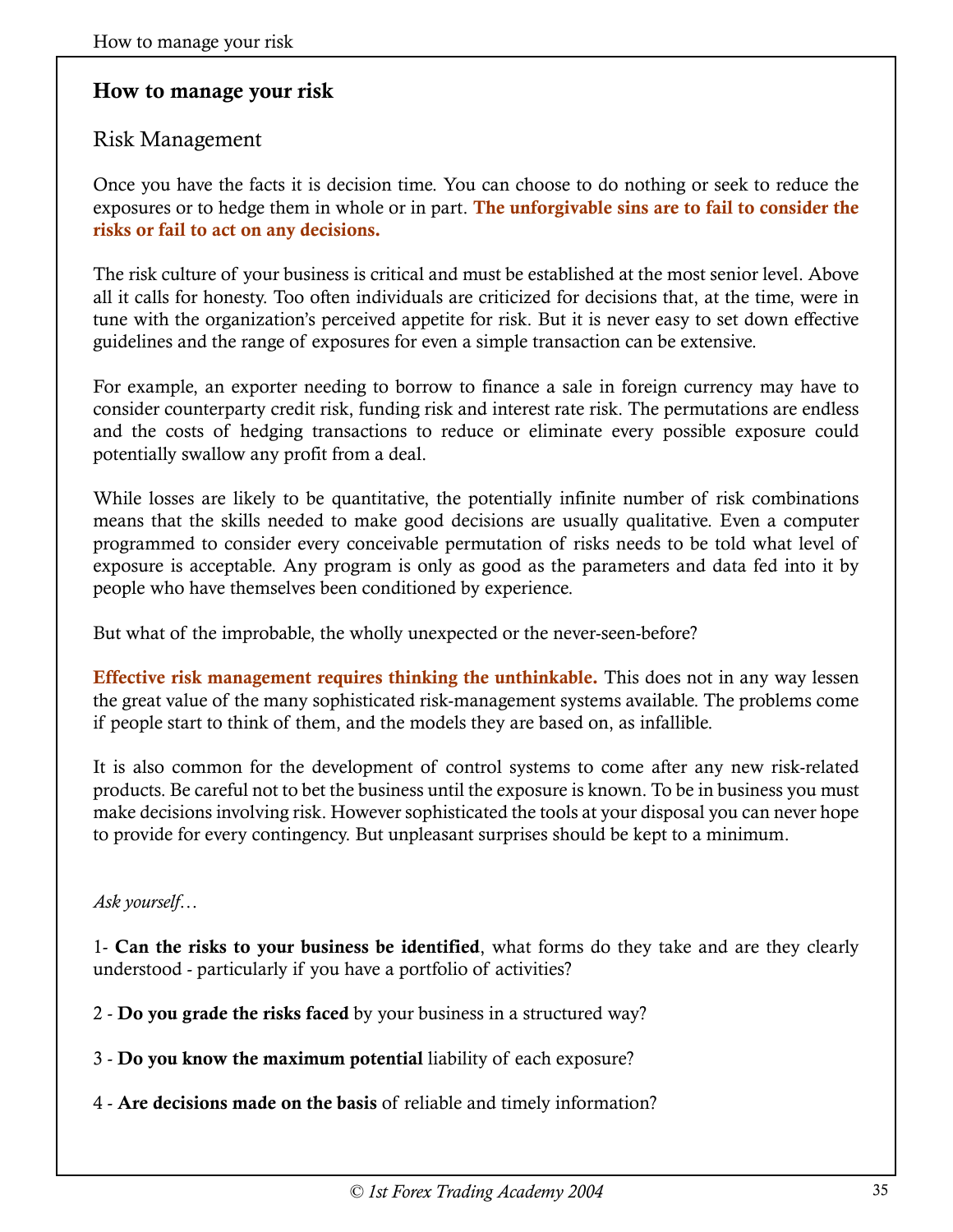## How to manage your risk

### Risk Management

Once you have the facts it is decision time. You can choose to do nothing or seek to reduce the exposures or to hedge them in whole or in part. **The unforgivable sins are to fail to consider the risks or fail to act on any decisions.**

The risk culture of your business is critical and must be established at the most senior level. Above all it calls for honesty. Too often individuals are criticized for decisions that, at the time, were in tune with the organization's perceived appetite for risk. But it is never easy to set down effective guidelines and the range of exposures for even a simple transaction can be extensive.

For example, an exporter needing to borrow to finance a sale in foreign currency may have to consider counterparty credit risk, funding risk and interest rate risk. The permutations are endless and the costs of hedging transactions to reduce or eliminate every possible exposure could potentially swallow any profit from a deal.

While losses are likely to be quantitative, the potentially infinite number of risk combinations means that the skills needed to make good decisions are usually qualitative. Even a computer programmed to consider every conceivable permutation of risks needs to be told what level of exposure is acceptable. Any program is only as good as the parameters and data fed into it by people who have themselves been conditioned by experience.

But what of the improbable, the wholly unexpected or the never-seen-before?

**Effective risk management requires thinking the unthinkable.** This does not in any way lessen the great value of the many sophisticated risk-management systems available. The problems come if people start to think of them, and the models they are based on, as infallible.

It is also common for the development of control systems to come after any new risk-related products. Be careful not to bet the business until the exposure is known. To be in business you must make decisions involving risk. However sophisticated the tools at your disposal you can never hope to provide for every contingency. But unpleasant surprises should be kept to a minimum.

*Ask yourself…*

1- **Can the risks to your business be identified**, what forms do they take and are they clearly understood - particularly if you have a portfolio of activities?

2 - **Do you grade the risks faced** by your business in a structured way?

3 - **Do you know the maximum potential** liability of each exposure?

4 - **Are decisions made on the basis** of reliable and timely information?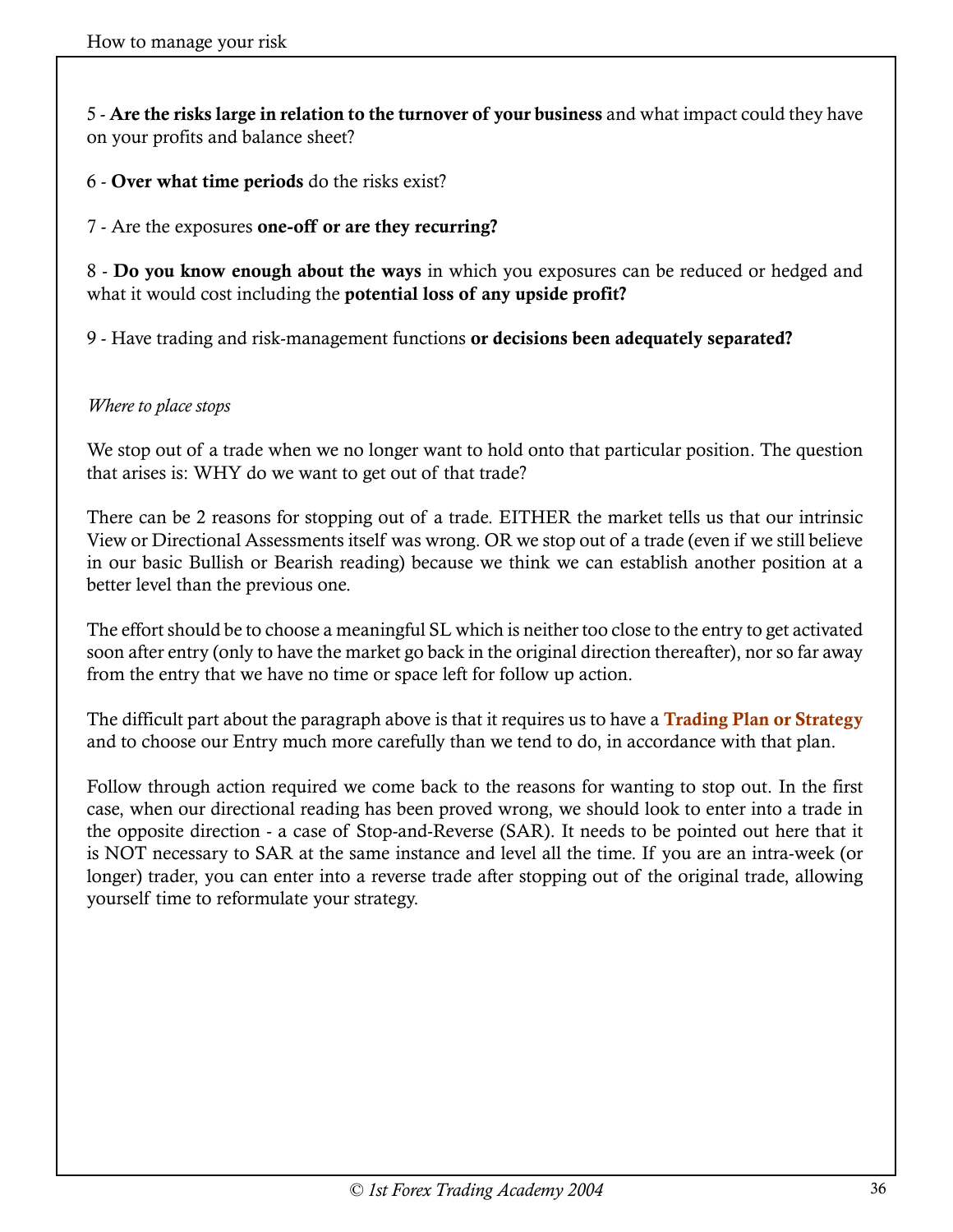5 - **Are the risks large in relation to the turnover of your business** and what impact could they have on your profits and balance sheet?

6 - **Over what time periods** do the risks exist?

7 - Are the exposures **one-off or are they recurring?**

8 - **Do you know enough about the ways** in which you exposures can be reduced or hedged and what it would cost including the **potential loss of any upside profit?**

9 - Have trading and risk-management functions **or decisions been adequately separated?**

*Where to place stops*

We stop out of a trade when we no longer want to hold onto that particular position. The question that arises is: WHY do we want to get out of that trade?

There can be 2 reasons for stopping out of a trade. EITHER the market tells us that our intrinsic View or Directional Assessments itself was wrong. OR we stop out of a trade (even if we still believe in our basic Bullish or Bearish reading) because we think we can establish another position at a better level than the previous one.

The effort should be to choose a meaningful SL which is neither too close to the entry to get activated soon after entry (only to have the market go back in the original direction thereafter), nor so far away from the entry that we have no time or space left for follow up action.

The difficult part about the paragraph above is that it requires us to have a **Trading Plan or Strategy** and to choose our Entry much more carefully than we tend to do, in accordance with that plan.

Follow through action required we come back to the reasons for wanting to stop out. In the first case, when our directional reading has been proved wrong, we should look to enter into a trade in the opposite direction - a case of Stop-and-Reverse (SAR). It needs to be pointed out here that it is NOT necessary to SAR at the same instance and level all the time. If you are an intra-week (or longer) trader, you can enter into a reverse trade after stopping out of the original trade, allowing yourself time to reformulate your strategy.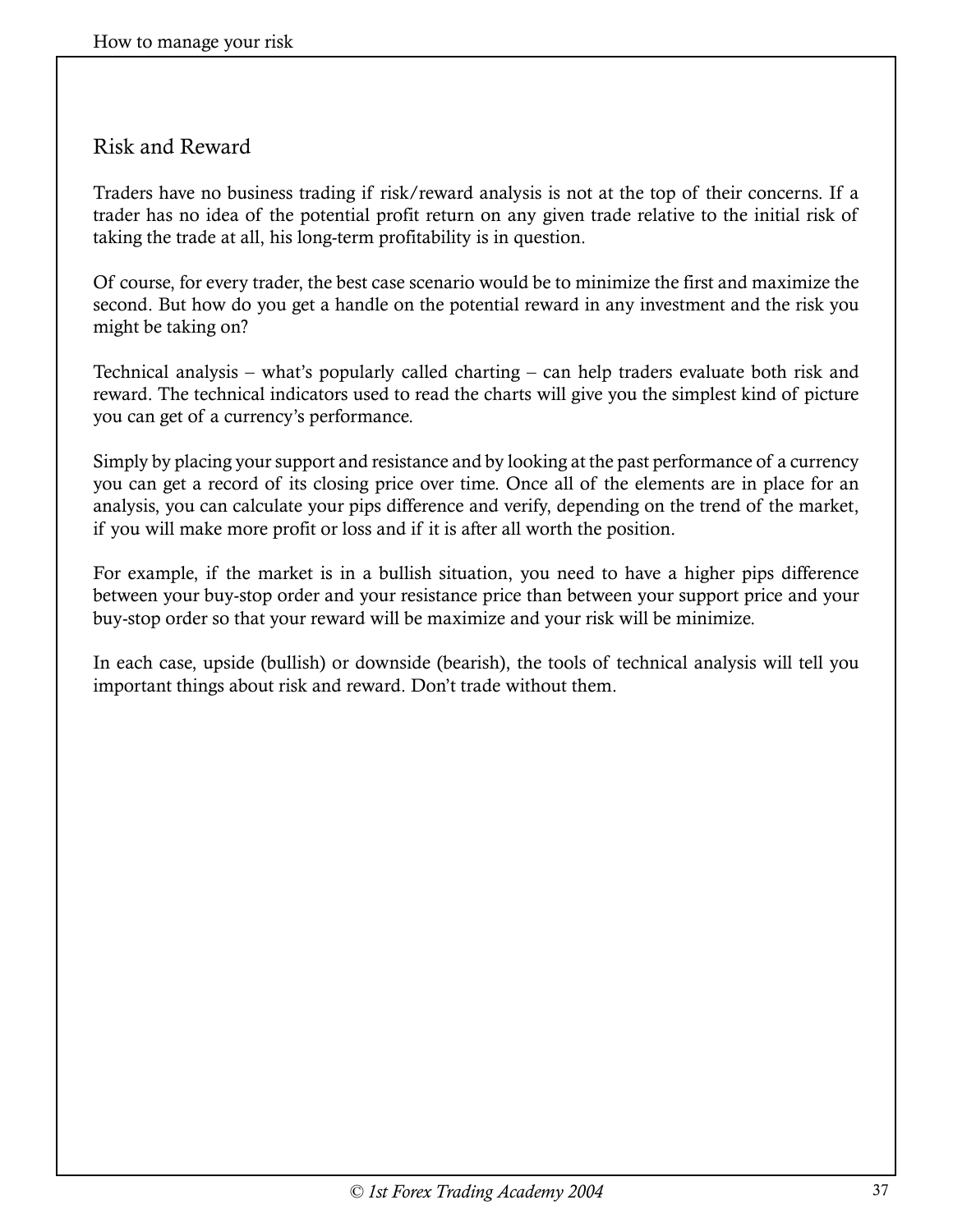## Risk and Reward

Traders have no business trading if risk/reward analysis is not at the top of their concerns. If a trader has no idea of the potential profit return on any given trade relative to the initial risk of taking the trade at all, his long-term profitability is in question.

Of course, for every trader, the best case scenario would be to minimize the first and maximize the second. But how do you get a handle on the potential reward in any investment and the risk you might be taking on?

Technical analysis – what's popularly called charting – can help traders evaluate both risk and reward. The technical indicators used to read the charts will give you the simplest kind of picture you can get of a currency's performance.

Simply by placing your support and resistance and by looking at the past performance of a currency you can get a record of its closing price over time. Once all of the elements are in place for an analysis, you can calculate your pips difference and verify, depending on the trend of the market, if you will make more profit or loss and if it is after all worth the position.

For example, if the market is in a bullish situation, you need to have a higher pips difference between your buy-stop order and your resistance price than between your support price and your buy-stop order so that your reward will be maximize and your risk will be minimize.

In each case, upside (bullish) or downside (bearish), the tools of technical analysis will tell you important things about risk and reward. Don't trade without them.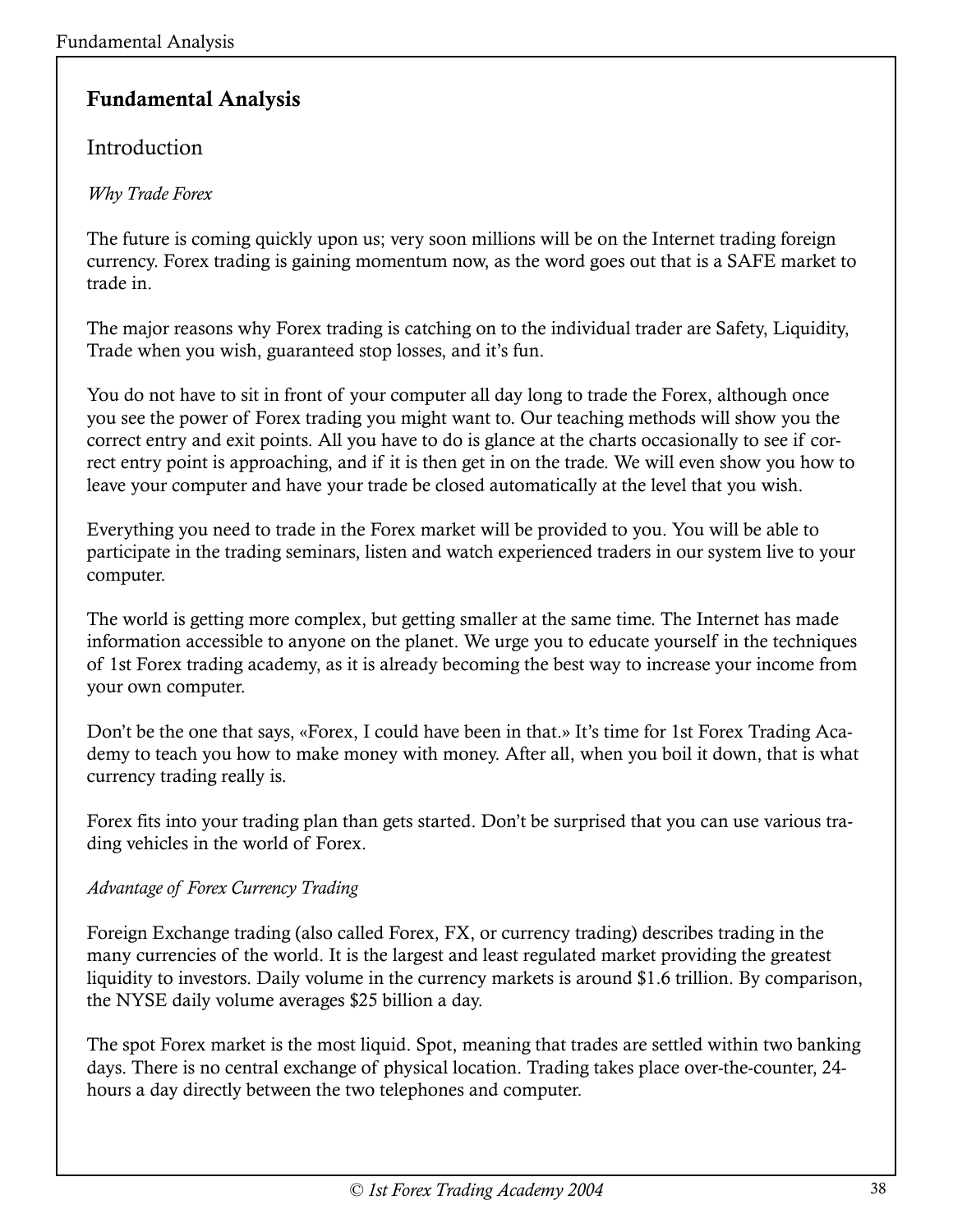# Fundamental Analysis

## Introduction

*Why Trade Forex*

The future is coming quickly upon us; very soon millions will be on the Internet trading foreign currency. Forex trading is gaining momentum now, as the word goes out that is a SAFE market to trade in.

The major reasons why Forex trading is catching on to the individual trader are Safety, Liquidity, Trade when you wish, guaranteed stop losses, and it's fun.

You do not have to sit in front of your computer all day long to trade the Forex, although once you see the power of Forex trading you might want to. Our teaching methods will show you the correct entry and exit points. All you have to do is glance at the charts occasionally to see if correct entry point is approaching, and if it is then get in on the trade. We will even show you how to leave your computer and have your trade be closed automatically at the level that you wish.

Everything you need to trade in the Forex market will be provided to you. You will be able to participate in the trading seminars, listen and watch experienced traders in our system live to your computer.

The world is getting more complex, but getting smaller at the same time. The Internet has made information accessible to anyone on the planet. We urge you to educate yourself in the techniques of 1st Forex trading academy, as it is already becoming the best way to increase your income from your own computer.

Don't be the one that says, «Forex, I could have been in that.» It's time for 1st Forex Trading Academy to teach you how to make money with money. After all, when you boil it down, that is what currency trading really is.

Forex fits into your trading plan than gets started. Don't be surprised that you can use various trading vehicles in the world of Forex.

*Advantage of Forex Currency Trading*

Foreign Exchange trading (also called Forex, FX, or currency trading) describes trading in the many currencies of the world. It is the largest and least regulated market providing the greatest liquidity to investors. Daily volume in the currency markets is around $1.6 trillion. By comparison, the NYSE daily volume averages $25 billion a day.

The spot Forex market is the most liquid. Spot, meaning that trades are settled within two banking days. There is no central exchange of physical location. Trading takes place over-the-counter, 24-hours a day directly between the two telephones and computer.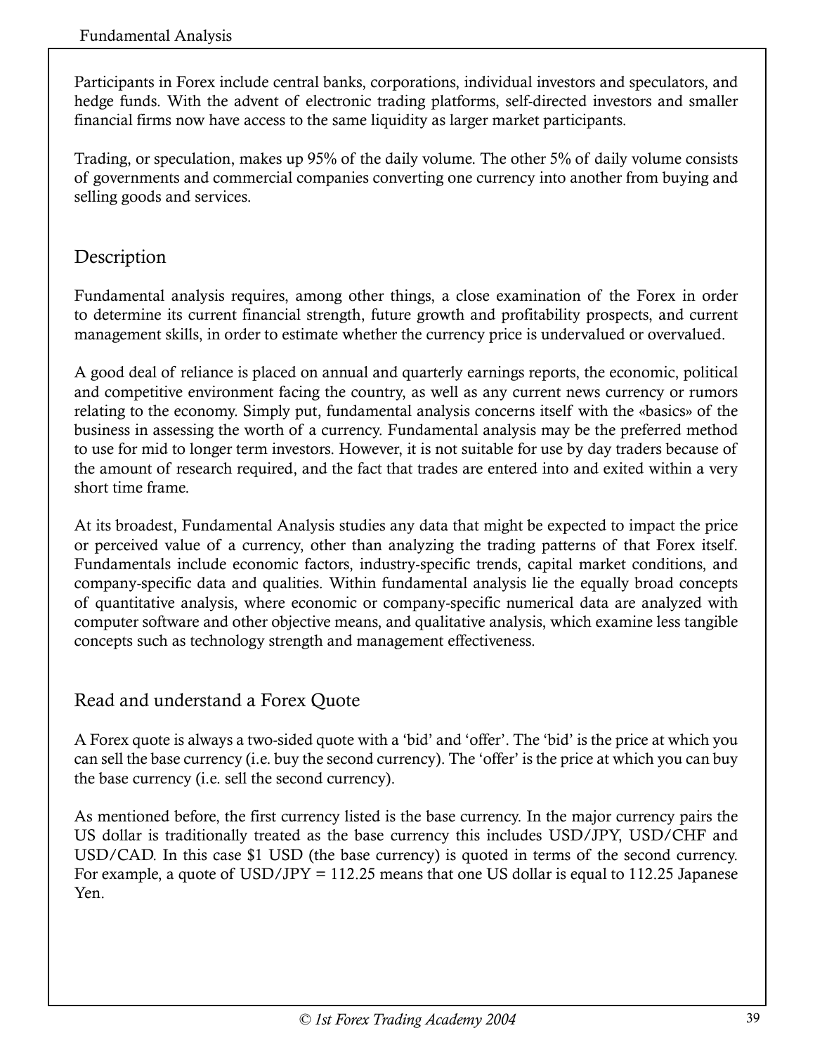Participants in Forex include central banks, corporations, individual investors and speculators, and hedge funds. With the advent of electronic trading platforms, self-directed investors and smaller financial firms now have access to the same liquidity as larger market participants.

Trading, or speculation, makes up 95% of the daily volume. The other 5% of daily volume consists of governments and commercial companies converting one currency into another from buying and selling goods and services.

## Description

Fundamental analysis requires, among other things, a close examination of the Forex in order to determine its current financial strength, future growth and profitability prospects, and current management skills, in order to estimate whether the currency price is undervalued or overvalued.

A good deal of reliance is placed on annual and quarterly earnings reports, the economic, political and competitive environment facing the country, as well as any current news currency or rumors relating to the economy. Simply put, fundamental analysis concerns itself with the «basics» of the business in assessing the worth of a currency. Fundamental analysis may be the preferred method to use for mid to longer term investors. However, it is not suitable for use by day traders because of the amount of research required, and the fact that trades are entered into and exited within a very short time frame.

At its broadest, Fundamental Analysis studies any data that might be expected to impact the price or perceived value of a currency, other than analyzing the trading patterns of that Forex itself. Fundamentals include economic factors, industry-specific trends, capital market conditions, and company-specific data and qualities. Within fundamental analysis lie the equally broad concepts of quantitative analysis, where economic or company-specific numerical data are analyzed with computer software and other objective means, and qualitative analysis, which examine less tangible concepts such as technology strength and management effectiveness.

## Read and understand a Forex Quote

A Forex quote is always a two-sided quote with a 'bid' and 'offer'. The 'bid' is the price at which you can sell the base currency (i.e. buy the second currency). The 'offer' is the price at which you can buy the base currency (i.e. sell the second currency).

As mentioned before, the first currency listed is the base currency. In the major currency pairs the US dollar is traditionally treated as the base currency this includes USD/JPY, USD/CHF and USD/CAD. In this case $1 USD (the base currency) is quoted in terms of the second currency. For example, a quote of USD/JPY = 112.25 means that one US dollar is equal to 112.25 Japanese Yen.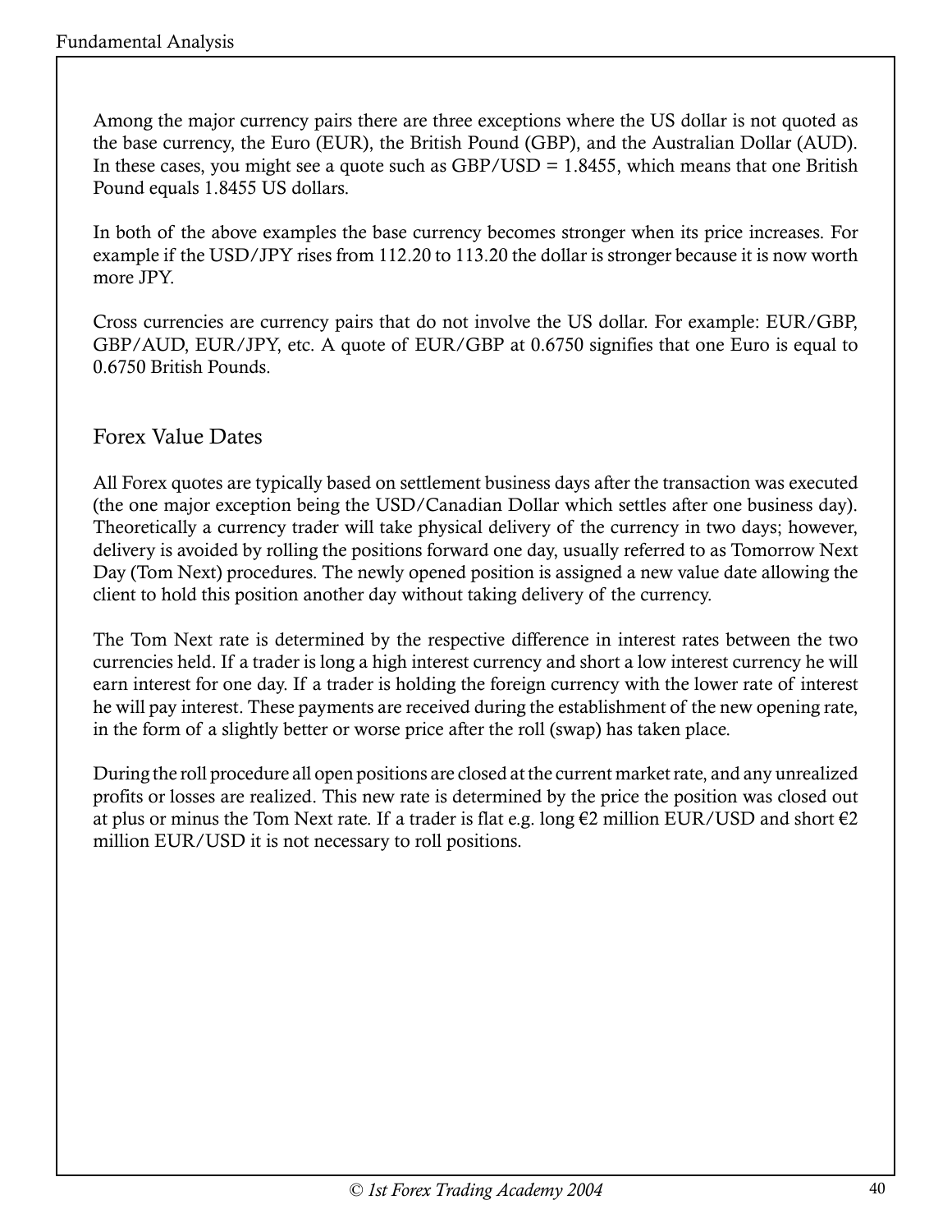Among the major currency pairs there are three exceptions where the US dollar is not quoted as the base currency, the Euro (EUR), the British Pound (GBP), and the Australian Dollar (AUD). In these cases, you might see a quote such as GBP/USD = 1.8455, which means that one British Pound equals 1.8455 US dollars.

In both of the above examples the base currency becomes stronger when its price increases. For example if the USD/JPY rises from 112.20 to 113.20 the dollar is stronger because it is now worth more JPY.

Cross currencies are currency pairs that do not involve the US dollar. For example: EUR/GBP, GBP/AUD, EUR/JPY, etc. A quote of EUR/GBP at 0.6750 signifies that one Euro is equal to 0.6750 British Pounds.

## Forex Value Dates

All Forex quotes are typically based on settlement business days after the transaction was executed (the one major exception being the USD/Canadian Dollar which settles after one business day). Theoretically a currency trader will take physical delivery of the currency in two days; however, delivery is avoided by rolling the positions forward one day, usually referred to as Tomorrow Next Day (Tom Next) procedures. The newly opened position is assigned a new value date allowing the client to hold this position another day without taking delivery of the currency.

The Tom Next rate is determined by the respective difference in interest rates between the two currencies held. If a trader is long a high interest currency and short a low interest currency he will earn interest for one day. If a trader is holding the foreign currency with the lower rate of interest he will pay interest. These payments are received during the establishment of the new opening rate, in the form of a slightly better or worse price after the roll (swap) has taken place.

During the roll procedure all open positions are closed at the current market rate, and any unrealized profits or losses are realized. This new rate is determined by the price the position was closed out at plus or minus the Tom Next rate. If a trader is flat e.g. long €2 million EUR/USD and short €2 million EUR/USD it is not necessary to roll positions.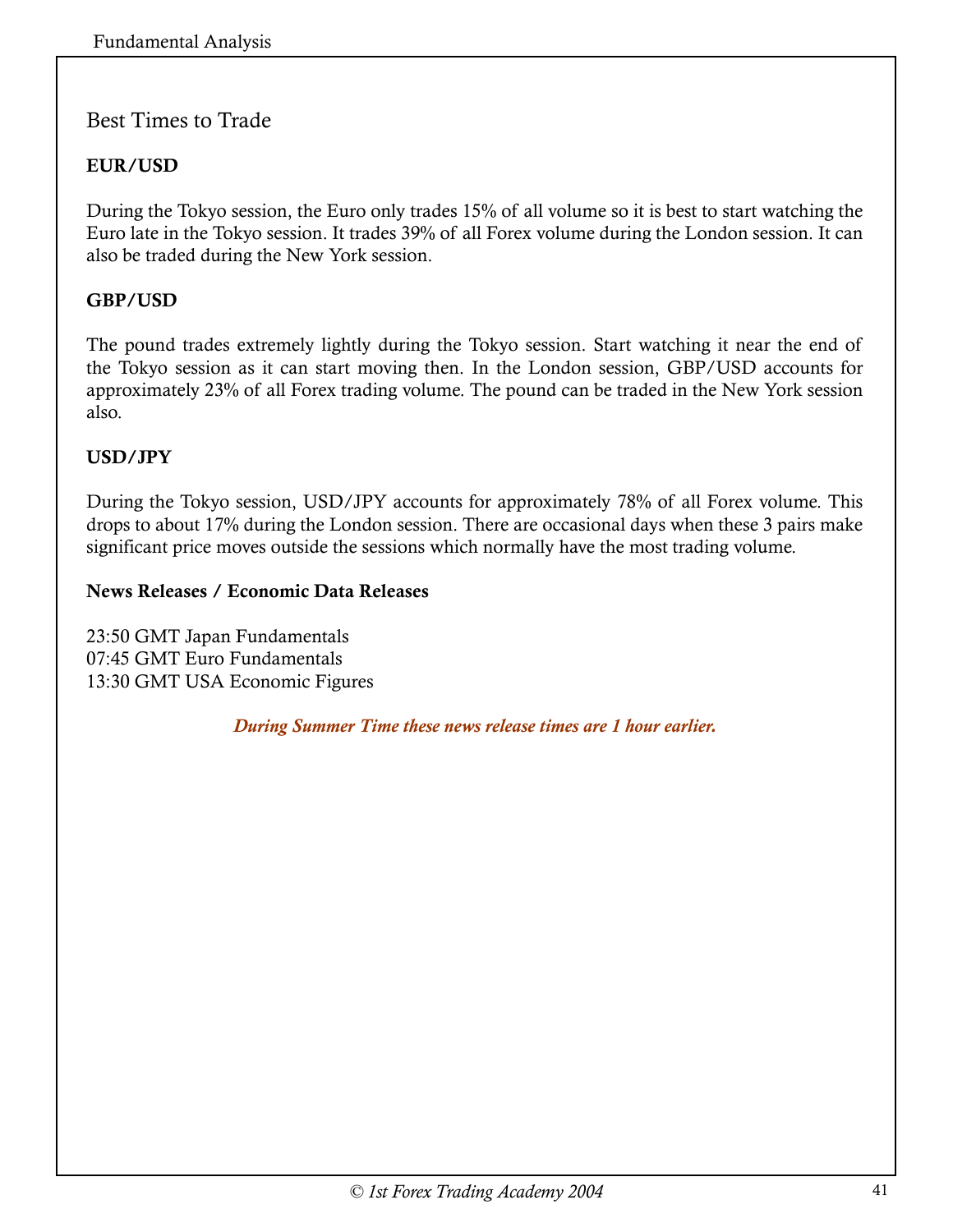## Best Times to Trade

### EUR/USD

During the Tokyo session, the Euro only trades 15% of all volume so it is best to start watching the Euro late in the Tokyo session. It trades 39% of all Forex volume during the London session. It can also be traded during the New York session.

### GBP/USD

The pound trades extremely lightly during the Tokyo session. Start watching it near the end of the Tokyo session as it can start moving then. In the London session, GBP/USD accounts for approximately 23% of all Forex trading volume. The pound can be traded in the New York session also.

### USD/JPY

During the Tokyo session, USD/JPY accounts for approximately 78% of all Forex volume. This drops to about 17% during the London session. There are occasional days when these 3 pairs make significant price moves outside the sessions which normally have the most trading volume.

### News Releases / Economic Data Releases

23:50 GMT Japan Fundamentals
07:45 GMT Euro Fundamentals
13:30 GMT USA Economic Figures

***During Summer Time these news release times are 1 hour earlier.***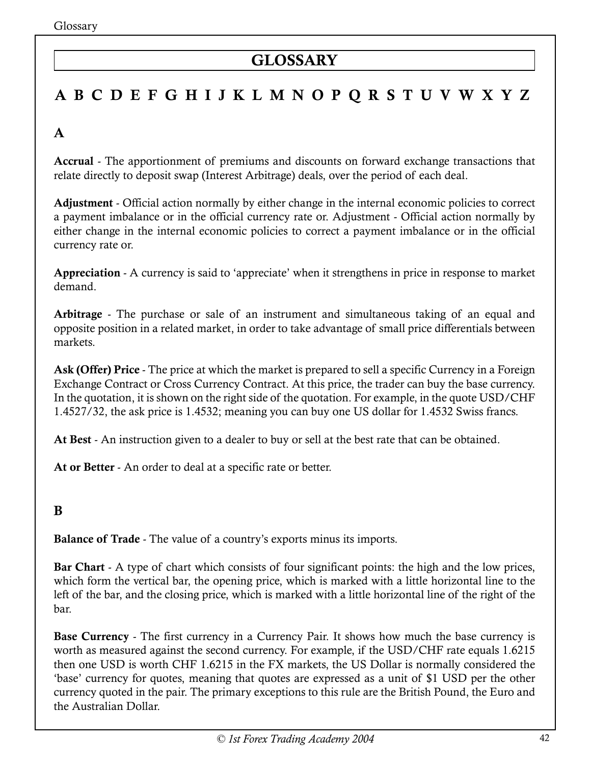# GLOSSARY

A B C D E F G H I J K L M N O P Q R S T U V W X Y Z

## A

**Accrual** - The apportionment of premiums and discounts on forward exchange transactions that relate directly to deposit swap (Interest Arbitrage) deals, over the period of each deal.

**Adjustment** - Official action normally by either change in the internal economic policies to correct a payment imbalance or in the official currency rate or. Adjustment - Official action normally by either change in the internal economic policies to correct a payment imbalance or in the official currency rate or.

**Appreciation** - A currency is said to 'appreciate' when it strengthens in price in response to market demand.

**Arbitrage** - The purchase or sale of an instrument and simultaneous taking of an equal and opposite position in a related market, in order to take advantage of small price differentials between markets.

**Ask (Offer) Price** - The price at which the market is prepared to sell a specific Currency in a Foreign Exchange Contract or Cross Currency Contract. At this price, the trader can buy the base currency. In the quotation, it is shown on the right side of the quotation. For example, in the quote USD/CHF 1.4527/32, the ask price is 1.4532; meaning you can buy one US dollar for 1.4532 Swiss francs.

**At Best** - An instruction given to a dealer to buy or sell at the best rate that can be obtained.

**At or Better** - An order to deal at a specific rate or better.

## B

**Balance of Trade** - The value of a country's exports minus its imports.

**Bar Chart** - A type of chart which consists of four significant points: the high and the low prices, which form the vertical bar, the opening price, which is marked with a little horizontal line to the left of the bar, and the closing price, which is marked with a little horizontal line of the right of the bar.

**Base Currency** - The first currency in a Currency Pair. It shows how much the base currency is worth as measured against the second currency. For example, if the USD/CHF rate equals 1.6215 then one USD is worth CHF 1.6215 in the FX markets, the US Dollar is normally considered the 'base' currency for quotes, meaning that quotes are expressed as a unit of $1 USD per the other currency quoted in the pair. The primary exceptions to this rule are the British Pound, the Euro and the Australian Dollar.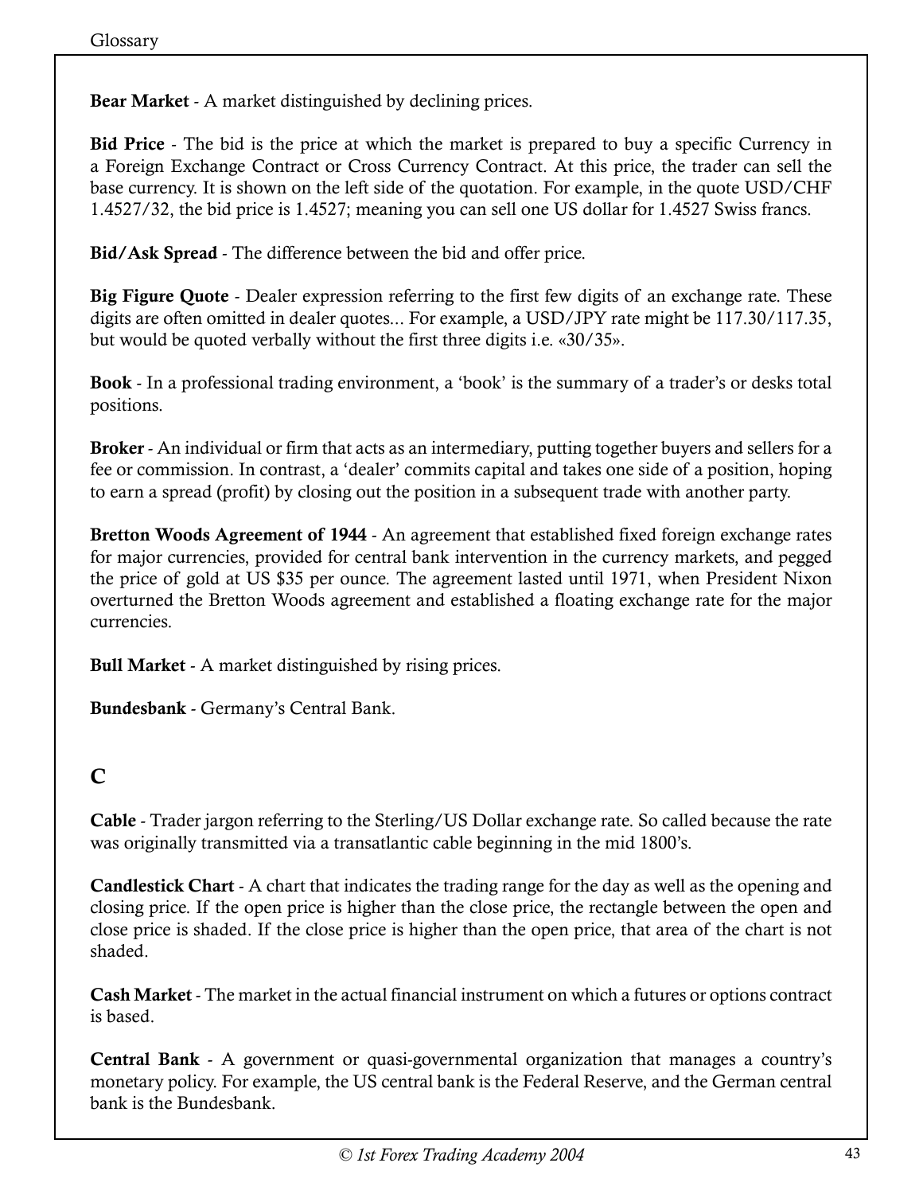**Bear Market** - A market distinguished by declining prices.

**Bid Price** - The bid is the price at which the market is prepared to buy a specific Currency in a Foreign Exchange Contract or Cross Currency Contract. At this price, the trader can sell the base currency. It is shown on the left side of the quotation. For example, in the quote USD/CHF 1.4527/32, the bid price is 1.4527; meaning you can sell one US dollar for 1.4527 Swiss francs.

**Bid/Ask Spread** - The difference between the bid and offer price.

**Big Figure Quote** - Dealer expression referring to the first few digits of an exchange rate. These digits are often omitted in dealer quotes... For example, a USD/JPY rate might be 117.30/117.35, but would be quoted verbally without the first three digits i.e. «30/35».

**Book** - In a professional trading environment, a 'book' is the summary of a trader's or desks total positions.

**Broker** - An individual or firm that acts as an intermediary, putting together buyers and sellers for a fee or commission. In contrast, a 'dealer' commits capital and takes one side of a position, hoping to earn a spread (profit) by closing out the position in a subsequent trade with another party.

**Bretton Woods Agreement of 1944** - An agreement that established fixed foreign exchange rates for major currencies, provided for central bank intervention in the currency markets, and pegged the price of gold at US $35 per ounce. The agreement lasted until 1971, when President Nixon overturned the Bretton Woods agreement and established a floating exchange rate for the major currencies.

**Bull Market** - A market distinguished by rising prices.

**Bundesbank** - Germany's Central Bank.

## C

**Cable** - Trader jargon referring to the Sterling/US Dollar exchange rate. So called because the rate was originally transmitted via a transatlantic cable beginning in the mid 1800's.

**Candlestick Chart** - A chart that indicates the trading range for the day as well as the opening and closing price. If the open price is higher than the close price, the rectangle between the open and close price is shaded. If the close price is higher than the open price, that area of the chart is not shaded.

**Cash Market** - The market in the actual financial instrument on which a futures or options contract is based.

**Central Bank** - A government or quasi-governmental organization that manages a country's monetary policy. For example, the US central bank is the Federal Reserve, and the German central bank is the Bundesbank.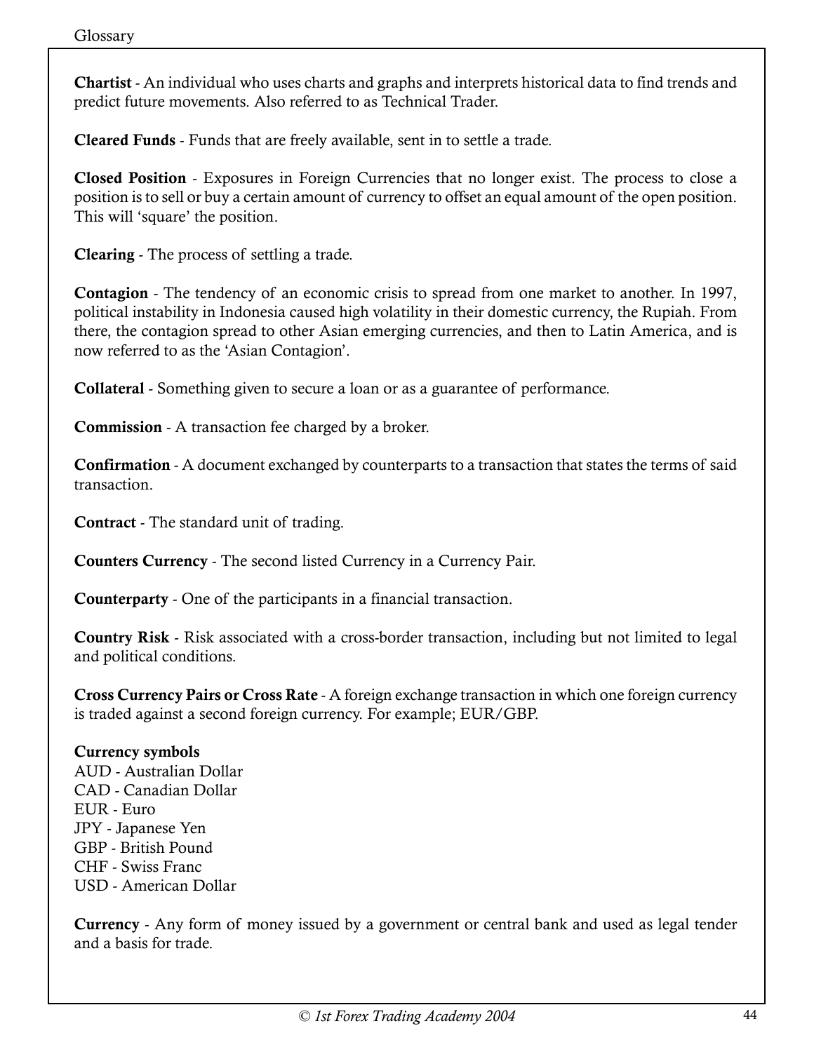**Chartist** - An individual who uses charts and graphs and interprets historical data to find trends and predict future movements. Also referred to as Technical Trader.

**Cleared Funds** - Funds that are freely available, sent in to settle a trade.

**Closed Position** - Exposures in Foreign Currencies that no longer exist. The process to close a position is to sell or buy a certain amount of currency to offset an equal amount of the open position. This will 'square' the position.

**Clearing** - The process of settling a trade.

**Contagion** - The tendency of an economic crisis to spread from one market to another. In 1997, political instability in Indonesia caused high volatility in their domestic currency, the Rupiah. From there, the contagion spread to other Asian emerging currencies, and then to Latin America, and is now referred to as the 'Asian Contagion'.

**Collateral** - Something given to secure a loan or as a guarantee of performance.

**Commission** - A transaction fee charged by a broker.

**Confirmation** - A document exchanged by counterparts to a transaction that states the terms of said transaction.

**Contract** - The standard unit of trading.

**Counters Currency** - The second listed Currency in a Currency Pair.

**Counterparty** - One of the participants in a financial transaction.

**Country Risk** - Risk associated with a cross-border transaction, including but not limited to legal and political conditions.

**Cross Currency Pairs or Cross Rate** - A foreign exchange transaction in which one foreign currency is traded against a second foreign currency. For example; EUR/GBP.

**Currency symbols**
AUD - Australian Dollar
CAD - Canadian Dollar
EUR - Euro
JPY - Japanese Yen
GBP - British Pound
CHF - Swiss Franc
USD - American Dollar

**Currency** - Any form of money issued by a government or central bank and used as legal tender and a basis for trade.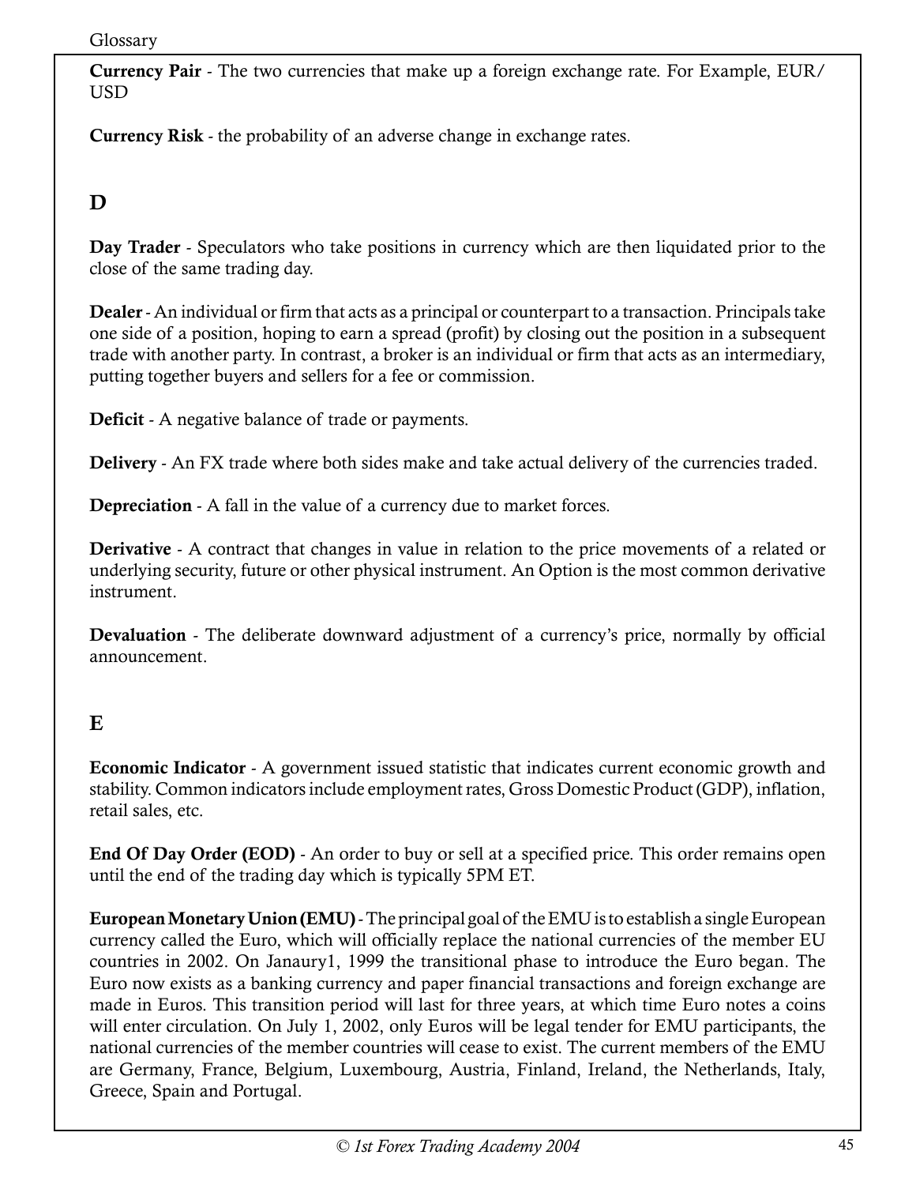**Currency Pair** - The two currencies that make up a foreign exchange rate. For Example, EUR/USD

**Currency Risk** - the probability of an adverse change in exchange rates.

## D

**Day Trader** - Speculators who take positions in currency which are then liquidated prior to the close of the same trading day.

**Dealer** - An individual or firm that acts as a principal or counterpart to a transaction. Principals take one side of a position, hoping to earn a spread (profit) by closing out the position in a subsequent trade with another party. In contrast, a broker is an individual or firm that acts as an intermediary, putting together buyers and sellers for a fee or commission.

**Deficit** - A negative balance of trade or payments.

**Delivery** - An FX trade where both sides make and take actual delivery of the currencies traded.

**Depreciation** - A fall in the value of a currency due to market forces.

**Derivative** - A contract that changes in value in relation to the price movements of a related or underlying security, future or other physical instrument. An Option is the most common derivative instrument.

**Devaluation** - The deliberate downward adjustment of a currency's price, normally by official announcement.

## E

**Economic Indicator** - A government issued statistic that indicates current economic growth and stability. Common indicators include employment rates, Gross Domestic Product (GDP), inflation, retail sales, etc.

**End Of Day Order (EOD)** - An order to buy or sell at a specified price. This order remains open until the end of the trading day which is typically 5PM ET.

**European Monetary Union (EMU)** - The principal goal of the EMU is to establish a single European currency called the Euro, which will officially replace the national currencies of the member EU countries in 2002. On Janaury1, 1999 the transitional phase to introduce the Euro began. The Euro now exists as a banking currency and paper financial transactions and foreign exchange are made in Euros. This transition period will last for three years, at which time Euro notes a coins will enter circulation. On July 1, 2002, only Euros will be legal tender for EMU participants, the national currencies of the member countries will cease to exist. The current members of the EMU are Germany, France, Belgium, Luxembourg, Austria, Finland, Ireland, the Netherlands, Italy, Greece, Spain and Portugal.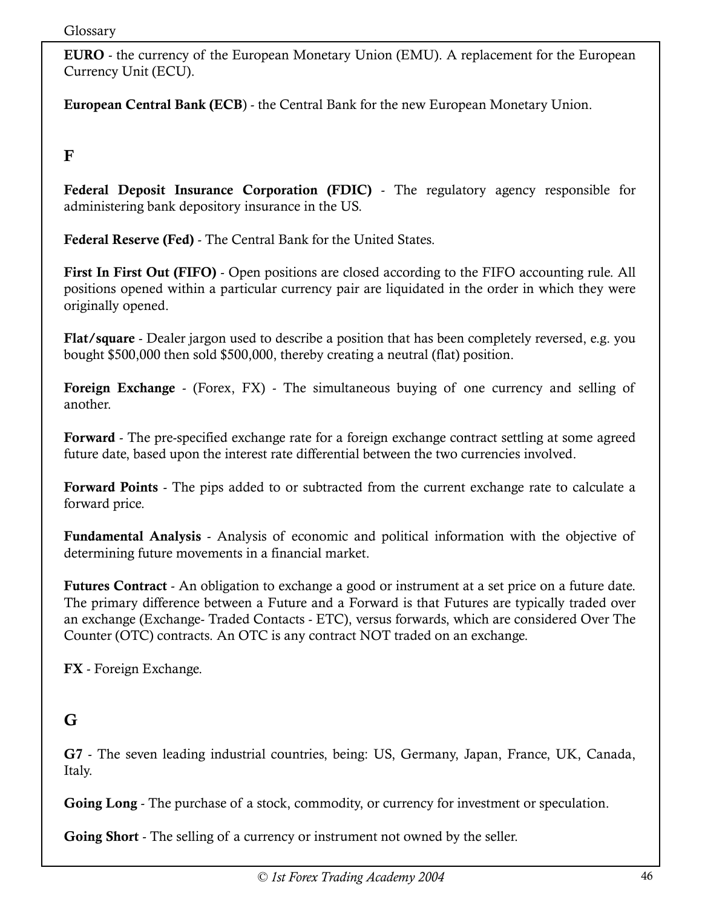**EURO** - the currency of the European Monetary Union (EMU). A replacement for the European Currency Unit (ECU).

**European Central Bank (ECB)** - the Central Bank for the new European Monetary Union.

## F

**Federal Deposit Insurance Corporation (FDIC)** - The regulatory agency responsible for administering bank depository insurance in the US.

**Federal Reserve (Fed)** - The Central Bank for the United States.

**First In First Out (FIFO)** - Open positions are closed according to the FIFO accounting rule. All positions opened within a particular currency pair are liquidated in the order in which they were originally opened.

**Flat/square** - Dealer jargon used to describe a position that has been completely reversed, e.g. you bought $500,000 then sold $500,000, thereby creating a neutral (flat) position.

**Foreign Exchange** - (Forex, FX) - The simultaneous buying of one currency and selling of another.

**Forward** - The pre-specified exchange rate for a foreign exchange contract settling at some agreed future date, based upon the interest rate differential between the two currencies involved.

**Forward Points** - The pips added to or subtracted from the current exchange rate to calculate a forward price.

**Fundamental Analysis** - Analysis of economic and political information with the objective of determining future movements in a financial market.

**Futures Contract** - An obligation to exchange a good or instrument at a set price on a future date. The primary difference between a Future and a Forward is that Futures are typically traded over an exchange (Exchange- Traded Contacts - ETC), versus forwards, which are considered Over The Counter (OTC) contracts. An OTC is any contract NOT traded on an exchange.

**FX** - Foreign Exchange.

## G

**G7** - The seven leading industrial countries, being: US, Germany, Japan, France, UK, Canada, Italy.

**Going Long** - The purchase of a stock, commodity, or currency for investment or speculation.

**Going Short** - The selling of a currency or instrument not owned by the seller.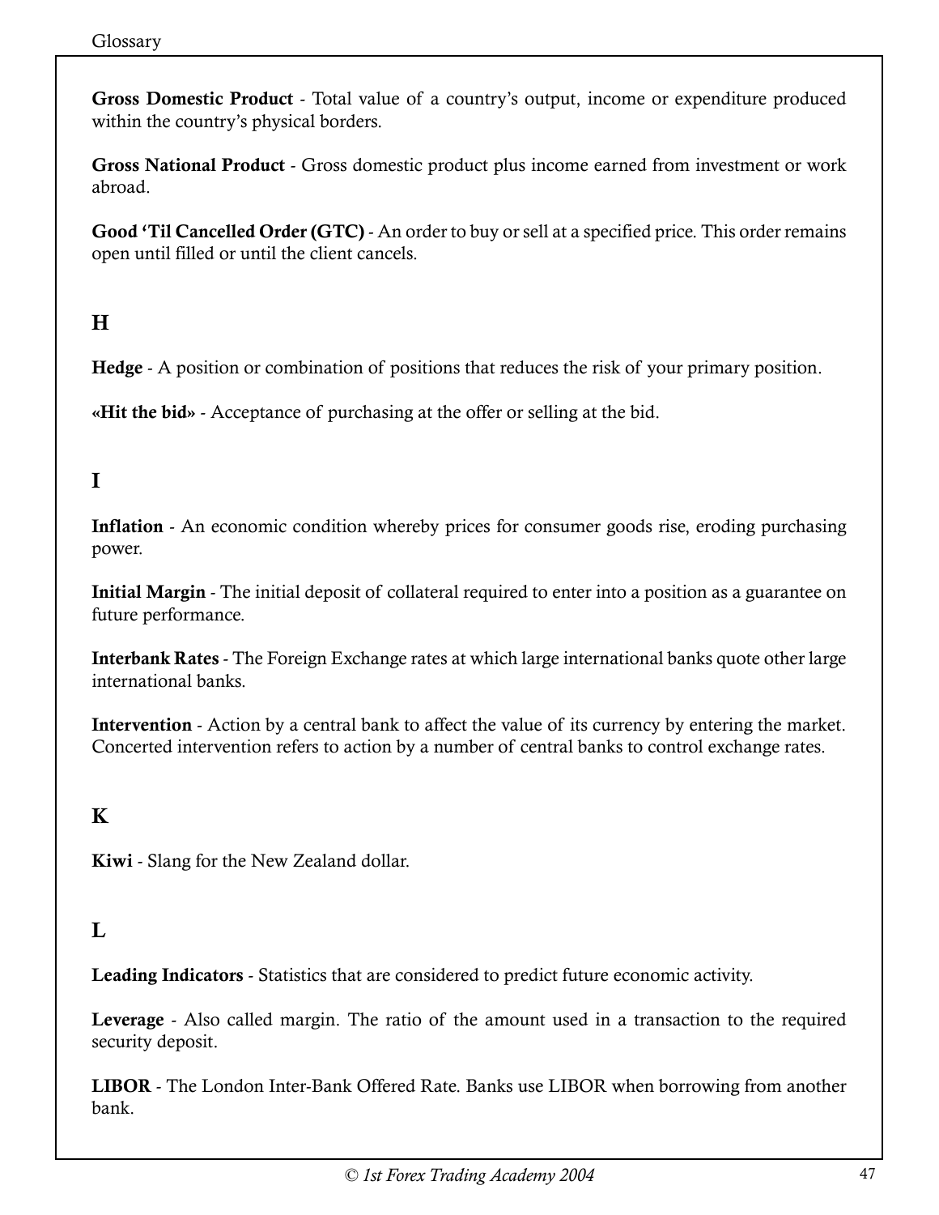**Gross Domestic Product** - Total value of a country's output, income or expenditure produced within the country's physical borders.

**Gross National Product** - Gross domestic product plus income earned from investment or work abroad.

**Good 'Til Cancelled Order (GTC)** - An order to buy or sell at a specified price. This order remains open until filled or until the client cancels.

## H

**Hedge** - A position or combination of positions that reduces the risk of your primary position.

**«Hit the bid»** - Acceptance of purchasing at the offer or selling at the bid.

## I

**Inflation** - An economic condition whereby prices for consumer goods rise, eroding purchasing power.

**Initial Margin** - The initial deposit of collateral required to enter into a position as a guarantee on future performance.

**Interbank Rates** - The Foreign Exchange rates at which large international banks quote other large international banks.

**Intervention** - Action by a central bank to affect the value of its currency by entering the market. Concerted intervention refers to action by a number of central banks to control exchange rates.

## K

**Kiwi** - Slang for the New Zealand dollar.

## L

**Leading Indicators** - Statistics that are considered to predict future economic activity.

**Leverage** - Also called margin. The ratio of the amount used in a transaction to the required security deposit.

**LIBOR** - The London Inter-Bank Offered Rate. Banks use LIBOR when borrowing from another bank.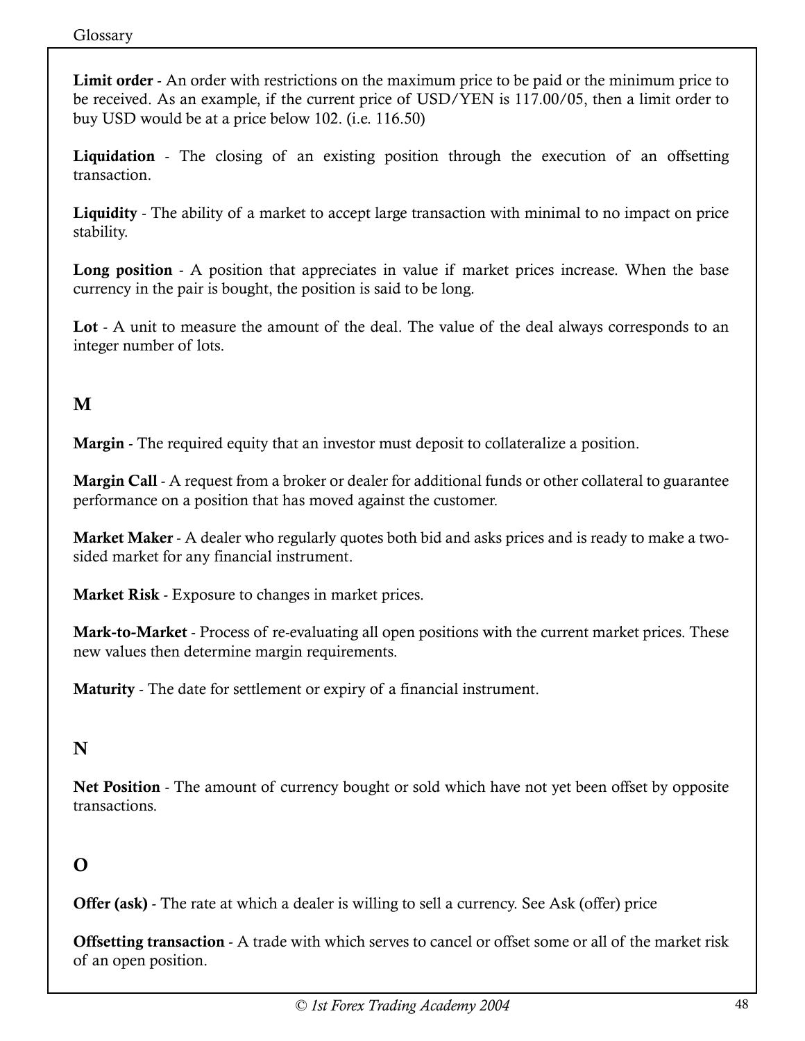**Limit order** - An order with restrictions on the maximum price to be paid or the minimum price to be received. As an example, if the current price of USD/YEN is 117.00/05, then a limit order to buy USD would be at a price below 102. (i.e. 116.50)

**Liquidation** - The closing of an existing position through the execution of an offsetting transaction.

**Liquidity** - The ability of a market to accept large transaction with minimal to no impact on price stability.

**Long position** - A position that appreciates in value if market prices increase. When the base currency in the pair is bought, the position is said to be long.

**Lot** - A unit to measure the amount of the deal. The value of the deal always corresponds to an integer number of lots.

## M

**Margin** - The required equity that an investor must deposit to collateralize a position.

**Margin Call** - A request from a broker or dealer for additional funds or other collateral to guarantee performance on a position that has moved against the customer.

**Market Maker** - A dealer who regularly quotes both bid and asks prices and is ready to make a two-sided market for any financial instrument.

**Market Risk** - Exposure to changes in market prices.

**Mark-to-Market** - Process of re-evaluating all open positions with the current market prices. These new values then determine margin requirements.

**Maturity** - The date for settlement or expiry of a financial instrument.

## N

**Net Position** - The amount of currency bought or sold which have not yet been offset by opposite transactions.

## O

**Offer (ask)** - The rate at which a dealer is willing to sell a currency. See Ask (offer) price

**Offsetting transaction** - A trade with which serves to cancel or offset some or all of the market risk of an open position.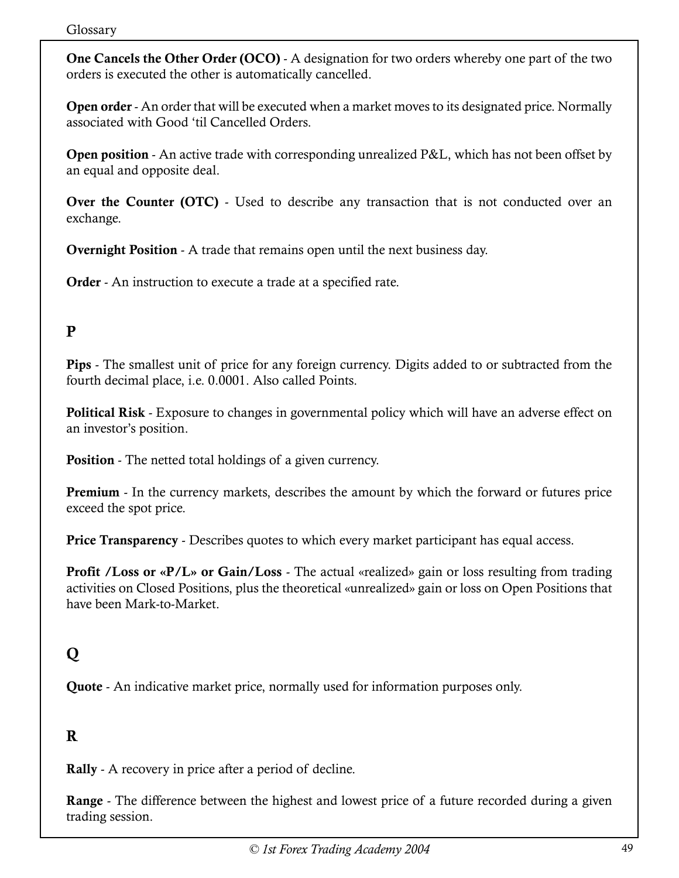**One Cancels the Other Order (OCO)** - A designation for two orders whereby one part of the two orders is executed the other is automatically cancelled.

**Open order** - An order that will be executed when a market moves to its designated price. Normally associated with Good 'til Cancelled Orders.

**Open position** - An active trade with corresponding unrealized P&L, which has not been offset by an equal and opposite deal.

**Over the Counter (OTC)** - Used to describe any transaction that is not conducted over an exchange.

**Overnight Position** - A trade that remains open until the next business day.

**Order** - An instruction to execute a trade at a specified rate.

## P

**Pips** - The smallest unit of price for any foreign currency. Digits added to or subtracted from the fourth decimal place, i.e. 0.0001. Also called Points.

**Political Risk** - Exposure to changes in governmental policy which will have an adverse effect on an investor's position.

**Position** - The netted total holdings of a given currency.

**Premium** - In the currency markets, describes the amount by which the forward or futures price exceed the spot price.

**Price Transparency** - Describes quotes to which every market participant has equal access.

**Profit /Loss or «P/L» or Gain/Loss** - The actual «realized» gain or loss resulting from trading activities on Closed Positions, plus the theoretical «unrealized» gain or loss on Open Positions that have been Mark-to-Market.

## Q

**Quote** - An indicative market price, normally used for information purposes only.

## R

**Rally** - A recovery in price after a period of decline.

**Range** - The difference between the highest and lowest price of a future recorded during a given trading session.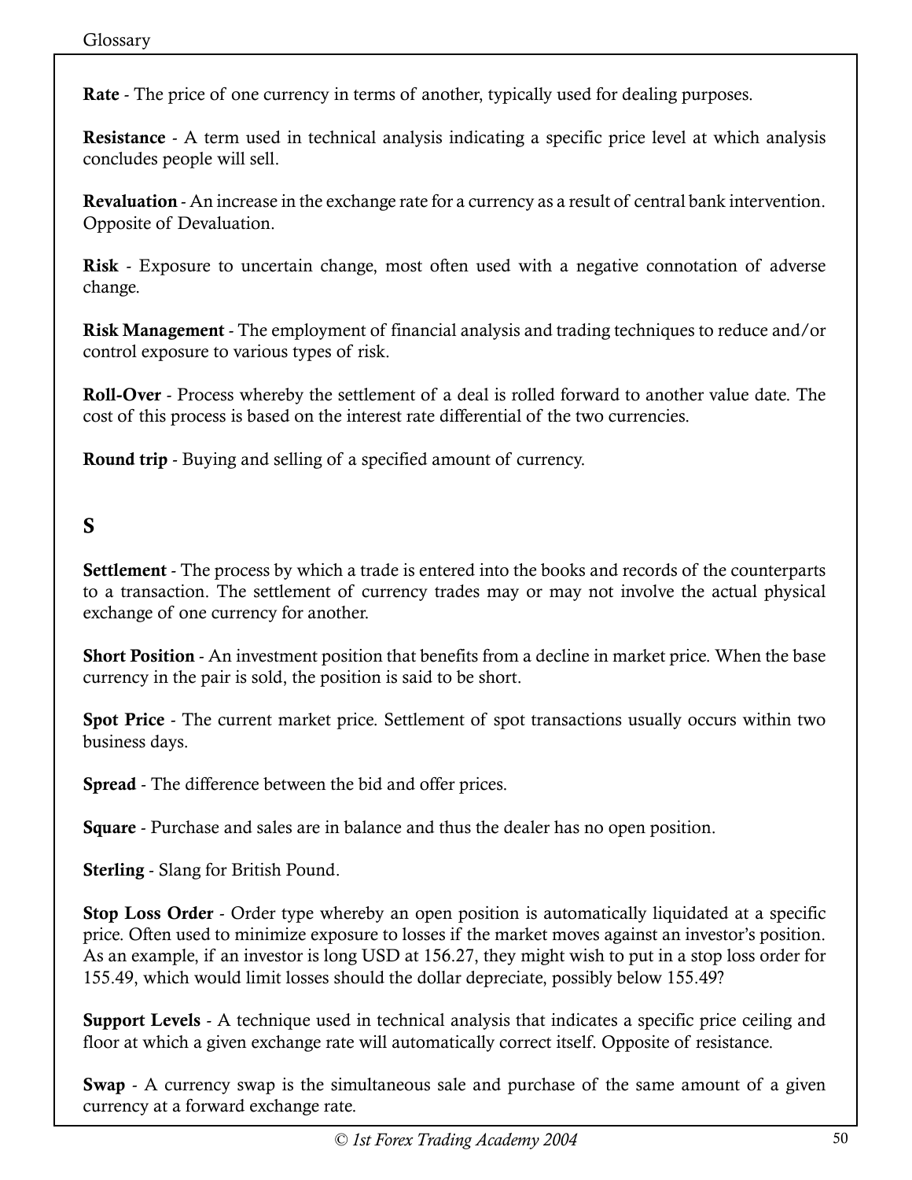**Rate** - The price of one currency in terms of another, typically used for dealing purposes.

**Resistance** - A term used in technical analysis indicating a specific price level at which analysis concludes people will sell.

**Revaluation** - An increase in the exchange rate for a currency as a result of central bank intervention. Opposite of Devaluation.

**Risk** - Exposure to uncertain change, most often used with a negative connotation of adverse change.

**Risk Management** - The employment of financial analysis and trading techniques to reduce and/or control exposure to various types of risk.

**Roll-Over** - Process whereby the settlement of a deal is rolled forward to another value date. The cost of this process is based on the interest rate differential of the two currencies.

**Round trip** - Buying and selling of a specified amount of currency.

## S

**Settlement** - The process by which a trade is entered into the books and records of the counterparts to a transaction. The settlement of currency trades may or may not involve the actual physical exchange of one currency for another.

**Short Position** - An investment position that benefits from a decline in market price. When the base currency in the pair is sold, the position is said to be short.

**Spot Price** - The current market price. Settlement of spot transactions usually occurs within two business days.

**Spread** - The difference between the bid and offer prices.

**Square** - Purchase and sales are in balance and thus the dealer has no open position.

**Sterling** - Slang for British Pound.

**Stop Loss Order** - Order type whereby an open position is automatically liquidated at a specific price. Often used to minimize exposure to losses if the market moves against an investor's position. As an example, if an investor is long USD at 156.27, they might wish to put in a stop loss order for 155.49, which would limit losses should the dollar depreciate, possibly below 155.49?

**Support Levels** - A technique used in technical analysis that indicates a specific price ceiling and floor at which a given exchange rate will automatically correct itself. Opposite of resistance.

**Swap** - A currency swap is the simultaneous sale and purchase of the same amount of a given currency at a forward exchange rate.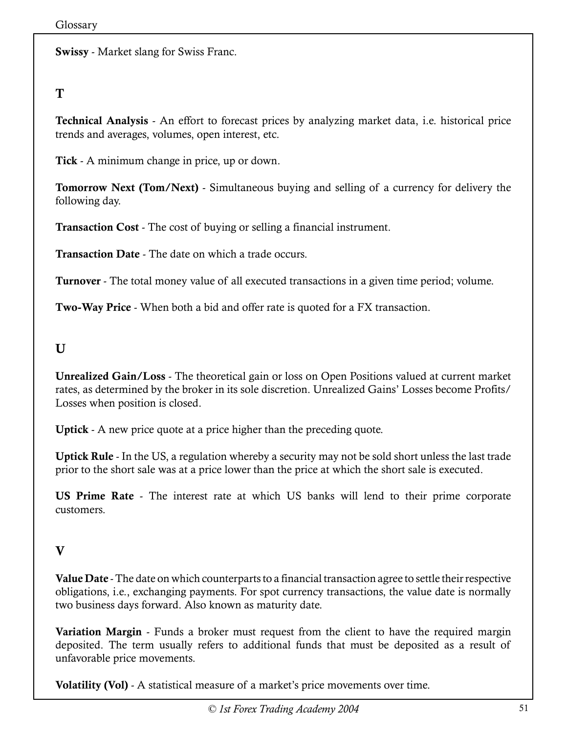**Swissy** - Market slang for Swiss Franc.

## T

**Technical Analysis** - An effort to forecast prices by analyzing market data, i.e. historical price trends and averages, volumes, open interest, etc.

**Tick** - A minimum change in price, up or down.

**Tomorrow Next (Tom/Next)** - Simultaneous buying and selling of a currency for delivery the following day.

**Transaction Cost** - The cost of buying or selling a financial instrument.

**Transaction Date** - The date on which a trade occurs.

**Turnover** - The total money value of all executed transactions in a given time period; volume.

**Two-Way Price** - When both a bid and offer rate is quoted for a FX transaction.

## U

**Unrealized Gain/Loss** - The theoretical gain or loss on Open Positions valued at current market rates, as determined by the broker in its sole discretion. Unrealized Gains' Losses become Profits/ Losses when position is closed.

**Uptick** - A new price quote at a price higher than the preceding quote.

**Uptick Rule** - In the US, a regulation whereby a security may not be sold short unless the last trade prior to the short sale was at a price lower than the price at which the short sale is executed.

**US Prime Rate** - The interest rate at which US banks will lend to their prime corporate customers.

## V

**Value Date** - The date on which counterparts to a financial transaction agree to settle their respective obligations, i.e., exchanging payments. For spot currency transactions, the value date is normally two business days forward. Also known as maturity date.

**Variation Margin** - Funds a broker must request from the client to have the required margin deposited. The term usually refers to additional funds that must be deposited as a result of unfavorable price movements.

**Volatility (Vol)** - A statistical measure of a market's price movements over time.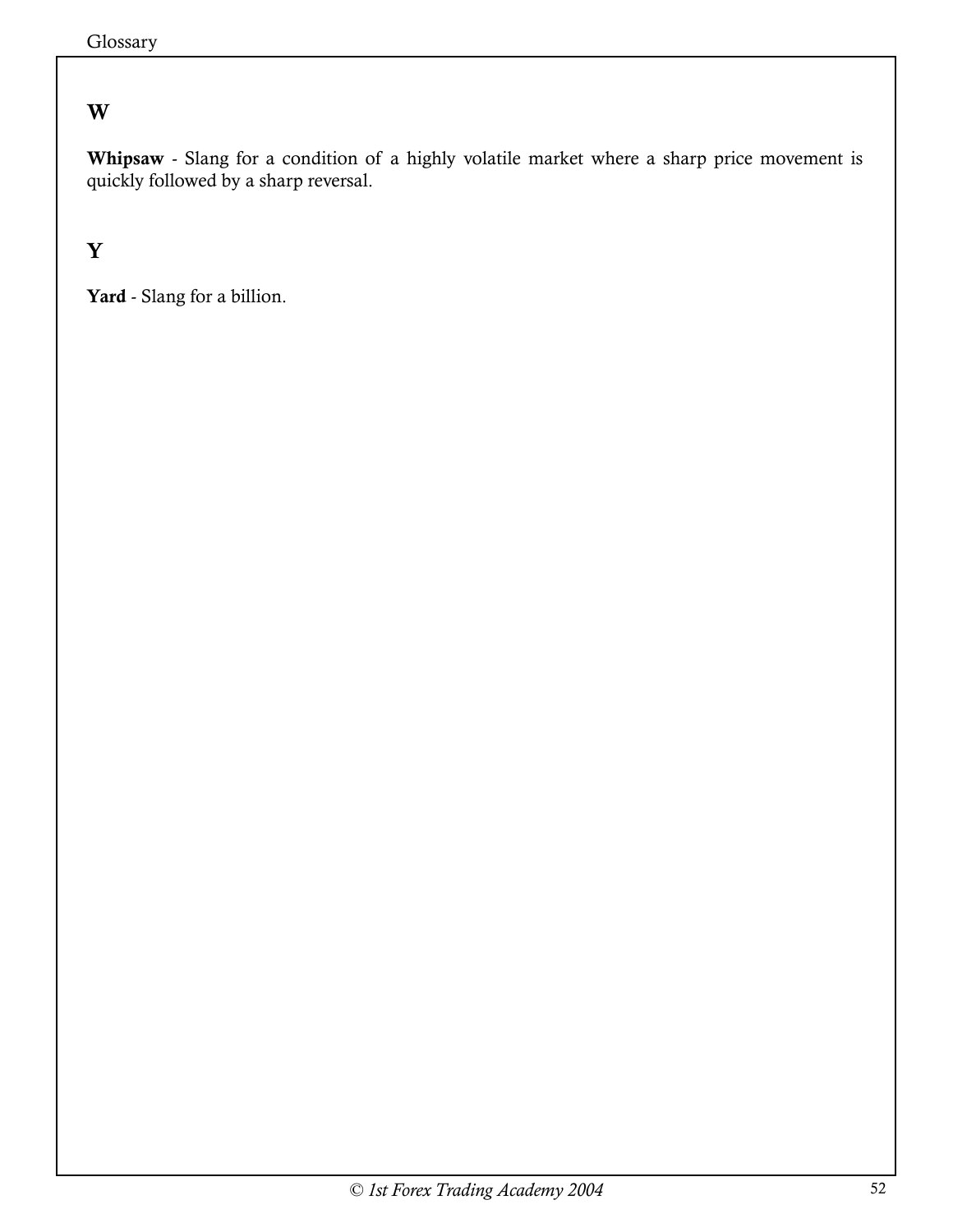## W

**Whipsaw** - Slang for a condition of a highly volatile market where a sharp price movement is quickly followed by a sharp reversal.

## Y

**Yard** - Slang for a billion.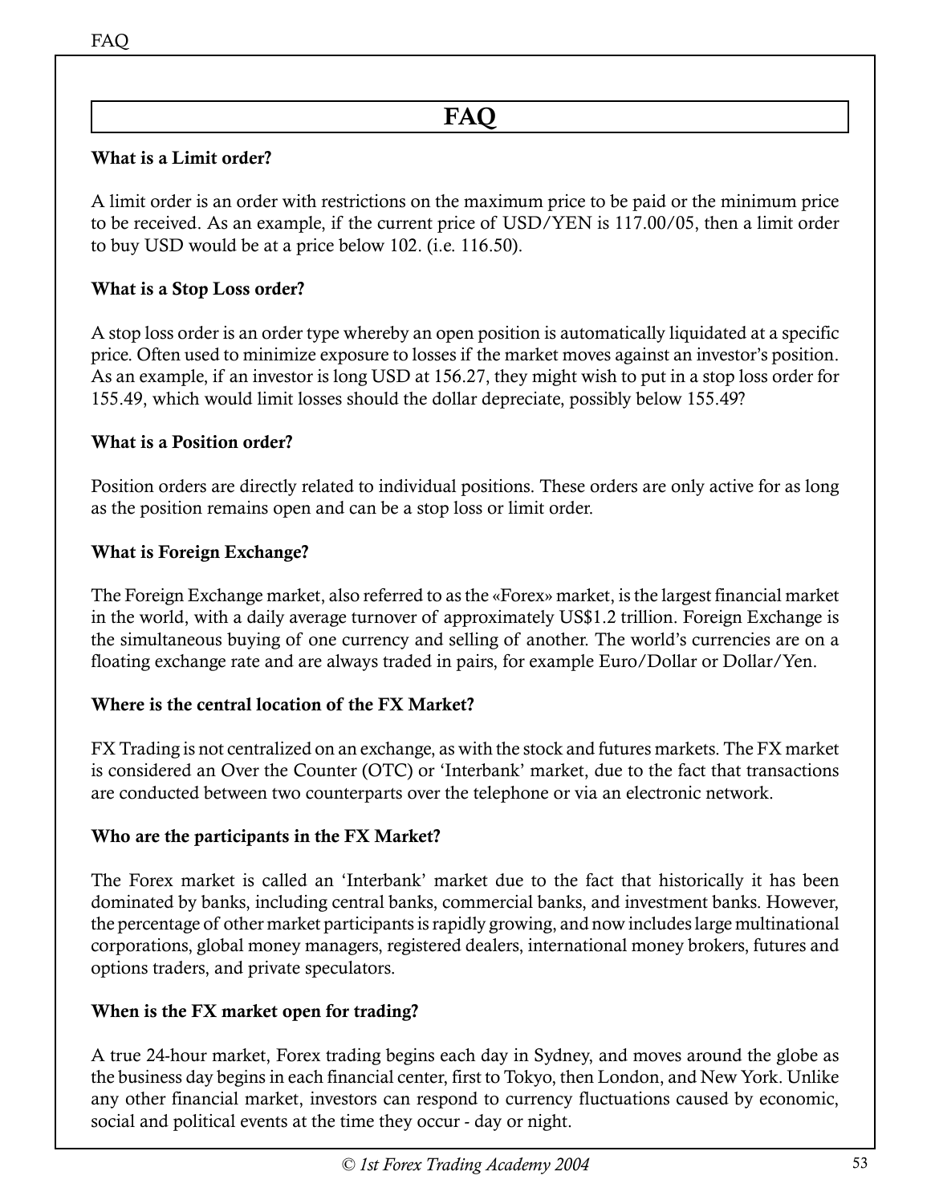# FAQ

**What is a Limit order?**

A limit order is an order with restrictions on the maximum price to be paid or the minimum price to be received. As an example, if the current price of USD/YEN is 117.00/05, then a limit order to buy USD would be at a price below 102. (i.e. 116.50).

**What is a Stop Loss order?**

A stop loss order is an order type whereby an open position is automatically liquidated at a specific price. Often used to minimize exposure to losses if the market moves against an investor's position. As an example, if an investor is long USD at 156.27, they might wish to put in a stop loss order for 155.49, which would limit losses should the dollar depreciate, possibly below 155.49?

**What is a Position order?**

Position orders are directly related to individual positions. These orders are only active for as long as the position remains open and can be a stop loss or limit order.

**What is Foreign Exchange?**

The Foreign Exchange market, also referred to as the «Forex» market, is the largest financial market in the world, with a daily average turnover of approximately US$1.2 trillion. Foreign Exchange is the simultaneous buying of one currency and selling of another. The world's currencies are on a floating exchange rate and are always traded in pairs, for example Euro/Dollar or Dollar/Yen.

**Where is the central location of the FX Market?**

FX Trading is not centralized on an exchange, as with the stock and futures markets. The FX market is considered an Over the Counter (OTC) or 'Interbank' market, due to the fact that transactions are conducted between two counterparts over the telephone or via an electronic network.

**Who are the participants in the FX Market?**

The Forex market is called an 'Interbank' market due to the fact that historically it has been dominated by banks, including central banks, commercial banks, and investment banks. However, the percentage of other market participants is rapidly growing, and now includes large multinational corporations, global money managers, registered dealers, international money brokers, futures and options traders, and private speculators.

**When is the FX market open for trading?**

A true 24-hour market, Forex trading begins each day in Sydney, and moves around the globe as the business day begins in each financial center, first to Tokyo, then London, and New York. Unlike any other financial market, investors can respond to currency fluctuations caused by economic, social and political events at the time they occur - day or night.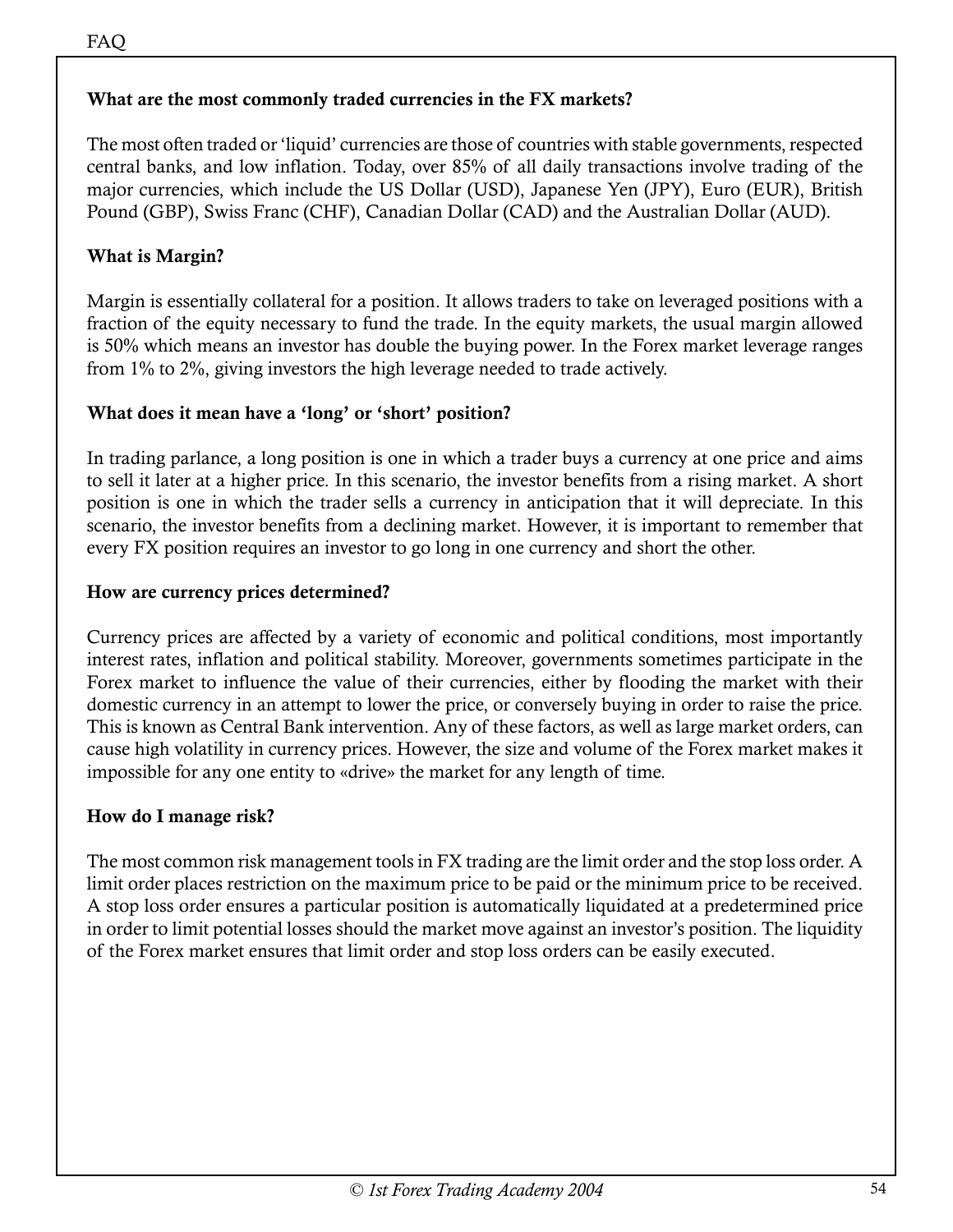**What are the most commonly traded currencies in the FX markets?**

The most often traded or 'liquid' currencies are those of countries with stable governments, respected central banks, and low inflation. Today, over 85% of all daily transactions involve trading of the major currencies, which include the US Dollar (USD), Japanese Yen (JPY), Euro (EUR), British Pound (GBP), Swiss Franc (CHF), Canadian Dollar (CAD) and the Australian Dollar (AUD).

**What is Margin?**

Margin is essentially collateral for a position. It allows traders to take on leveraged positions with a fraction of the equity necessary to fund the trade. In the equity markets, the usual margin allowed is 50% which means an investor has double the buying power. In the Forex market leverage ranges from 1% to 2%, giving investors the high leverage needed to trade actively.

**What does it mean have a 'long' or 'short' position?**

In trading parlance, a long position is one in which a trader buys a currency at one price and aims to sell it later at a higher price. In this scenario, the investor benefits from a rising market. A short position is one in which the trader sells a currency in anticipation that it will depreciate. In this scenario, the investor benefits from a declining market. However, it is important to remember that every FX position requires an investor to go long in one currency and short the other.

**How are currency prices determined?**

Currency prices are affected by a variety of economic and political conditions, most importantly interest rates, inflation and political stability. Moreover, governments sometimes participate in the Forex market to influence the value of their currencies, either by flooding the market with their domestic currency in an attempt to lower the price, or conversely buying in order to raise the price. This is known as Central Bank intervention. Any of these factors, as well as large market orders, can cause high volatility in currency prices. However, the size and volume of the Forex market makes it impossible for any one entity to «drive» the market for any length of time.

**How do I manage risk?**

The most common risk management tools in FX trading are the limit order and the stop loss order. A limit order places restriction on the maximum price to be paid or the minimum price to be received. A stop loss order ensures a particular position is automatically liquidated at a predetermined price in order to limit potential losses should the market move against an investor's position. The liquidity of the Forex market ensures that limit order and stop loss orders can be easily executed.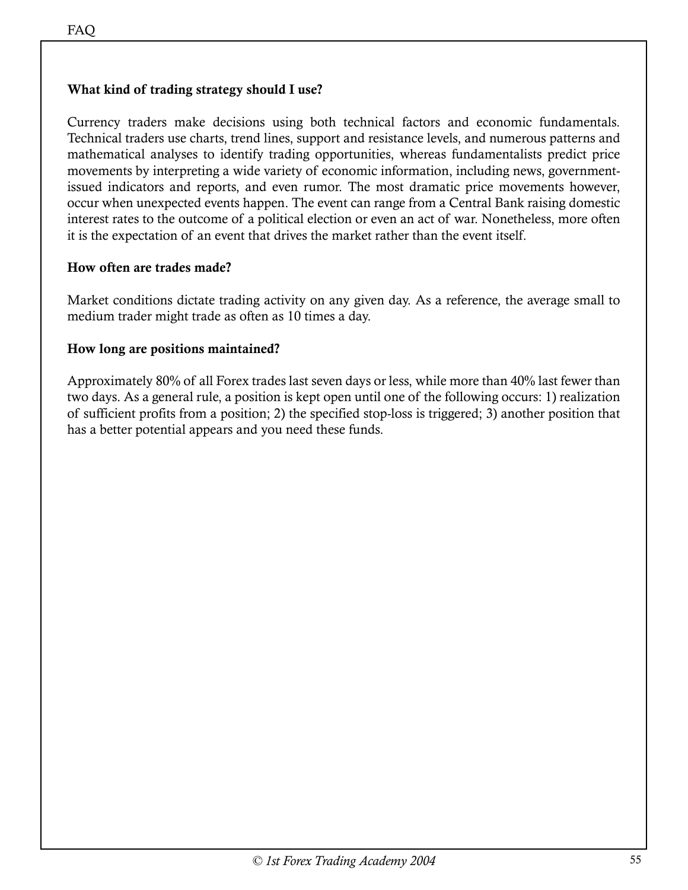### What kind of trading strategy should I use?

Currency traders make decisions using both technical factors and economic fundamentals. Technical traders use charts, trend lines, support and resistance levels, and numerous patterns and mathematical analyses to identify trading opportunities, whereas fundamentalists predict price movements by interpreting a wide variety of economic information, including news, government-issued indicators and reports, and even rumor. The most dramatic price movements however, occur when unexpected events happen. The event can range from a Central Bank raising domestic interest rates to the outcome of a political election or even an act of war. Nonetheless, more often it is the expectation of an event that drives the market rather than the event itself.

### How often are trades made?

Market conditions dictate trading activity on any given day. As a reference, the average small to medium trader might trade as often as 10 times a day.

### How long are positions maintained?

Approximately 80% of all Forex trades last seven days or less, while more than 40% last fewer than two days. As a general rule, a position is kept open until one of the following occurs: 1) realization of sufficient profits from a position; 2) the specified stop-loss is triggered; 3) another position that has a better potential appears and you need these funds.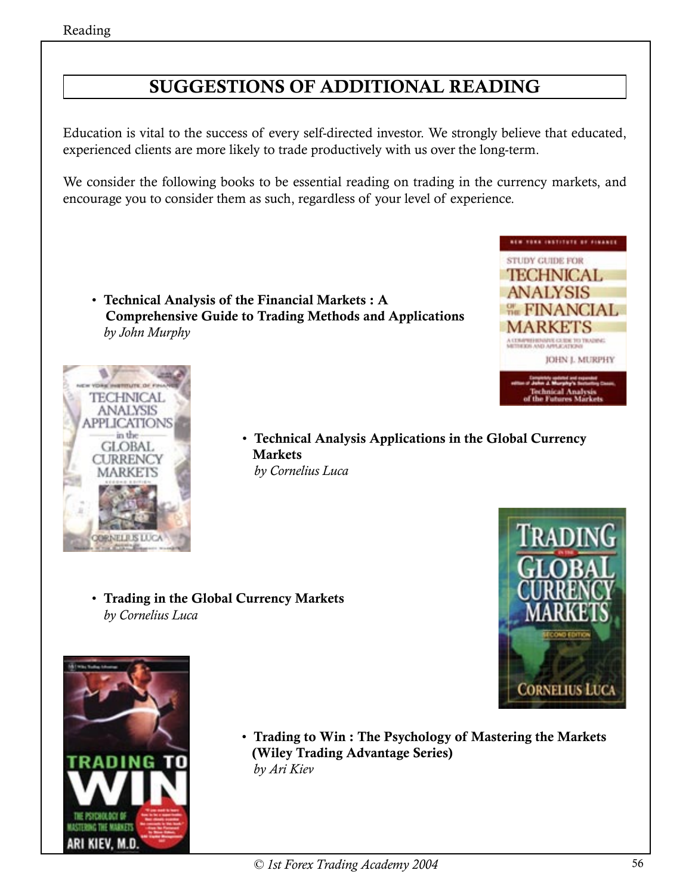# SUGGESTIONS OF ADDITIONAL READING

Education is vital to the success of every self-directed investor. We strongly believe that educated, experienced clients are more likely to trade productively with us over the long-term.

We consider the following books to be essential reading on trading in the currency markets, and encourage you to consider them as such, regardless of your level of experience.

- **Technical Analysis of the Financial Markets : A Comprehensive Guide to Trading Methods and Applications**
  *by John Murphy*

- **Technical Analysis Applications in the Global Currency Markets**
  *by Cornelius Luca*

- **Trading in the Global Currency Markets**
  *by Cornelius Luca*

- **Trading to Win : The Psychology of Mastering the Markets (Wiley Trading Advantage Series)**
  *by Ari Kiev*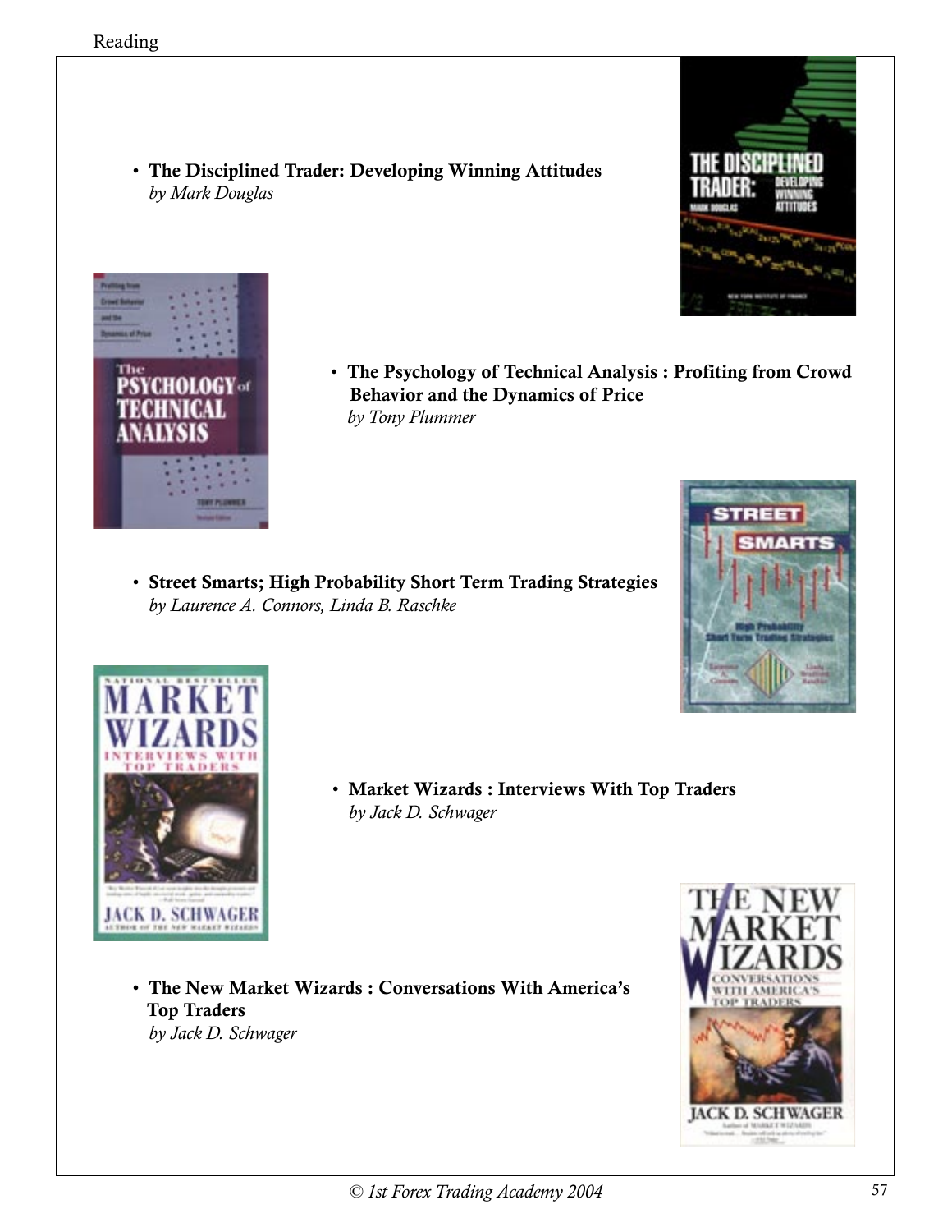- **The Disciplined Trader: Developing Winning Attitudes**
  *by Mark Douglas*

- **The Psychology of Technical Analysis : Profiting from Crowd Behavior and the Dynamics of Price**
  *by Tony Plummer*

- **Street Smarts; High Probability Short Term Trading Strategies**
  *by Laurence A. Connors, Linda B. Raschke*

- **Market Wizards : Interviews With Top Traders**
  *by Jack D. Schwager*

- **The New Market Wizards : Conversations With America's Top Traders**
  *by Jack D. Schwager*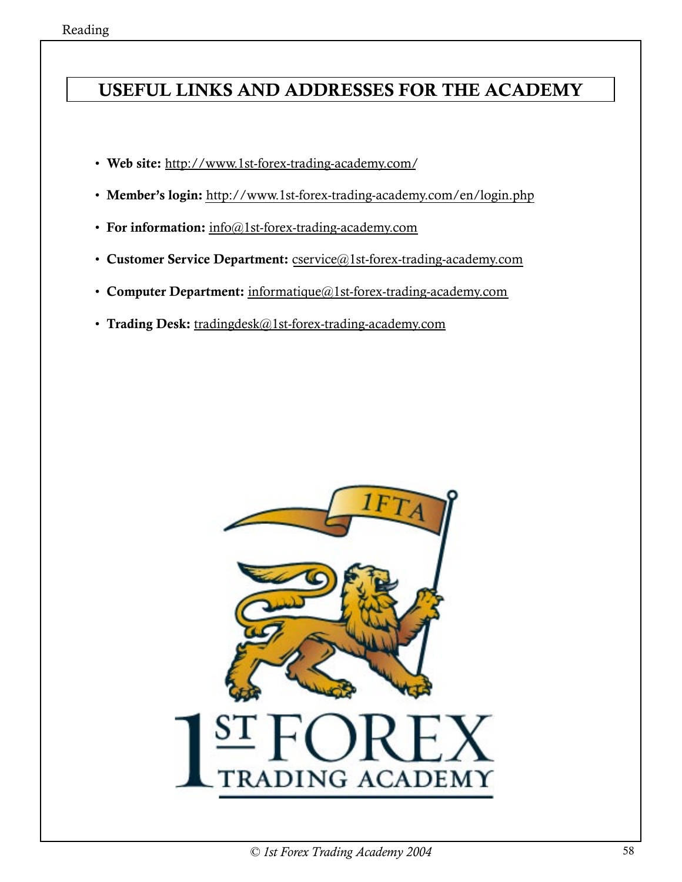# USEFUL LINKS AND ADDRESSES FOR THE ACADEMY

- **Web site:** http://www.1st-forex-trading-academy.com/
- **Member's login:** http://www.1st-forex-trading-academy.com/en/login.php
- **For information:** info@1st-forex-trading-academy.com
- **Customer Service Department:** cservice@1st-forex-trading-academy.com
- **Computer Department:** informatique@1st-forex-trading-academy.com
- **Trading Desk:** tradingdesk@1st-forex-trading-academy.com